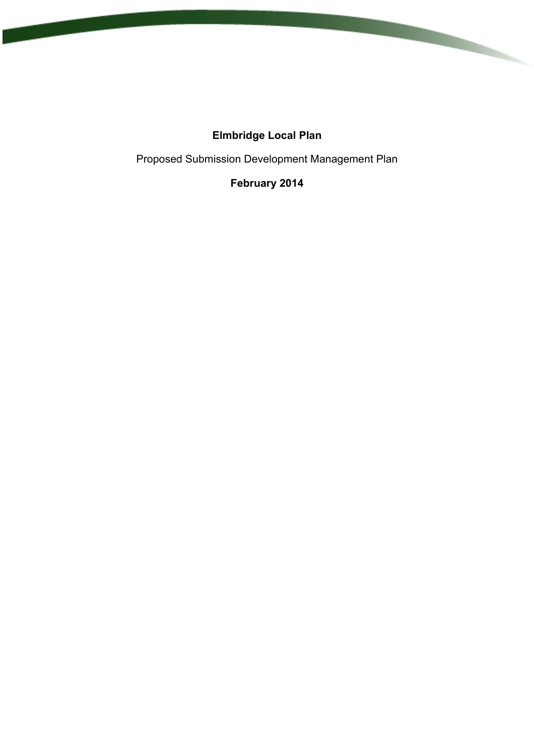# Elmbridge Local Plan

Proposed Submission Development Management Plan

**February 2014**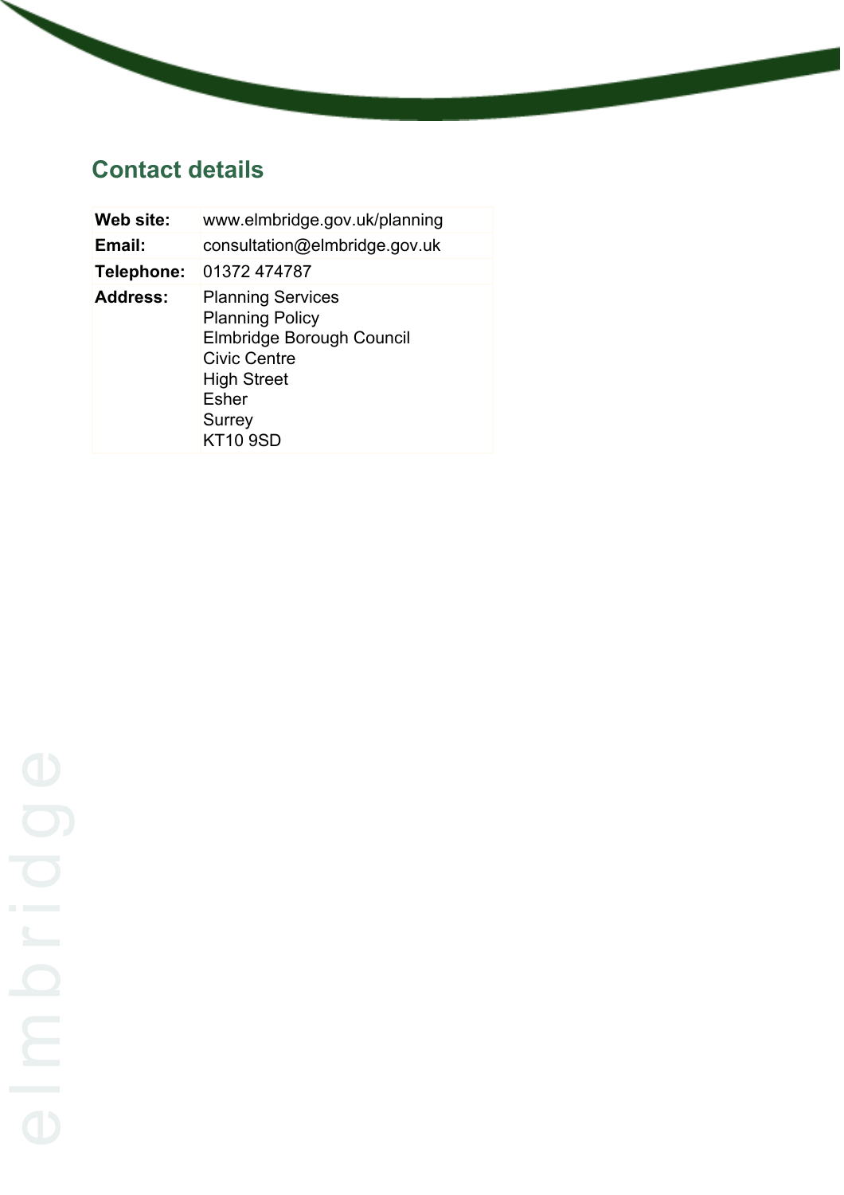## Contact details

| | |
|---|---|
| **Web site:** | www.elmbridge.gov.uk/planning |
| **Email:** | consultation@elmbridge.gov.uk |
| **Telephone:** | 01372 474787 |
| **Address:** | Planning Services<br>Planning Policy<br>Elmbridge Borough Council<br>Civic Centre<br>High Street<br>Esher<br>Surrey<br>KT10 9SD |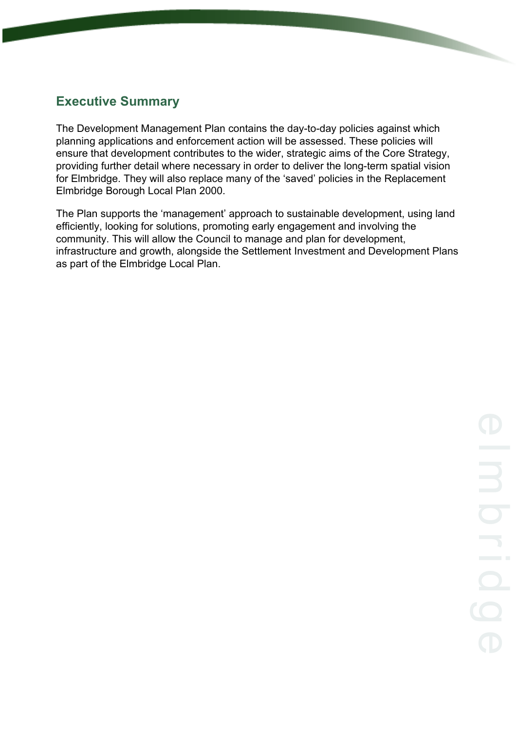## Executive Summary

The Development Management Plan contains the day-to-day policies against which planning applications and enforcement action will be assessed. These policies will ensure that development contributes to the wider, strategic aims of the Core Strategy, providing further detail where necessary in order to deliver the long-term spatial vision for Elmbridge. They will also replace many of the 'saved' policies in the Replacement Elmbridge Borough Local Plan 2000.

The Plan supports the 'management' approach to sustainable development, using land efficiently, looking for solutions, promoting early engagement and involving the community. This will allow the Council to manage and plan for development, infrastructure and growth, alongside the Settlement Investment and Development Plans as part of the Elmbridge Local Plan.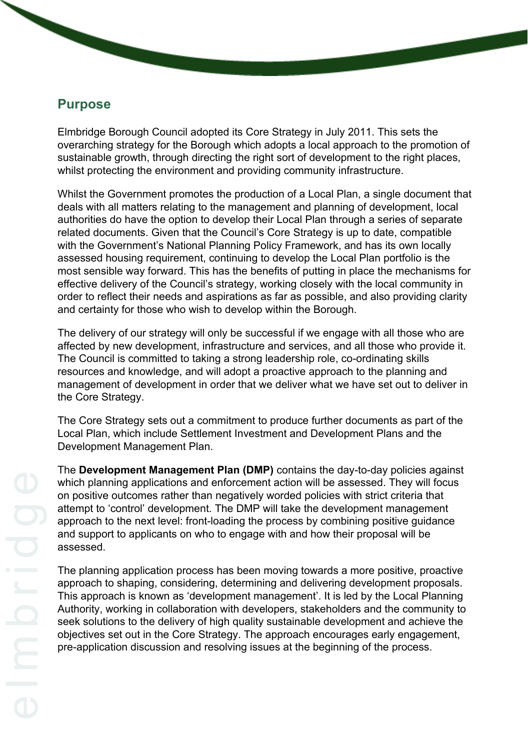## Purpose

Elmbridge Borough Council adopted its Core Strategy in July 2011. This sets the overarching strategy for the Borough which adopts a local approach to the promotion of sustainable growth, through directing the right sort of development to the right places, whilst protecting the environment and providing community infrastructure.

Whilst the Government promotes the production of a Local Plan, a single document that deals with all matters relating to the management and planning of development, local authorities do have the option to develop their Local Plan through a series of separate related documents. Given that the Council's Core Strategy is up to date, compatible with the Government's National Planning Policy Framework, and has its own locally assessed housing requirement, continuing to develop the Local Plan portfolio is the most sensible way forward. This has the benefits of putting in place the mechanisms for effective delivery of the Council's strategy, working closely with the local community in order to reflect their needs and aspirations as far as possible, and also providing clarity and certainty for those who wish to develop within the Borough.

The delivery of our strategy will only be successful if we engage with all those who are affected by new development, infrastructure and services, and all those who provide it. The Council is committed to taking a strong leadership role, co-ordinating skills resources and knowledge, and will adopt a proactive approach to the planning and management of development in order that we deliver what we have set out to deliver in the Core Strategy.

The Core Strategy sets out a commitment to produce further documents as part of the Local Plan, which include Settlement Investment and Development Plans and the Development Management Plan.

The **Development Management Plan (DMP)** contains the day-to-day policies against which planning applications and enforcement action will be assessed. They will focus on positive outcomes rather than negatively worded policies with strict criteria that attempt to 'control' development. The DMP will take the development management approach to the next level: front-loading the process by combining positive guidance and support to applicants on who to engage with and how their proposal will be assessed.

The planning application process has been moving towards a more positive, proactive approach to shaping, considering, determining and delivering development proposals. This approach is known as 'development management'. It is led by the Local Planning Authority, working in collaboration with developers, stakeholders and the community to seek solutions to the delivery of high quality sustainable development and achieve the objectives set out in the Core Strategy. The approach encourages early engagement, pre-application discussion and resolving issues at the beginning of the process.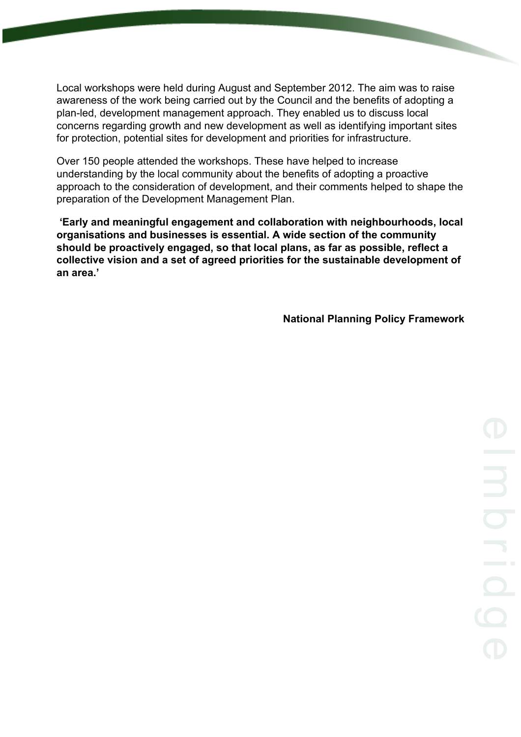Local workshops were held during August and September 2012. The aim was to raise awareness of the work being carried out by the Council and the benefits of adopting a plan-led, development management approach. They enabled us to discuss local concerns regarding growth and new development as well as identifying important sites for protection, potential sites for development and priorities for infrastructure.

Over 150 people attended the workshops. These have helped to increase understanding by the local community about the benefits of adopting a proactive approach to the consideration of development, and their comments helped to shape the preparation of the Development Management Plan.

**'Early and meaningful engagement and collaboration with neighbourhoods, local organisations and businesses is essential. A wide section of the community should be proactively engaged, so that local plans, as far as possible, reflect a collective vision and a set of agreed priorities for the sustainable development of an area.'**

**National Planning Policy Framework**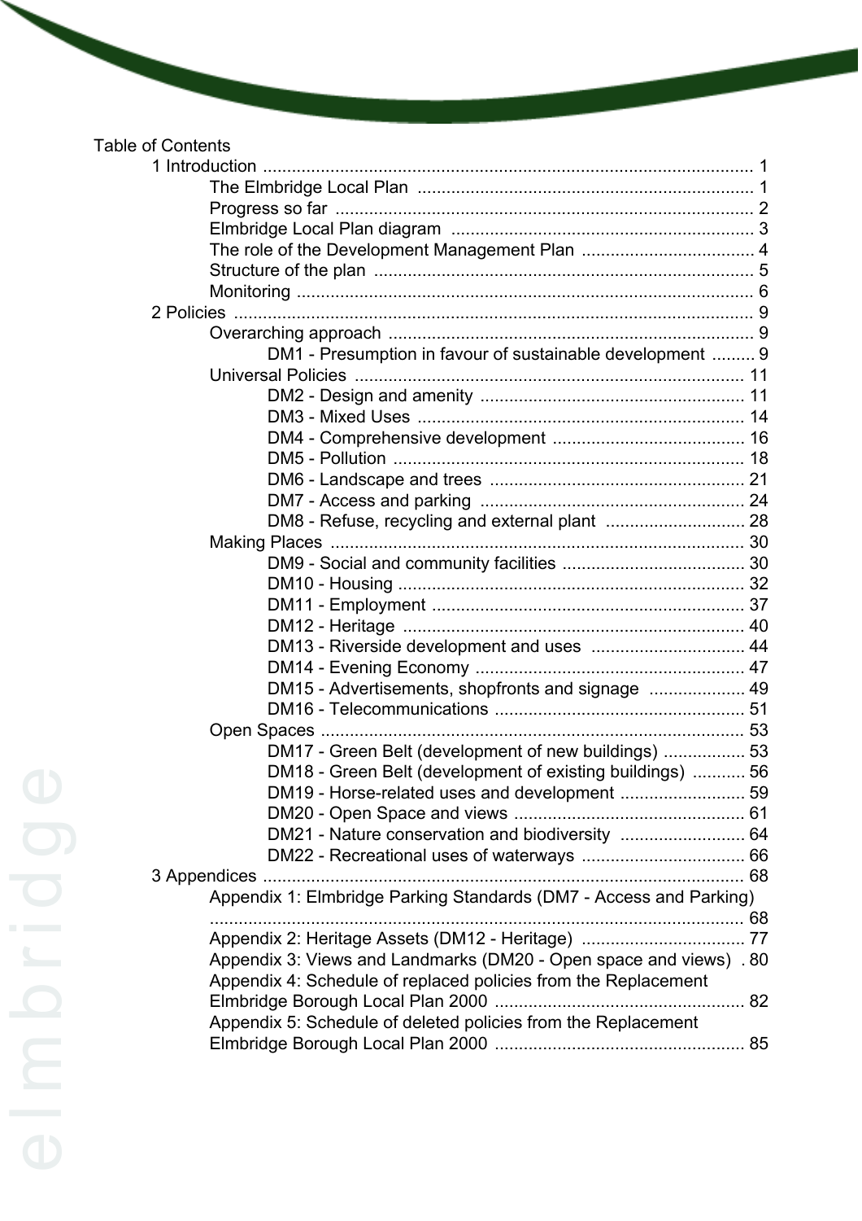Table of Contents

- 1 Introduction ..... 1
  - The Elmbridge Local Plan ..... 1
  - Progress so far ..... 2
  - Elmbridge Local Plan diagram ..... 3
  - The role of the Development Management Plan ..... 4
  - Structure of the plan ..... 5
  - Monitoring ..... 6
- 2 Policies ..... 9
  - Overarching approach ..... 9
    - DM1 - Presumption in favour of sustainable development ..... 9
  - Universal Policies ..... 11
    - DM2 - Design and amenity ..... 11
    - DM3 - Mixed Uses ..... 14
    - DM4 - Comprehensive development ..... 16
    - DM5 - Pollution ..... 18
    - DM6 - Landscape and trees ..... 21
    - DM7 - Access and parking ..... 24
    - DM8 - Refuse, recycling and external plant ..... 28
  - Making Places ..... 30
    - DM9 - Social and community facilities ..... 30
    - DM10 - Housing ..... 32
    - DM11 - Employment ..... 37
    - DM12 - Heritage ..... 40
    - DM13 - Riverside development and uses ..... 44
    - DM14 - Evening Economy ..... 47
    - DM15 - Advertisements, shopfronts and signage ..... 49
    - DM16 - Telecommunications ..... 51
  - Open Spaces ..... 53
    - DM17 - Green Belt (development of new buildings) ..... 53
    - DM18 - Green Belt (development of existing buildings) ..... 56
    - DM19 - Horse-related uses and development ..... 59
    - DM20 - Open Space and views ..... 61
    - DM21 - Nature conservation and biodiversity ..... 64
    - DM22 - Recreational uses of waterways ..... 66
- 3 Appendices ..... 68
  - Appendix 1: Elmbridge Parking Standards (DM7 - Access and Parking) ..... 68
  - Appendix 2: Heritage Assets (DM12 - Heritage) ..... 77
  - Appendix 3: Views and Landmarks (DM20 - Open space and views) ..... 80
  - Appendix 4: Schedule of replaced policies from the Replacement Elmbridge Borough Local Plan 2000 ..... 82
  - Appendix 5: Schedule of deleted policies from the Replacement Elmbridge Borough Local Plan 2000 ..... 85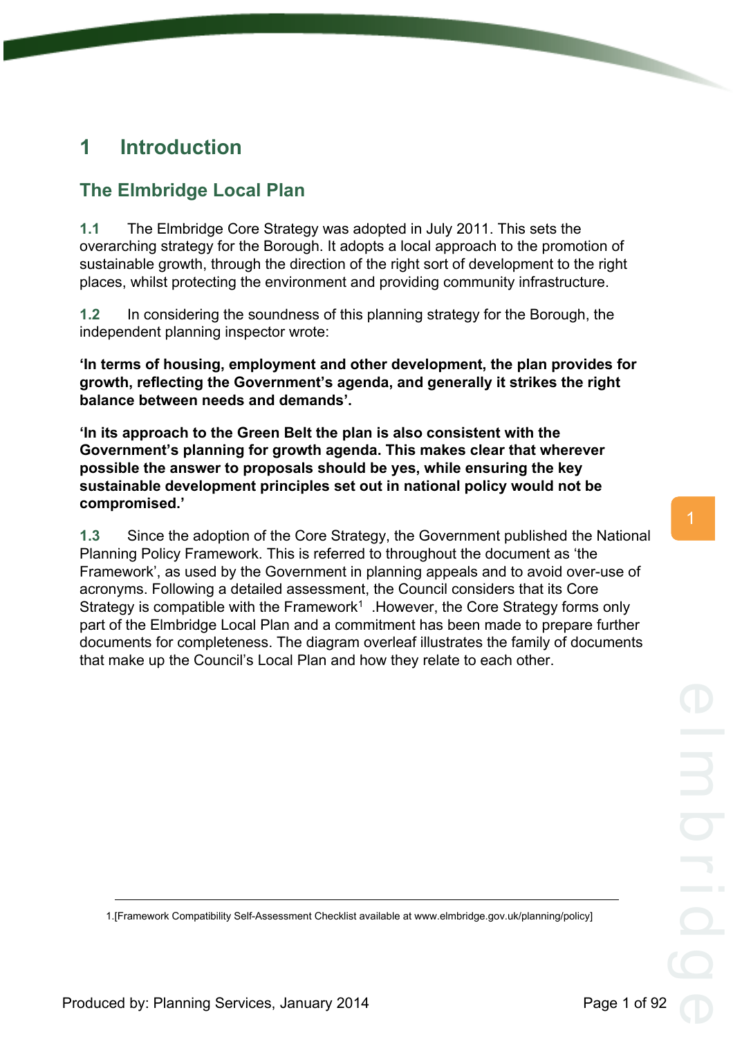# 1 Introduction

## The Elmbridge Local Plan

**1.1** The Elmbridge Core Strategy was adopted in July 2011. This sets the overarching strategy for the Borough. It adopts a local approach to the promotion of sustainable growth, through the direction of the right sort of development to the right places, whilst protecting the environment and providing community infrastructure.

**1.2** In considering the soundness of this planning strategy for the Borough, the independent planning inspector wrote:

**'In terms of housing, employment and other development, the plan provides for growth, reflecting the Government's agenda, and generally it strikes the right balance between needs and demands'.**

**'In its approach to the Green Belt the plan is also consistent with the Government's planning for growth agenda. This makes clear that wherever possible the answer to proposals should be yes, while ensuring the key sustainable development principles set out in national policy would not be compromised.'**

**1.3** Since the adoption of the Core Strategy, the Government published the National Planning Policy Framework. This is referred to throughout the document as 'the Framework', as used by the Government in planning appeals and to avoid over-use of acronyms. Following a detailed assessment, the Council considers that its Core Strategy is compatible with the Framework[1] .However, the Core Strategy forms only part of the Elmbridge Local Plan and a commitment has been made to prepare further documents for completeness. The diagram overleaf illustrates the family of documents that make up the Council's Local Plan and how they relate to each other.

---

1.[Framework Compatibility Self-Assessment Checklist available at www.elmbridge.gov.uk/planning/policy]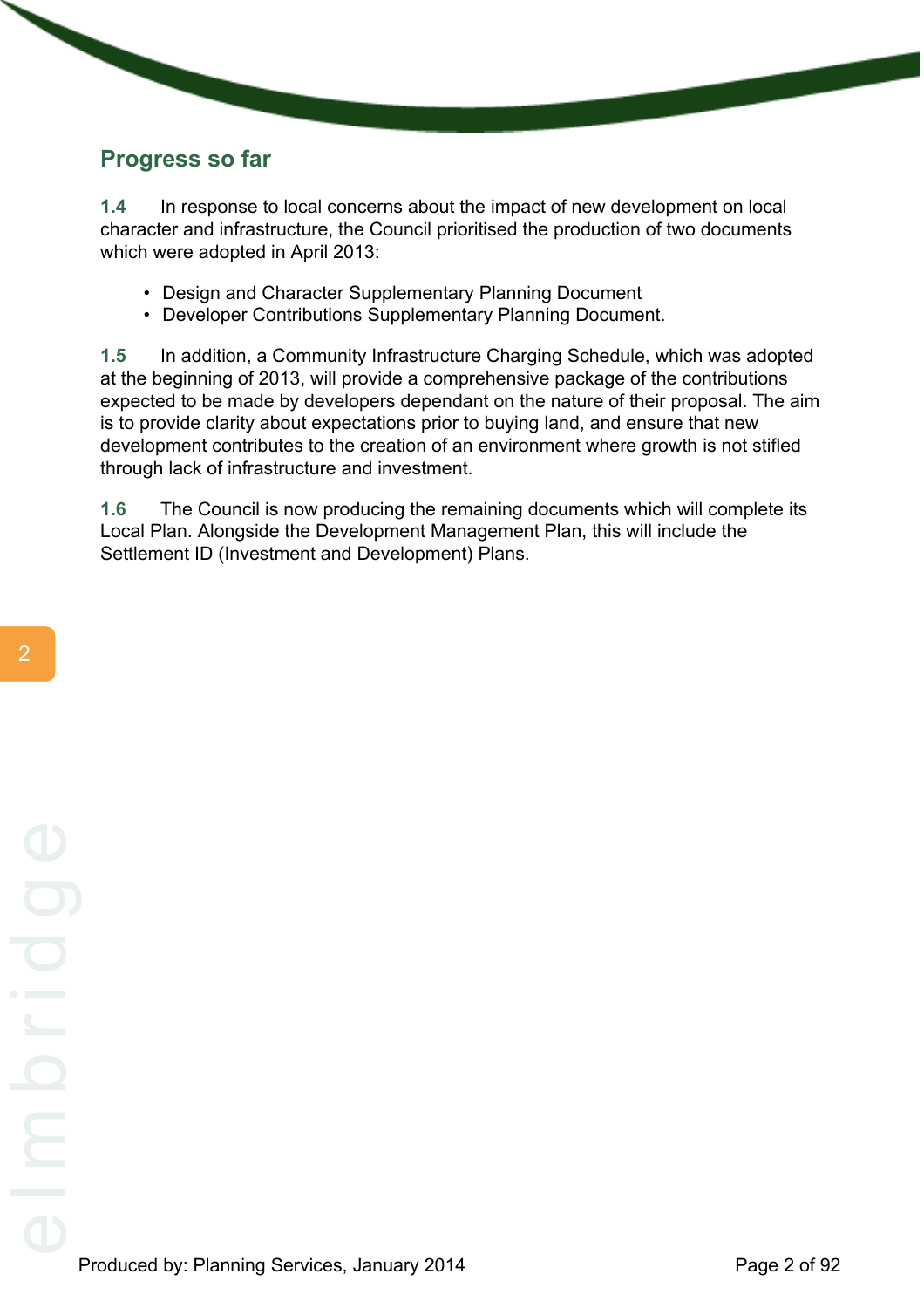## Progress so far

**1.4** In response to local concerns about the impact of new development on local character and infrastructure, the Council prioritised the production of two documents which were adopted in April 2013:

- Design and Character Supplementary Planning Document
- Developer Contributions Supplementary Planning Document.

**1.5** In addition, a Community Infrastructure Charging Schedule, which was adopted at the beginning of 2013, will provide a comprehensive package of the contributions expected to be made by developers dependant on the nature of their proposal. The aim is to provide clarity about expectations prior to buying land, and ensure that new development contributes to the creation of an environment where growth is not stifled through lack of infrastructure and investment.

**1.6** The Council is now producing the remaining documents which will complete its Local Plan. Alongside the Development Management Plan, this will include the Settlement ID (Investment and Development) Plans.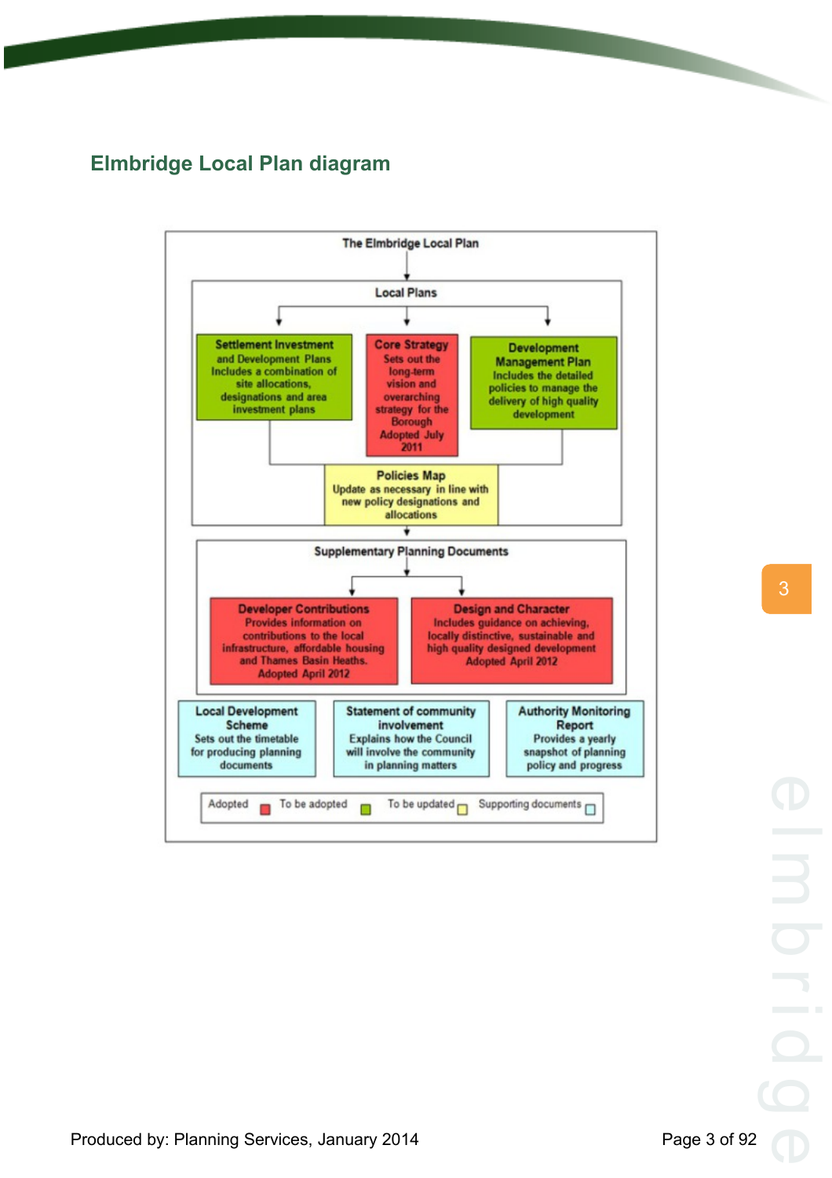## Elmbridge Local Plan diagram

**The Elmbridge Local Plan**

**Local Plans**

- **Settlement Investment and Development Plans** – Includes a combination of site allocations, designations and area investment plans
- **Core Strategy** – Sets out the long-term vision and overarching strategy for the Borough. Adopted July 2011
- **Development Management Plan** – Includes the detailed policies to manage the delivery of high quality development

**Policies Map** – Update as necessary in line with new policy designations and allocations

**Supplementary Planning Documents**

- **Developer Contributions** – Provides information on contributions to the local infrastructure, affordable housing and Thames Basin Heaths. Adopted April 2012
- **Design and Character** – Includes guidance on achieving, locally distinctive, sustainable and high quality designed development. Adopted April 2012

**Local Development Scheme** – Sets out the timetable for producing planning documents

**Statement of community involvement** – Explains how the Council will involve the community in planning matters

**Authority Monitoring Report** – Provides a yearly snapshot of planning policy and progress

Key: Adopted (red) | To be adopted (green) | To be updated (yellow) | Supporting documents (blue)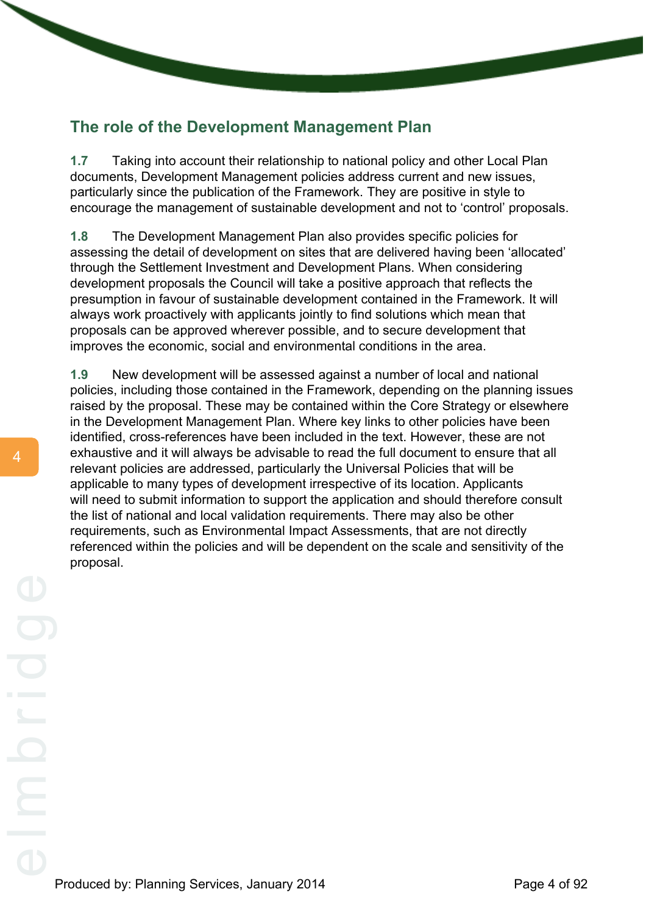## The role of the Development Management Plan

**1.7** Taking into account their relationship to national policy and other Local Plan documents, Development Management policies address current and new issues, particularly since the publication of the Framework. They are positive in style to encourage the management of sustainable development and not to 'control' proposals.

**1.8** The Development Management Plan also provides specific policies for assessing the detail of development on sites that are delivered having been 'allocated' through the Settlement Investment and Development Plans. When considering development proposals the Council will take a positive approach that reflects the presumption in favour of sustainable development contained in the Framework. It will always work proactively with applicants jointly to find solutions which mean that proposals can be approved wherever possible, and to secure development that improves the economic, social and environmental conditions in the area.

**1.9** New development will be assessed against a number of local and national policies, including those contained in the Framework, depending on the planning issues raised by the proposal. These may be contained within the Core Strategy or elsewhere in the Development Management Plan. Where key links to other policies have been identified, cross-references have been included in the text. However, these are not exhaustive and it will always be advisable to read the full document to ensure that all relevant policies are addressed, particularly the Universal Policies that will be applicable to many types of development irrespective of its location. Applicants will need to submit information to support the application and should therefore consult the list of national and local validation requirements. There may also be other requirements, such as Environmental Impact Assessments, that are not directly referenced within the policies and will be dependent on the scale and sensitivity of the proposal.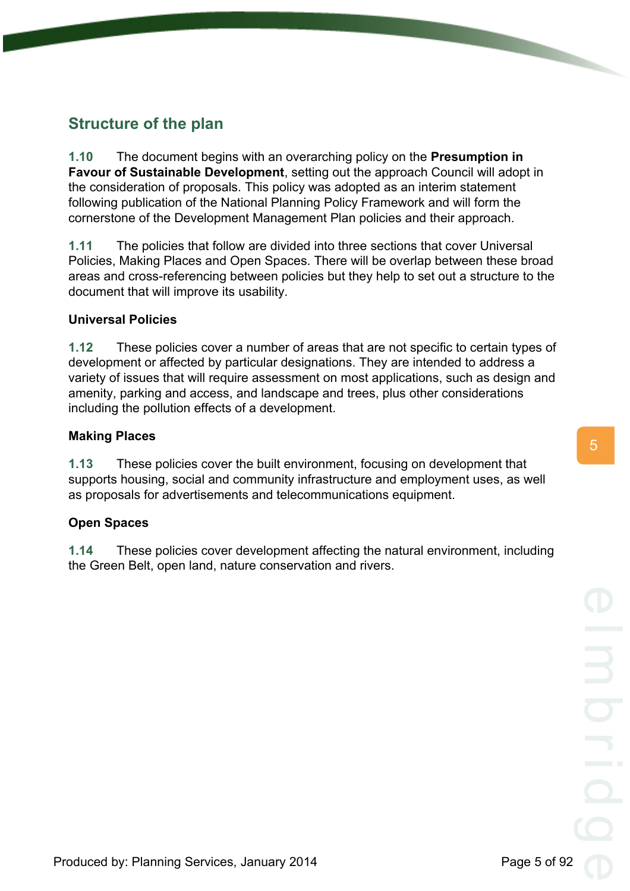## Structure of the plan

**1.10** The document begins with an overarching policy on the **Presumption in Favour of Sustainable Development**, setting out the approach Council will adopt in the consideration of proposals. This policy was adopted as an interim statement following publication of the National Planning Policy Framework and will form the cornerstone of the Development Management Plan policies and their approach.

**1.11** The policies that follow are divided into three sections that cover Universal Policies, Making Places and Open Spaces. There will be overlap between these broad areas and cross-referencing between policies but they help to set out a structure to the document that will improve its usability.

### Universal Policies

**1.12** These policies cover a number of areas that are not specific to certain types of development or affected by particular designations. They are intended to address a variety of issues that will require assessment on most applications, such as design and amenity, parking and access, and landscape and trees, plus other considerations including the pollution effects of a development.

### Making Places

**1.13** These policies cover the built environment, focusing on development that supports housing, social and community infrastructure and employment uses, as well as proposals for advertisements and telecommunications equipment.

### Open Spaces

**1.14** These policies cover development affecting the natural environment, including the Green Belt, open land, nature conservation and rivers.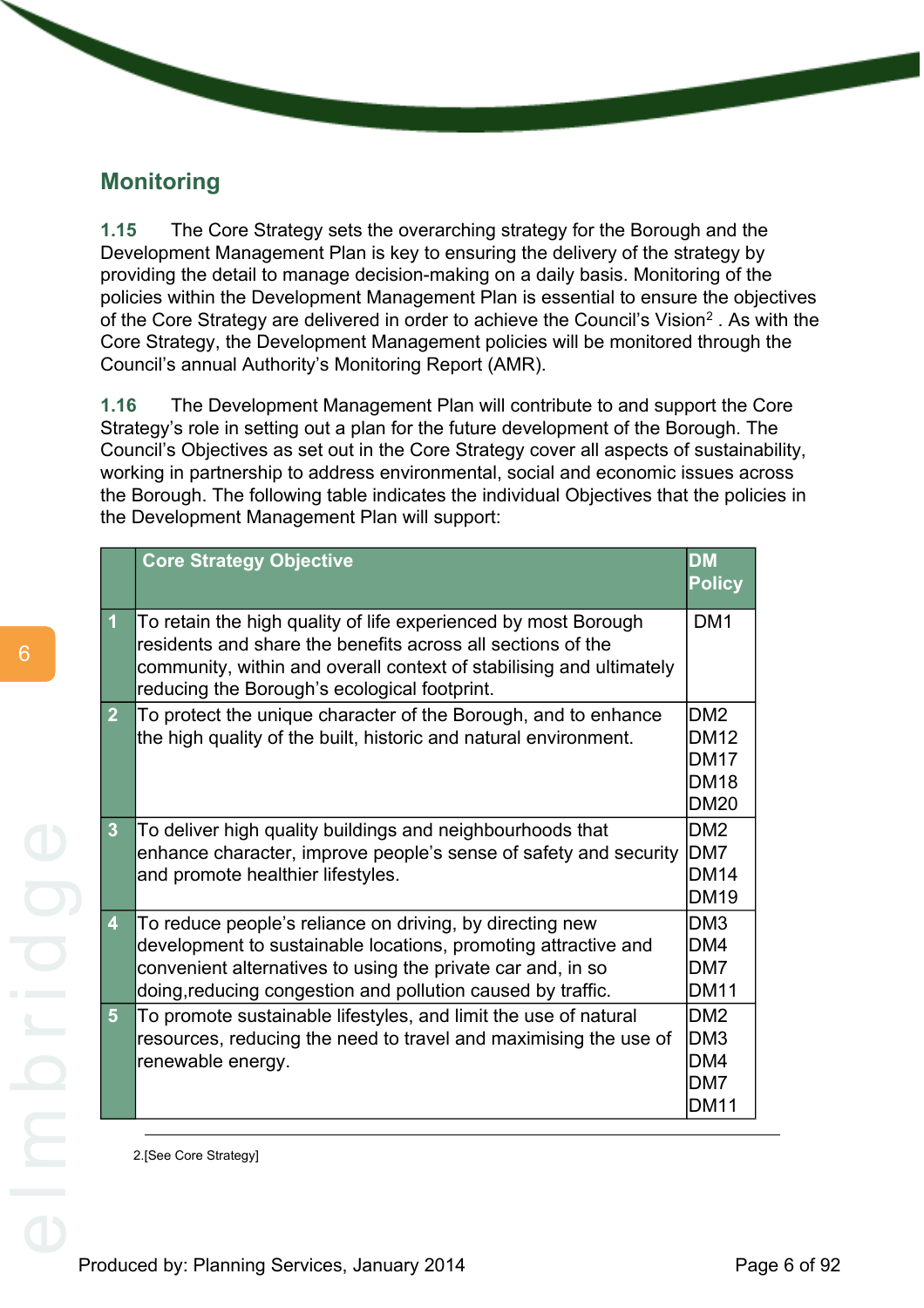## Monitoring

**1.15** The Core Strategy sets the overarching strategy for the Borough and the Development Management Plan is key to ensuring the delivery of the strategy by providing the detail to manage decision-making on a daily basis. Monitoring of the policies within the Development Management Plan is essential to ensure the objectives of the Core Strategy are delivered in order to achieve the Council's Vision[2] . As with the Core Strategy, the Development Management policies will be monitored through the Council's annual Authority's Monitoring Report (AMR).

**1.16** The Development Management Plan will contribute to and support the Core Strategy's role in setting out a plan for the future development of the Borough. The Council's Objectives as set out in the Core Strategy cover all aspects of sustainability, working in partnership to address environmental, social and economic issues across the Borough. The following table indicates the individual Objectives that the policies in the Development Management Plan will support:

| | Core Strategy Objective | DM Policy |
|---|---|---|
| 1 | To retain the high quality of life experienced by most Borough residents and share the benefits across all sections of the community, within and overall context of stabilising and ultimately reducing the Borough's ecological footprint. | DM1 |
| 2 | To protect the unique character of the Borough, and to enhance the high quality of the built, historic and natural environment. | DM2<br>DM12<br>DM17<br>DM18<br>DM20 |
| 3 | To deliver high quality buildings and neighbourhoods that enhance character, improve people's sense of safety and security and promote healthier lifestyles. | DM2<br>DM7<br>DM14<br>DM19 |
| 4 | To reduce people's reliance on driving, by directing new development to sustainable locations, promoting attractive and convenient alternatives to using the private car and, in so doing,reducing congestion and pollution caused by traffic. | DM3<br>DM4<br>DM7<br>DM11 |
| 5 | To promote sustainable lifestyles, and limit the use of natural resources, reducing the need to travel and maximising the use of renewable energy. | DM2<br>DM3<br>DM4<br>DM7<br>DM11 |

2.[See Core Strategy]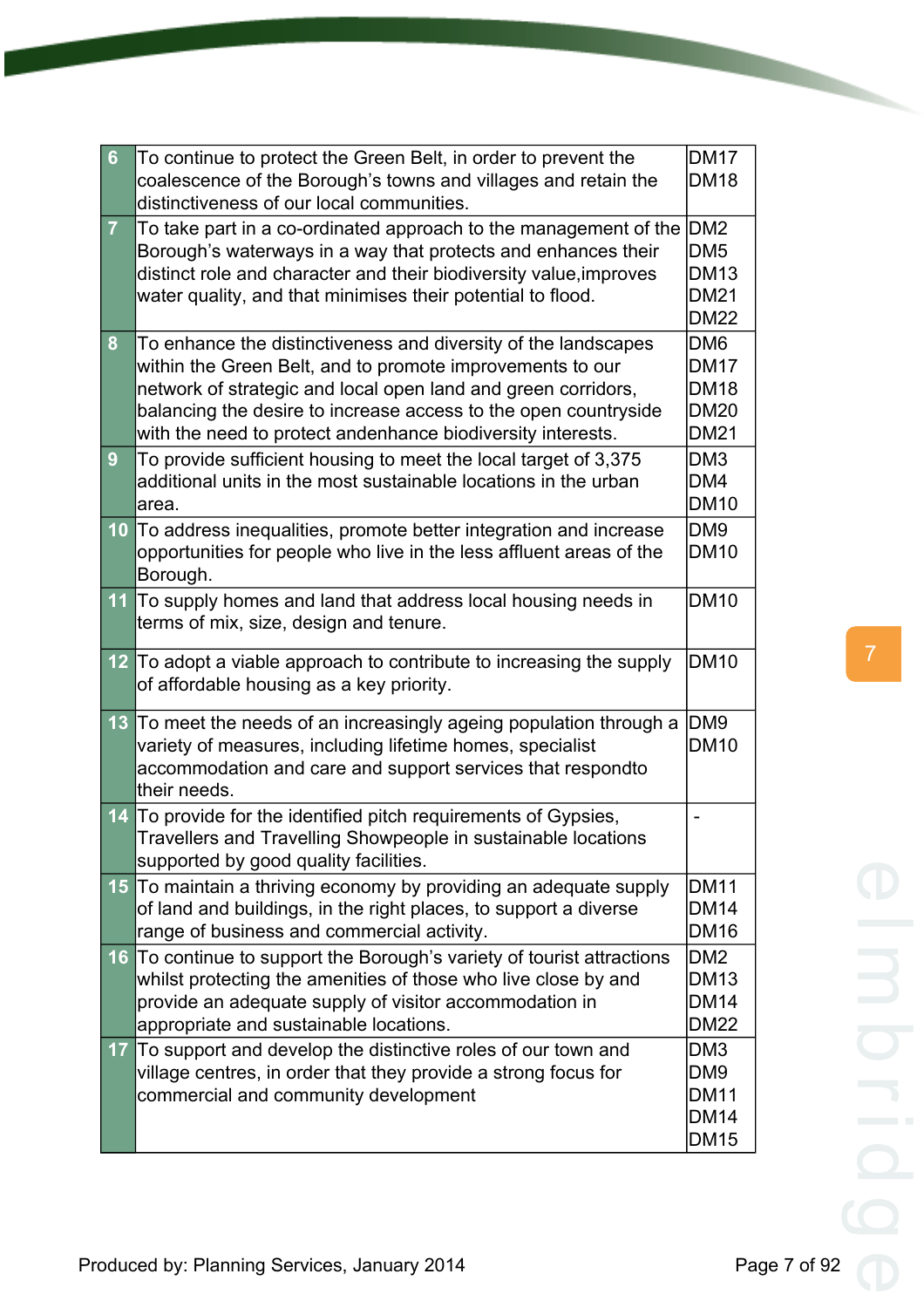| | | |
|---|---|---|
| 6 | To continue to protect the Green Belt, in order to prevent the coalescence of the Borough's towns and villages and retain the distinctiveness of our local communities. | DM17<br>DM18 |
| 7 | To take part in a co-ordinated approach to the management of the Borough's waterways in a way that protects and enhances their distinct role and character and their biodiversity value,improves water quality, and that minimises their potential to flood. | DM2<br>DM5<br>DM13<br>DM21<br>DM22 |
| 8 | To enhance the distinctiveness and diversity of the landscapes within the Green Belt, and to promote improvements to our network of strategic and local open land and green corridors, balancing the desire to increase access to the open countryside with the need to protect andenhance biodiversity interests. | DM6<br>DM17<br>DM18<br>DM20<br>DM21 |
| 9 | To provide sufficient housing to meet the local target of 3,375 additional units in the most sustainable locations in the urban area. | DM3<br>DM4<br>DM10 |
| 10 | To address inequalities, promote better integration and increase opportunities for people who live in the less affluent areas of the Borough. | DM9<br>DM10 |
| 11 | To supply homes and land that address local housing needs in terms of mix, size, design and tenure. | DM10 |
| 12 | To adopt a viable approach to contribute to increasing the supply of affordable housing as a key priority. | DM10 |
| 13 | To meet the needs of an increasingly ageing population through a variety of measures, including lifetime homes, specialist accommodation and care and support services that respondto their needs. | DM9<br>DM10 |
| 14 | To provide for the identified pitch requirements of Gypsies, Travellers and Travelling Showpeople in sustainable locations supported by good quality facilities. | - |
| 15 | To maintain a thriving economy by providing an adequate supply of land and buildings, in the right places, to support a diverse range of business and commercial activity. | DM11<br>DM14<br>DM16 |
| 16 | To continue to support the Borough's variety of tourist attractions whilst protecting the amenities of those who live close by and provide an adequate supply of visitor accommodation in appropriate and sustainable locations. | DM2<br>DM13<br>DM14<br>DM22 |
| 17 | To support and develop the distinctive roles of our town and village centres, in order that they provide a strong focus for commercial and community development | DM3<br>DM9<br>DM11<br>DM14<br>DM15 |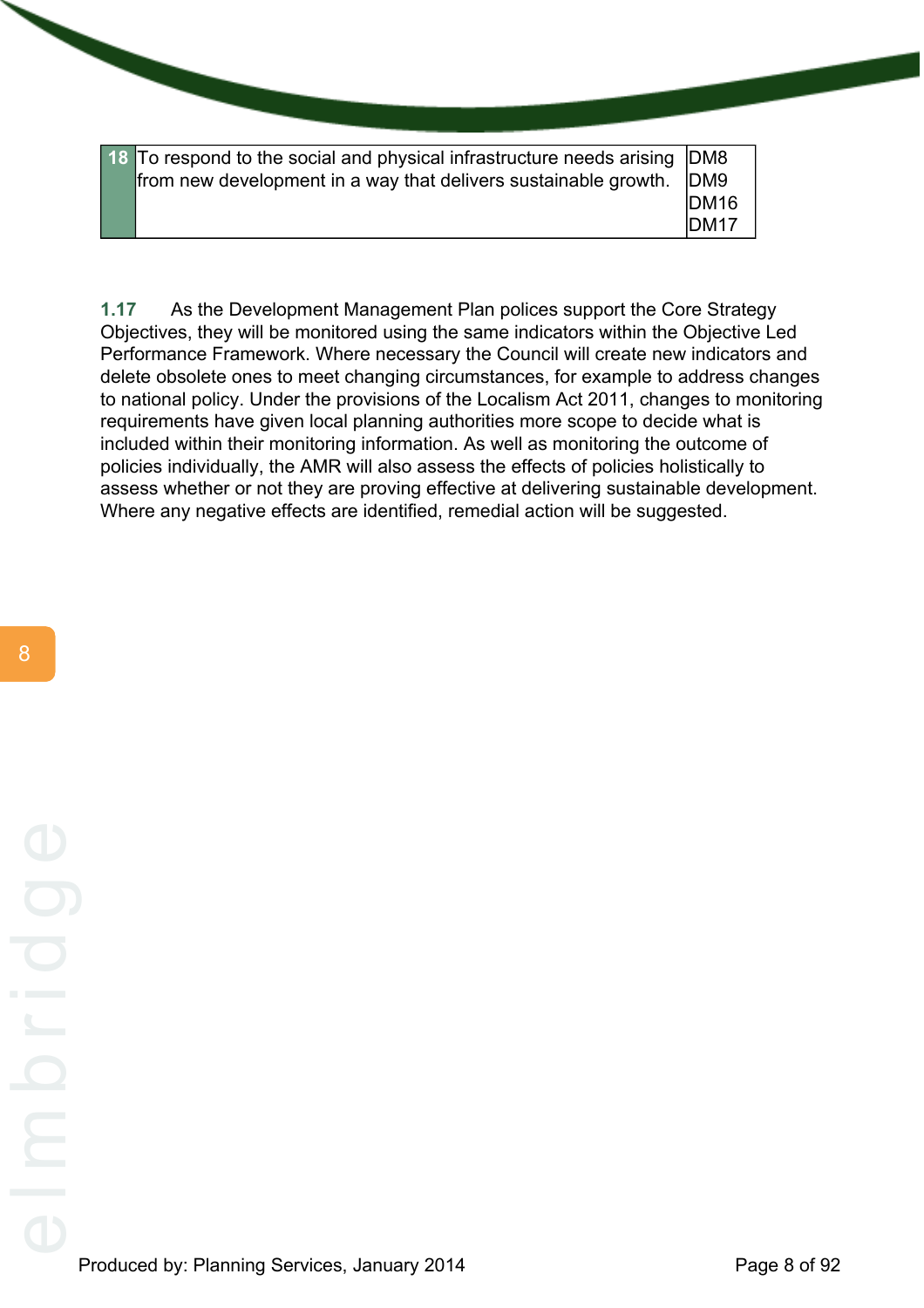| 18 | To respond to the social and physical infrastructure needs arising from new development in a way that delivers sustainable growth. | DM8<br>DM9<br>DM16<br>DM17 |
|---|---|---|

**1.17** As the Development Management Plan polices support the Core Strategy Objectives, they will be monitored using the same indicators within the Objective Led Performance Framework. Where necessary the Council will create new indicators and delete obsolete ones to meet changing circumstances, for example to address changes to national policy. Under the provisions of the Localism Act 2011, changes to monitoring requirements have given local planning authorities more scope to decide what is included within their monitoring information. As well as monitoring the outcome of policies individually, the AMR will also assess the effects of policies holistically to assess whether or not they are proving effective at delivering sustainable development. Where any negative effects are identified, remedial action will be suggested.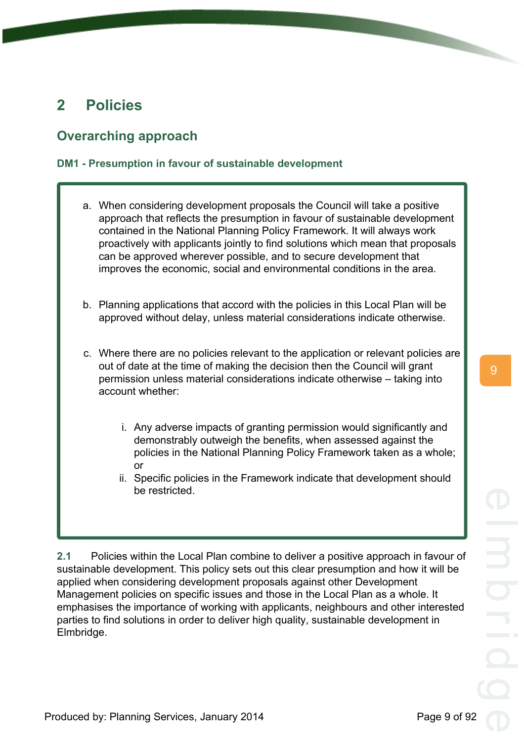# 2 Policies

## Overarching approach

### DM1 - Presumption in favour of sustainable development

a. When considering development proposals the Council will take a positive approach that reflects the presumption in favour of sustainable development contained in the National Planning Policy Framework. It will always work proactively with applicants jointly to find solutions which mean that proposals can be approved wherever possible, and to secure development that improves the economic, social and environmental conditions in the area.

b. Planning applications that accord with the policies in this Local Plan will be approved without delay, unless material considerations indicate otherwise.

c. Where there are no policies relevant to the application or relevant policies are out of date at the time of making the decision then the Council will grant permission unless material considerations indicate otherwise – taking into account whether:

   i. Any adverse impacts of granting permission would significantly and demonstrably outweigh the benefits, when assessed against the policies in the National Planning Policy Framework taken as a whole; or
   
   ii. Specific policies in the Framework indicate that development should be restricted.

**2.1** Policies within the Local Plan combine to deliver a positive approach in favour of sustainable development. This policy sets out this clear presumption and how it will be applied when considering development proposals against other Development Management policies on specific issues and those in the Local Plan as a whole. It emphasises the importance of working with applicants, neighbours and other interested parties to find solutions in order to deliver high quality, sustainable development in Elmbridge.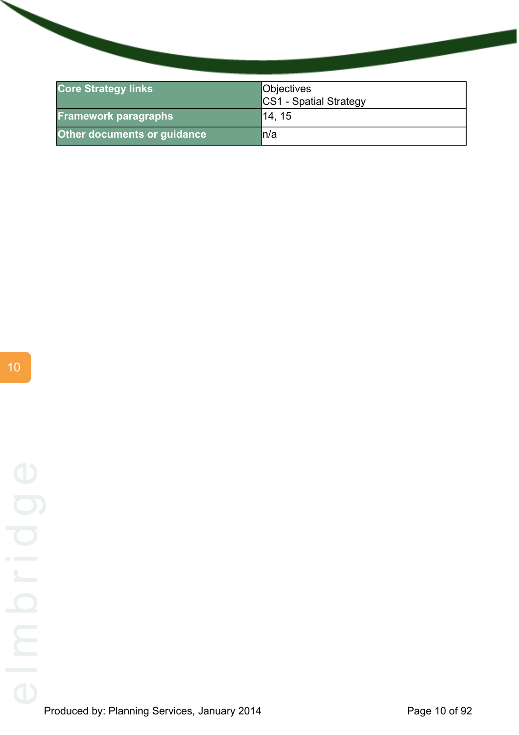| Core Strategy links | Objectives<br>CS1 - Spatial Strategy |
|---|---|
| Framework paragraphs | 14, 15 |
| Other documents or guidance | n/a |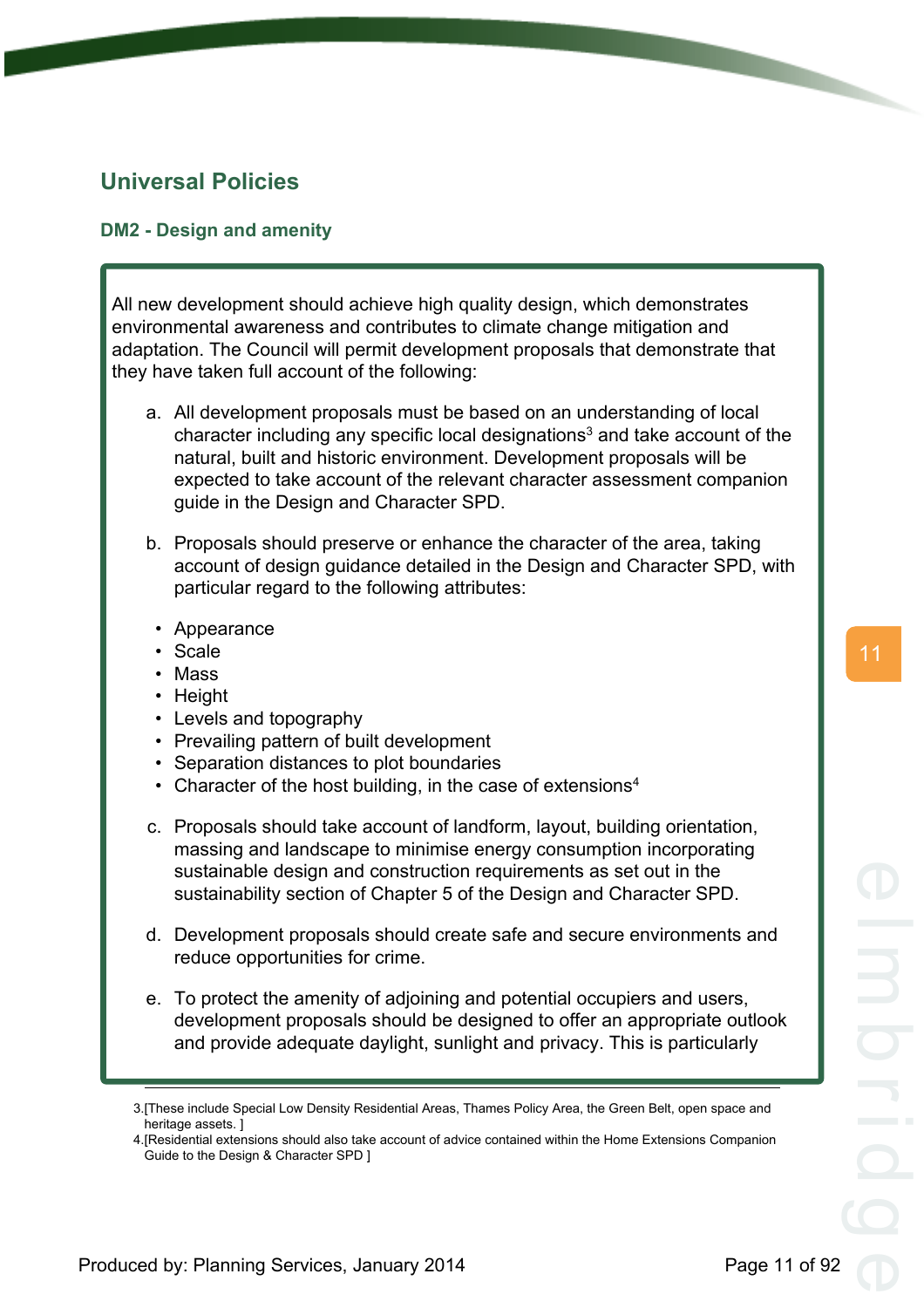# Universal Policies

## DM2 - Design and amenity

All new development should achieve high quality design, which demonstrates environmental awareness and contributes to climate change mitigation and adaptation. The Council will permit development proposals that demonstrate that they have taken full account of the following:

a. All development proposals must be based on an understanding of local character including any specific local designations[3] and take account of the natural, built and historic environment. Development proposals will be expected to take account of the relevant character assessment companion guide in the Design and Character SPD.

b. Proposals should preserve or enhance the character of the area, taking account of design guidance detailed in the Design and Character SPD, with particular regard to the following attributes:

- Appearance
- Scale
- Mass
- Height
- Levels and topography
- Prevailing pattern of built development
- Separation distances to plot boundaries
- Character of the host building, in the case of extensions[4]

c. Proposals should take account of landform, layout, building orientation, massing and landscape to minimise energy consumption incorporating sustainable design and construction requirements as set out in the sustainability section of Chapter 5 of the Design and Character SPD.

d. Development proposals should create safe and secure environments and reduce opportunities for crime.

e. To protect the amenity of adjoining and potential occupiers and users, development proposals should be designed to offer an appropriate outlook and provide adequate daylight, sunlight and privacy. This is particularly

---

3.[These include Special Low Density Residential Areas, Thames Policy Area, the Green Belt, open space and heritage assets. ]

4.[Residential extensions should also take account of advice contained within the Home Extensions Companion Guide to the Design & Character SPD ]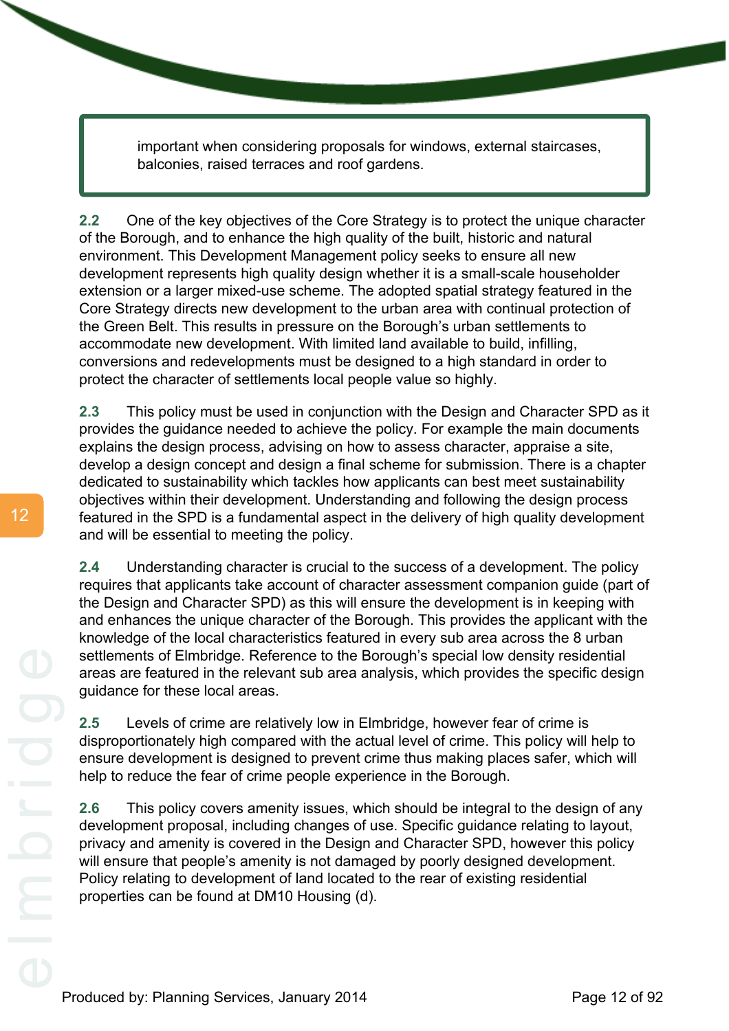important when considering proposals for windows, external staircases, balconies, raised terraces and roof gardens.

**2.2** One of the key objectives of the Core Strategy is to protect the unique character of the Borough, and to enhance the high quality of the built, historic and natural environment. This Development Management policy seeks to ensure all new development represents high quality design whether it is a small-scale householder extension or a larger mixed-use scheme. The adopted spatial strategy featured in the Core Strategy directs new development to the urban area with continual protection of the Green Belt. This results in pressure on the Borough's urban settlements to accommodate new development. With limited land available to build, infilling, conversions and redevelopments must be designed to a high standard in order to protect the character of settlements local people value so highly.

**2.3** This policy must be used in conjunction with the Design and Character SPD as it provides the guidance needed to achieve the policy. For example the main documents explains the design process, advising on how to assess character, appraise a site, develop a design concept and design a final scheme for submission. There is a chapter dedicated to sustainability which tackles how applicants can best meet sustainability objectives within their development. Understanding and following the design process featured in the SPD is a fundamental aspect in the delivery of high quality development and will be essential to meeting the policy.

**2.4** Understanding character is crucial to the success of a development. The policy requires that applicants take account of character assessment companion guide (part of the Design and Character SPD) as this will ensure the development is in keeping with and enhances the unique character of the Borough. This provides the applicant with the knowledge of the local characteristics featured in every sub area across the 8 urban settlements of Elmbridge. Reference to the Borough's special low density residential areas are featured in the relevant sub area analysis, which provides the specific design guidance for these local areas.

**2.5** Levels of crime are relatively low in Elmbridge, however fear of crime is disproportionately high compared with the actual level of crime. This policy will help to ensure development is designed to prevent crime thus making places safer, which will help to reduce the fear of crime people experience in the Borough.

**2.6** This policy covers amenity issues, which should be integral to the design of any development proposal, including changes of use. Specific guidance relating to layout, privacy and amenity is covered in the Design and Character SPD, however this policy will ensure that people's amenity is not damaged by poorly designed development. Policy relating to development of land located to the rear of existing residential properties can be found at DM10 Housing (d).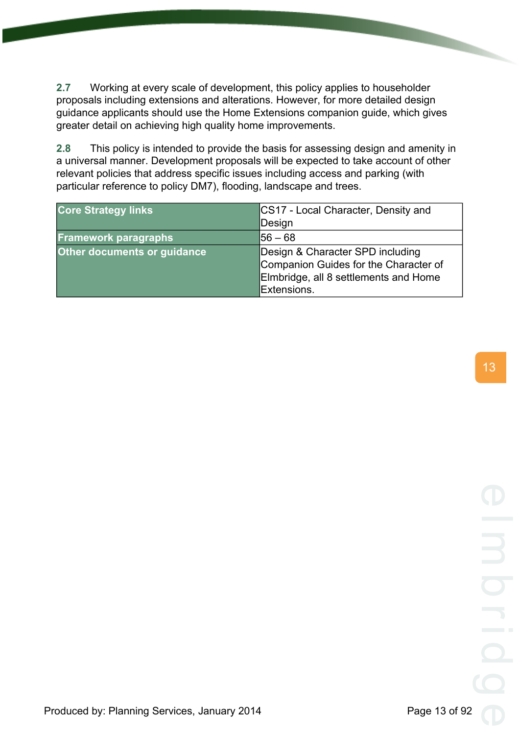**2.7** Working at every scale of development, this policy applies to householder proposals including extensions and alterations. However, for more detailed design guidance applicants should use the Home Extensions companion guide, which gives greater detail on achieving high quality home improvements.

**2.8** This policy is intended to provide the basis for assessing design and amenity in a universal manner. Development proposals will be expected to take account of other relevant policies that address specific issues including access and parking (with particular reference to policy DM7), flooding, landscape and trees.

| | |
|---|---|
| **Core Strategy links** | CS17 - Local Character, Density and Design |
| **Framework paragraphs** | 56 – 68 |
| **Other documents or guidance** | Design & Character SPD including Companion Guides for the Character of Elmbridge, all 8 settlements and Home Extensions. |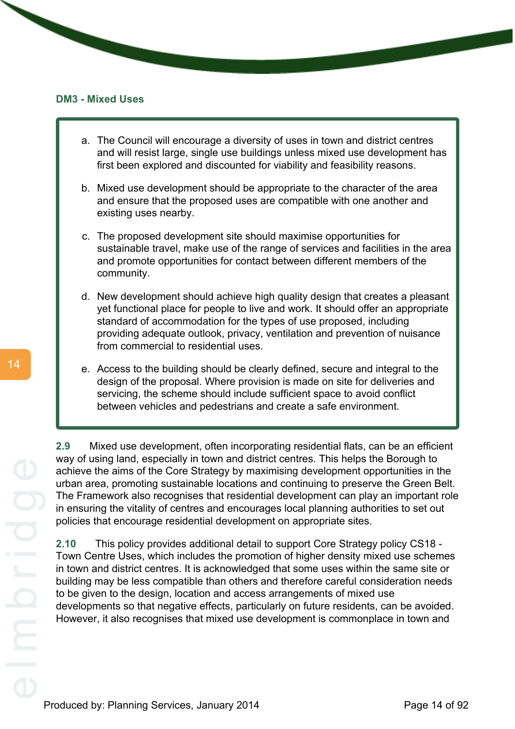### DM3 - Mixed Uses

> a. The Council will encourage a diversity of uses in town and district centres and will resist large, single use buildings unless mixed use development has first been explored and discounted for viability and feasibility reasons.
>
> b. Mixed use development should be appropriate to the character of the area and ensure that the proposed uses are compatible with one another and existing uses nearby.
>
> c. The proposed development site should maximise opportunities for sustainable travel, make use of the range of services and facilities in the area and promote opportunities for contact between different members of the community.
>
> d. New development should achieve high quality design that creates a pleasant yet functional place for people to live and work. It should offer an appropriate standard of accommodation for the types of use proposed, including providing adequate outlook, privacy, ventilation and prevention of nuisance from commercial to residential uses.
>
> e. Access to the building should be clearly defined, secure and integral to the design of the proposal. Where provision is made on site for deliveries and servicing, the scheme should include sufficient space to avoid conflict between vehicles and pedestrians and create a safe environment.

**2.9** Mixed use development, often incorporating residential flats, can be an efficient way of using land, especially in town and district centres. This helps the Borough to achieve the aims of the Core Strategy by maximising development opportunities in the urban area, promoting sustainable locations and continuing to preserve the Green Belt. The Framework also recognises that residential development can play an important role in ensuring the vitality of centres and encourages local planning authorities to set out policies that encourage residential development on appropriate sites.

**2.10** This policy provides additional detail to support Core Strategy policy CS18 - Town Centre Uses, which includes the promotion of higher density mixed use schemes in town and district centres. It is acknowledged that some uses within the same site or building may be less compatible than others and therefore careful consideration needs to be given to the design, location and access arrangements of mixed use developments so that negative effects, particularly on future residents, can be avoided. However, it also recognises that mixed use development is commonplace in town and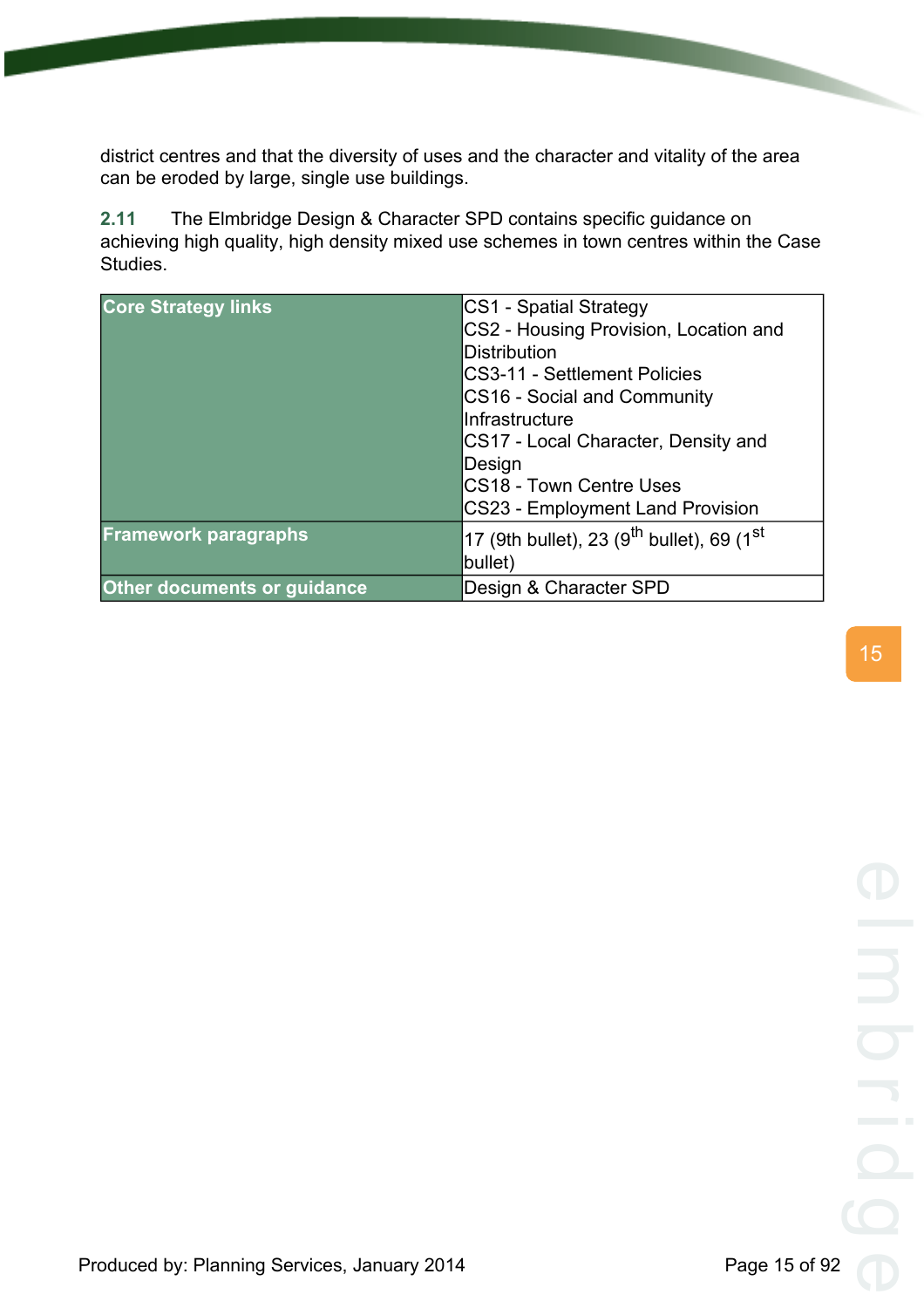district centres and that the diversity of uses and the character and vitality of the area can be eroded by large, single use buildings.

**2.11** The Elmbridge Design & Character SPD contains specific guidance on achieving high quality, high density mixed use schemes in town centres within the Case Studies.

| | |
|---|---|
| **Core Strategy links** | CS1 - Spatial Strategy<br>CS2 - Housing Provision, Location and Distribution<br>CS3-11 - Settlement Policies<br>CS16 - Social and Community Infrastructure<br>CS17 - Local Character, Density and Design<br>CS18 - Town Centre Uses<br>CS23 - Employment Land Provision |
| **Framework paragraphs** | 17 (9th bullet), 23 (9th bullet), 69 (1st bullet) |
| **Other documents or guidance** | Design & Character SPD |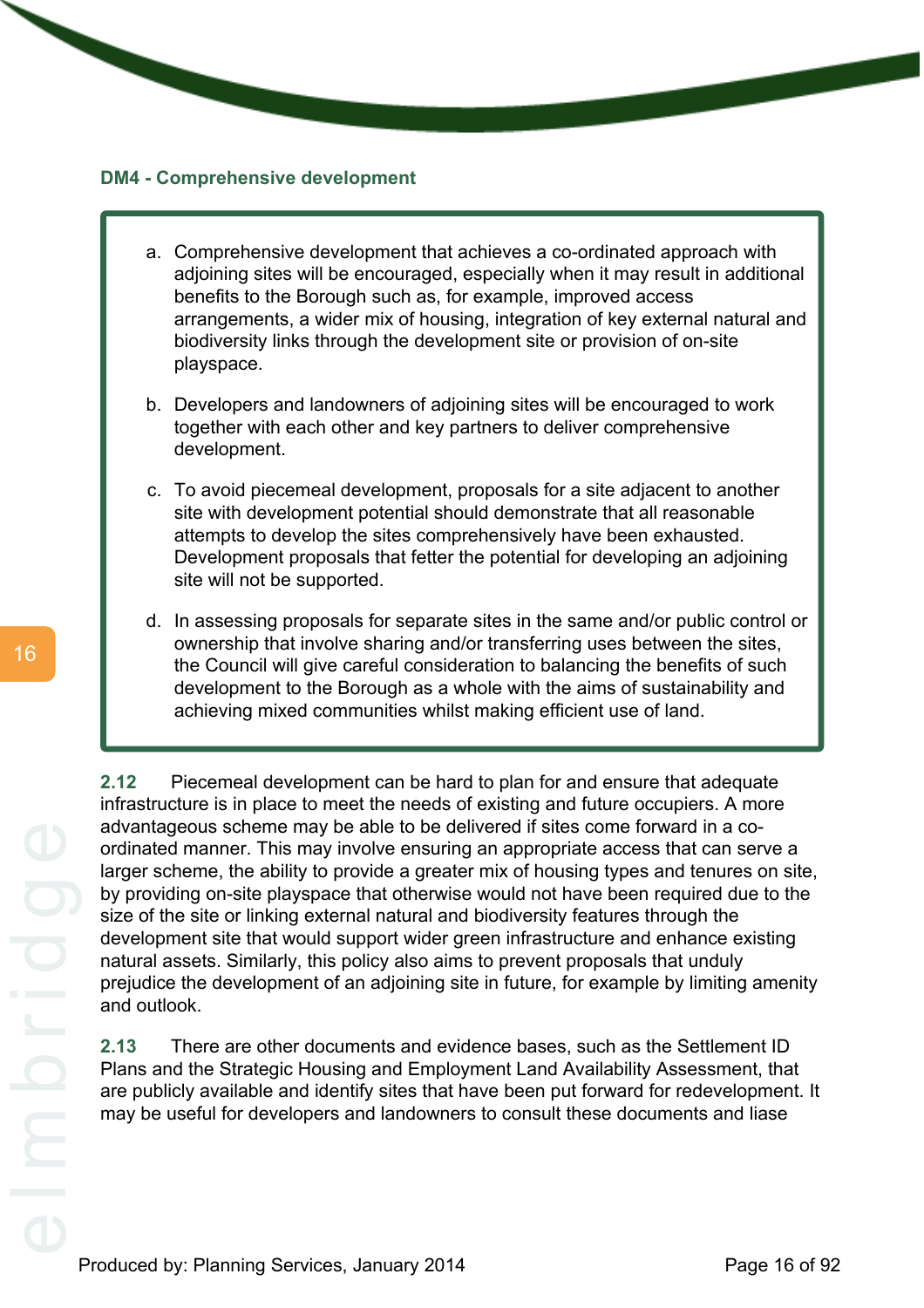### DM4 - Comprehensive development

> a. Comprehensive development that achieves a co-ordinated approach with adjoining sites will be encouraged, especially when it may result in additional benefits to the Borough such as, for example, improved access arrangements, a wider mix of housing, integration of key external natural and biodiversity links through the development site or provision of on-site playspace.
>
> b. Developers and landowners of adjoining sites will be encouraged to work together with each other and key partners to deliver comprehensive development.
>
> c. To avoid piecemeal development, proposals for a site adjacent to another site with development potential should demonstrate that all reasonable attempts to develop the sites comprehensively have been exhausted. Development proposals that fetter the potential for developing an adjoining site will not be supported.
>
> d. In assessing proposals for separate sites in the same and/or public control or ownership that involve sharing and/or transferring uses between the sites, the Council will give careful consideration to balancing the benefits of such development to the Borough as a whole with the aims of sustainability and achieving mixed communities whilst making efficient use of land.

**2.12** Piecemeal development can be hard to plan for and ensure that adequate infrastructure is in place to meet the needs of existing and future occupiers. A more advantageous scheme may be able to be delivered if sites come forward in a co-ordinated manner. This may involve ensuring an appropriate access that can serve a larger scheme, the ability to provide a greater mix of housing types and tenures on site, by providing on-site playspace that otherwise would not have been required due to the size of the site or linking external natural and biodiversity features through the development site that would support wider green infrastructure and enhance existing natural assets. Similarly, this policy also aims to prevent proposals that unduly prejudice the development of an adjoining site in future, for example by limiting amenity and outlook.

**2.13** There are other documents and evidence bases, such as the Settlement ID Plans and the Strategic Housing and Employment Land Availability Assessment, that are publicly available and identify sites that have been put forward for redevelopment. It may be useful for developers and landowners to consult these documents and liase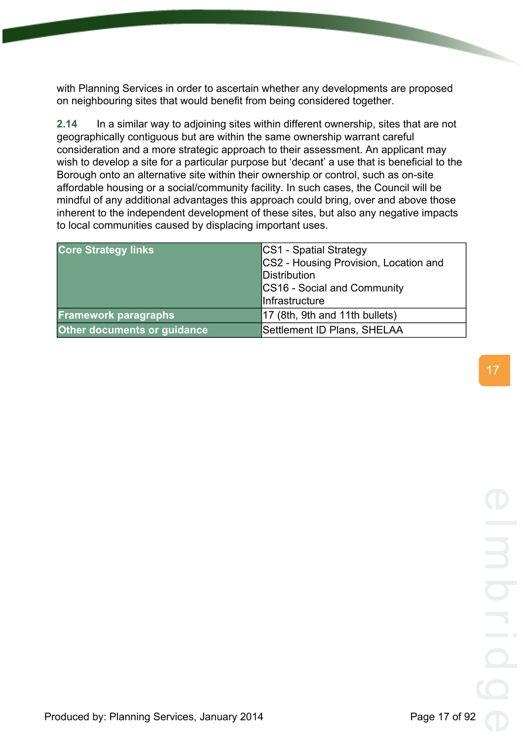with Planning Services in order to ascertain whether any developments are proposed on neighbouring sites that would benefit from being considered together.

**2.14** In a similar way to adjoining sites within different ownership, sites that are not geographically contiguous but are within the same ownership warrant careful consideration and a more strategic approach to their assessment. An applicant may wish to develop a site for a particular purpose but 'decant' a use that is beneficial to the Borough onto an alternative site within their ownership or control, such as on-site affordable housing or a social/community facility. In such cases, the Council will be mindful of any additional advantages this approach could bring, over and above those inherent to the independent development of these sites, but also any negative impacts to local communities caused by displacing important uses.

| **Core Strategy links** | CS1 - Spatial Strategy<br>CS2 - Housing Provision, Location and Distribution<br>CS16 - Social and Community Infrastructure |
|---|---|
| **Framework paragraphs** | 17 (8th, 9th and 11th bullets) |
| **Other documents or guidance** | Settlement ID Plans, SHELAA |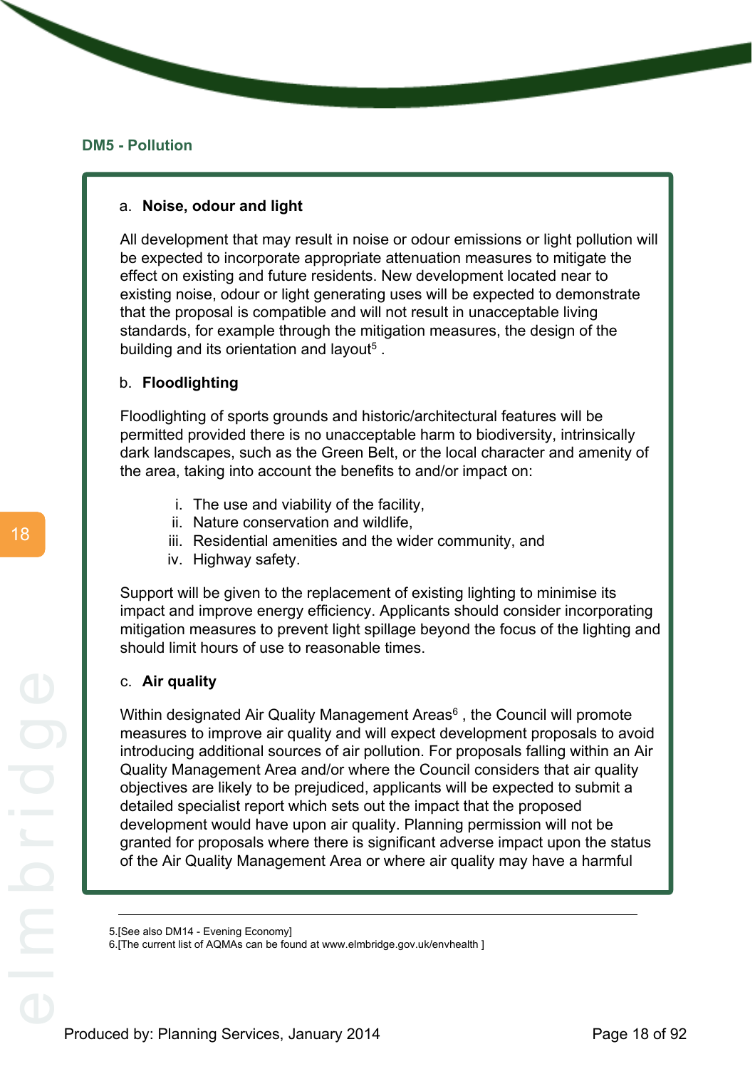### DM5 - Pollution

a. **Noise, odour and light**

All development that may result in noise or odour emissions or light pollution will be expected to incorporate appropriate attenuation measures to mitigate the effect on existing and future residents. New development located near to existing noise, odour or light generating uses will be expected to demonstrate that the proposal is compatible and will not result in unacceptable living standards, for example through the mitigation measures, the design of the building and its orientation and layout[5] .

b. **Floodlighting**

Floodlighting of sports grounds and historic/architectural features will be permitted provided there is no unacceptable harm to biodiversity, intrinsically dark landscapes, such as the Green Belt, or the local character and amenity of the area, taking into account the benefits to and/or impact on:

i. The use and viability of the facility,
ii. Nature conservation and wildlife,
iii. Residential amenities and the wider community, and
iv. Highway safety.

Support will be given to the replacement of existing lighting to minimise its impact and improve energy efficiency. Applicants should consider incorporating mitigation measures to prevent light spillage beyond the focus of the lighting and should limit hours of use to reasonable times.

c. **Air quality**

Within designated Air Quality Management Areas[6] , the Council will promote measures to improve air quality and will expect development proposals to avoid introducing additional sources of air pollution. For proposals falling within an Air Quality Management Area and/or where the Council considers that air quality objectives are likely to be prejudiced, applicants will be expected to submit a detailed specialist report which sets out the impact that the proposed development would have upon air quality. Planning permission will not be granted for proposals where there is significant adverse impact upon the status of the Air Quality Management Area or where air quality may have a harmful

---

5.[See also DM14 - Evening Economy]
6.[The current list of AQMAs can be found at www.elmbridge.gov.uk/envhealth ]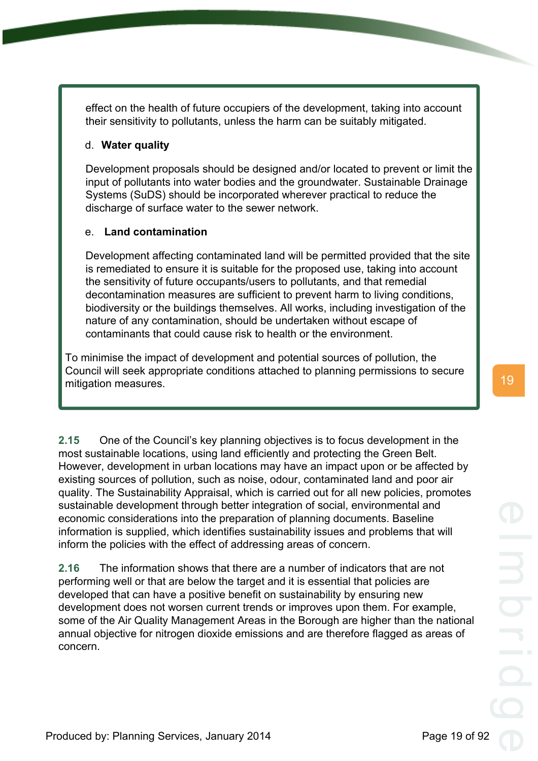effect on the health of future occupiers of the development, taking into account their sensitivity to pollutants, unless the harm can be suitably mitigated.

d. **Water quality**

Development proposals should be designed and/or located to prevent or limit the input of pollutants into water bodies and the groundwater. Sustainable Drainage Systems (SuDS) should be incorporated wherever practical to reduce the discharge of surface water to the sewer network.

e. **Land contamination**

Development affecting contaminated land will be permitted provided that the site is remediated to ensure it is suitable for the proposed use, taking into account the sensitivity of future occupants/users to pollutants, and that remedial decontamination measures are sufficient to prevent harm to living conditions, biodiversity or the buildings themselves. All works, including investigation of the nature of any contamination, should be undertaken without escape of contaminants that could cause risk to health or the environment.

To minimise the impact of development and potential sources of pollution, the Council will seek appropriate conditions attached to planning permissions to secure mitigation measures.

**2.15** One of the Council's key planning objectives is to focus development in the most sustainable locations, using land efficiently and protecting the Green Belt. However, development in urban locations may have an impact upon or be affected by existing sources of pollution, such as noise, odour, contaminated land and poor air quality. The Sustainability Appraisal, which is carried out for all new policies, promotes sustainable development through better integration of social, environmental and economic considerations into the preparation of planning documents. Baseline information is supplied, which identifies sustainability issues and problems that will inform the policies with the effect of addressing areas of concern.

**2.16** The information shows that there are a number of indicators that are not performing well or that are below the target and it is essential that policies are developed that can have a positive benefit on sustainability by ensuring new development does not worsen current trends or improves upon them. For example, some of the Air Quality Management Areas in the Borough are higher than the national annual objective for nitrogen dioxide emissions and are therefore flagged as areas of concern.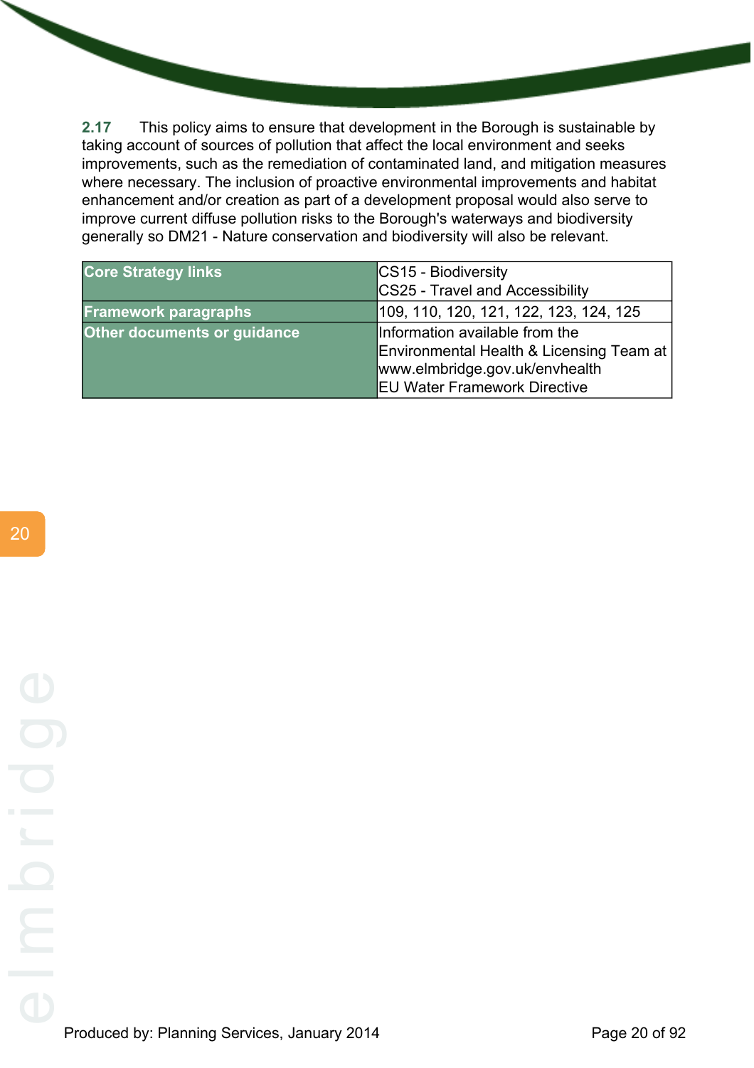**2.17** This policy aims to ensure that development in the Borough is sustainable by taking account of sources of pollution that affect the local environment and seeks improvements, such as the remediation of contaminated land, and mitigation measures where necessary. The inclusion of proactive environmental improvements and habitat enhancement and/or creation as part of a development proposal would also serve to improve current diffuse pollution risks to the Borough's waterways and biodiversity generally so DM21 - Nature conservation and biodiversity will also be relevant.

| | |
|---|---|
| **Core Strategy links** | CS15 - Biodiversity<br>CS25 - Travel and Accessibility |
| **Framework paragraphs** | 109, 110, 120, 121, 122, 123, 124, 125 |
| **Other documents or guidance** | Information available from the Environmental Health & Licensing Team at www.elmbridge.gov.uk/envhealth<br>EU Water Framework Directive |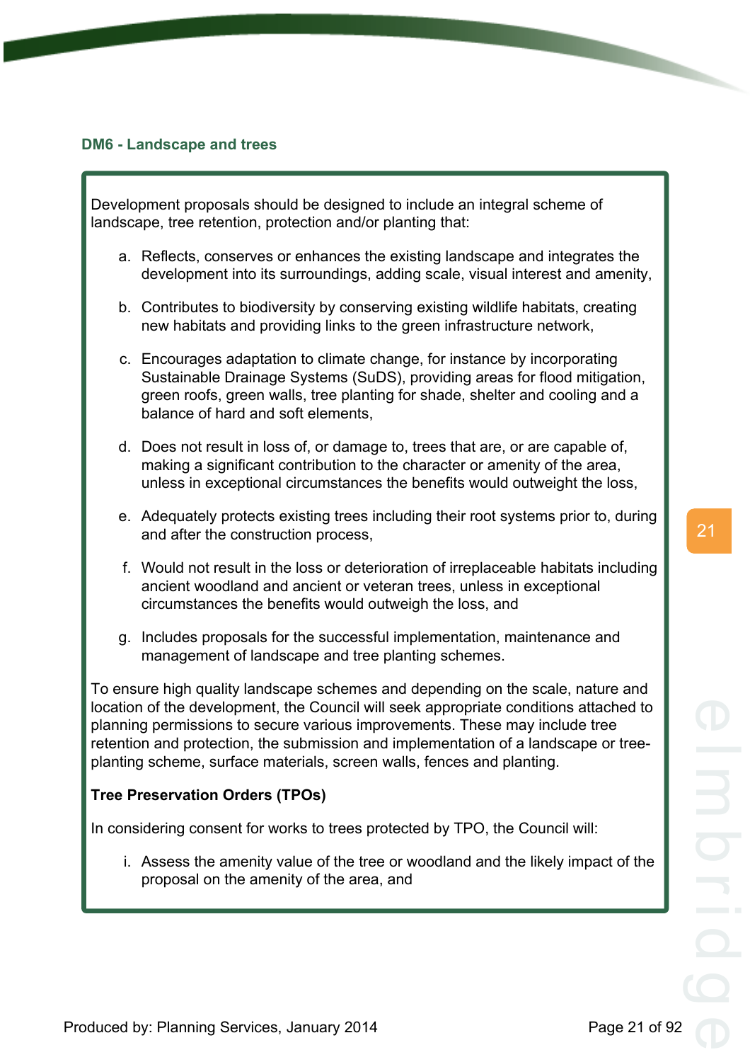### DM6 - Landscape and trees

Development proposals should be designed to include an integral scheme of landscape, tree retention, protection and/or planting that:

a. Reflects, conserves or enhances the existing landscape and integrates the development into its surroundings, adding scale, visual interest and amenity,

b. Contributes to biodiversity by conserving existing wildlife habitats, creating new habitats and providing links to the green infrastructure network,

c. Encourages adaptation to climate change, for instance by incorporating Sustainable Drainage Systems (SuDS), providing areas for flood mitigation, green roofs, green walls, tree planting for shade, shelter and cooling and a balance of hard and soft elements,

d. Does not result in loss of, or damage to, trees that are, or are capable of, making a significant contribution to the character or amenity of the area, unless in exceptional circumstances the benefits would outweight the loss,

e. Adequately protects existing trees including their root systems prior to, during and after the construction process,

f. Would not result in the loss or deterioration of irreplaceable habitats including ancient woodland and ancient or veteran trees, unless in exceptional circumstances the benefits would outweigh the loss, and

g. Includes proposals for the successful implementation, maintenance and management of landscape and tree planting schemes.

To ensure high quality landscape schemes and depending on the scale, nature and location of the development, the Council will seek appropriate conditions attached to planning permissions to secure various improvements. These may include tree retention and protection, the submission and implementation of a landscape or tree-planting scheme, surface materials, screen walls, fences and planting.

**Tree Preservation Orders (TPOs)**

In considering consent for works to trees protected by TPO, the Council will:

i. Assess the amenity value of the tree or woodland and the likely impact of the proposal on the amenity of the area, and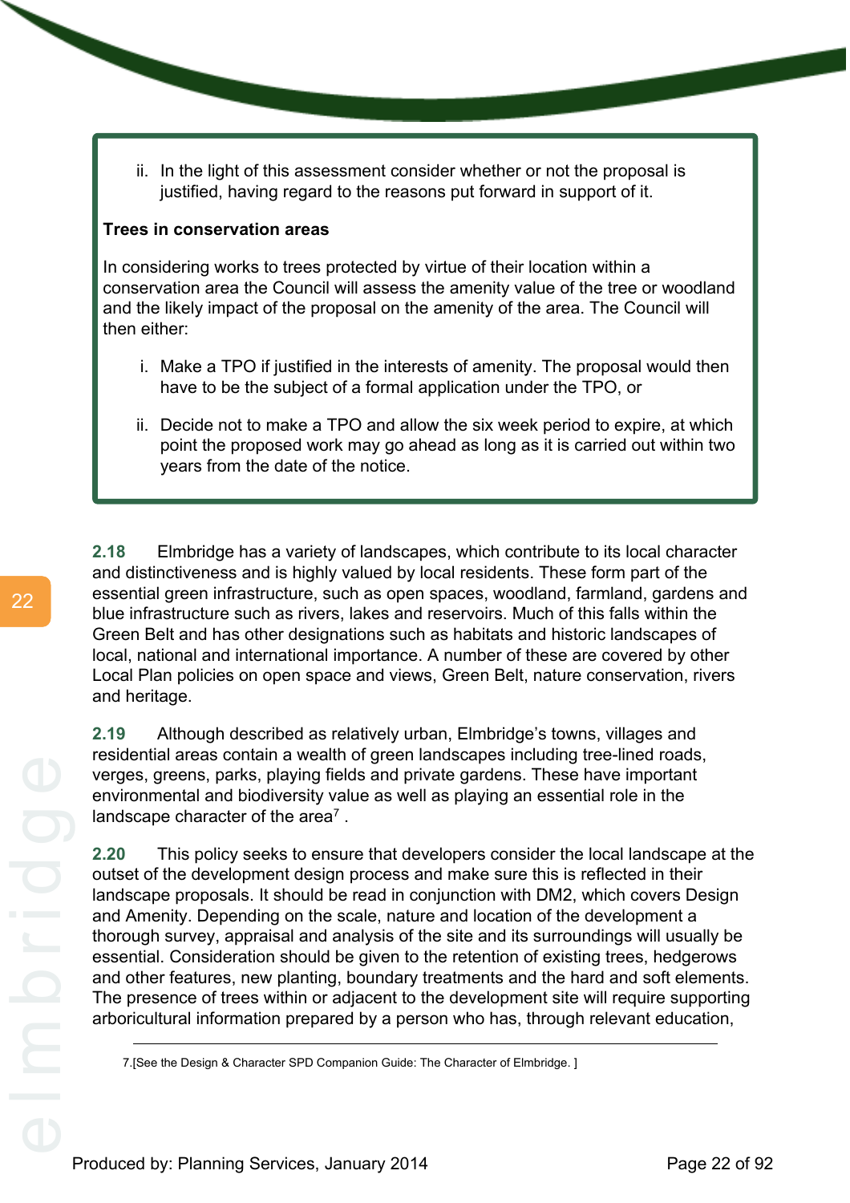ii. In the light of this assessment consider whether or not the proposal is justified, having regard to the reasons put forward in support of it.

**Trees in conservation areas**

In considering works to trees protected by virtue of their location within a conservation area the Council will assess the amenity value of the tree or woodland and the likely impact of the proposal on the amenity of the area. The Council will then either:

i. Make a TPO if justified in the interests of amenity. The proposal would then have to be the subject of a formal application under the TPO, or

ii. Decide not to make a TPO and allow the six week period to expire, at which point the proposed work may go ahead as long as it is carried out within two years from the date of the notice.

**2.18** Elmbridge has a variety of landscapes, which contribute to its local character and distinctiveness and is highly valued by local residents. These form part of the essential green infrastructure, such as open spaces, woodland, farmland, gardens and blue infrastructure such as rivers, lakes and reservoirs. Much of this falls within the Green Belt and has other designations such as habitats and historic landscapes of local, national and international importance. A number of these are covered by other Local Plan policies on open space and views, Green Belt, nature conservation, rivers and heritage.

**2.19** Although described as relatively urban, Elmbridge's towns, villages and residential areas contain a wealth of green landscapes including tree-lined roads, verges, greens, parks, playing fields and private gardens. These have important environmental and biodiversity value as well as playing an essential role in the landscape character of the area[7] .

**2.20** This policy seeks to ensure that developers consider the local landscape at the outset of the development design process and make sure this is reflected in their landscape proposals. It should be read in conjunction with DM2, which covers Design and Amenity. Depending on the scale, nature and location of the development a thorough survey, appraisal and analysis of the site and its surroundings will usually be essential. Consideration should be given to the retention of existing trees, hedgerows and other features, new planting, boundary treatments and the hard and soft elements. The presence of trees within or adjacent to the development site will require supporting arboricultural information prepared by a person who has, through relevant education,

7.[See the Design & Character SPD Companion Guide: The Character of Elmbridge. ]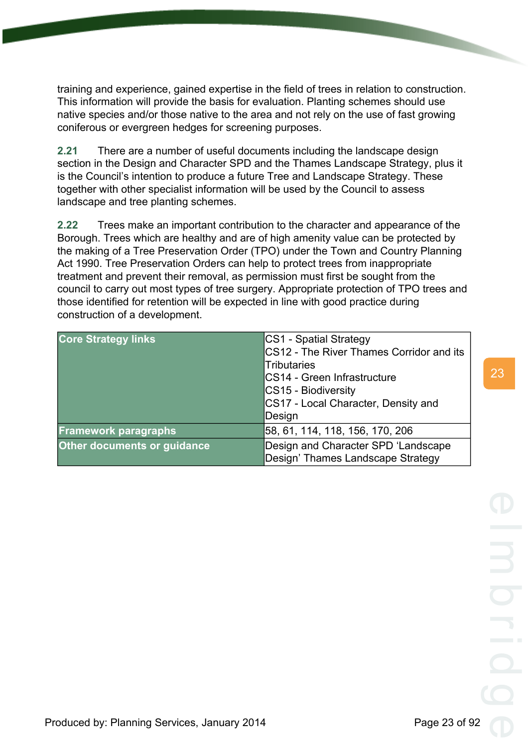training and experience, gained expertise in the field of trees in relation to construction. This information will provide the basis for evaluation. Planting schemes should use native species and/or those native to the area and not rely on the use of fast growing coniferous or evergreen hedges for screening purposes.

**2.21** There are a number of useful documents including the landscape design section in the Design and Character SPD and the Thames Landscape Strategy, plus it is the Council's intention to produce a future Tree and Landscape Strategy. These together with other specialist information will be used by the Council to assess landscape and tree planting schemes.

**2.22** Trees make an important contribution to the character and appearance of the Borough. Trees which are healthy and are of high amenity value can be protected by the making of a Tree Preservation Order (TPO) under the Town and Country Planning Act 1990. Tree Preservation Orders can help to protect trees from inappropriate treatment and prevent their removal, as permission must first be sought from the council to carry out most types of tree surgery. Appropriate protection of TPO trees and those identified for retention will be expected in line with good practice during construction of a development.

| | |
|---|---|
| **Core Strategy links** | CS1 - Spatial Strategy<br>CS12 - The River Thames Corridor and its Tributaries<br>CS14 - Green Infrastructure<br>CS15 - Biodiversity<br>CS17 - Local Character, Density and Design |
| **Framework paragraphs** | 58, 61, 114, 118, 156, 170, 206 |
| **Other documents or guidance** | Design and Character SPD 'Landscape Design' Thames Landscape Strategy |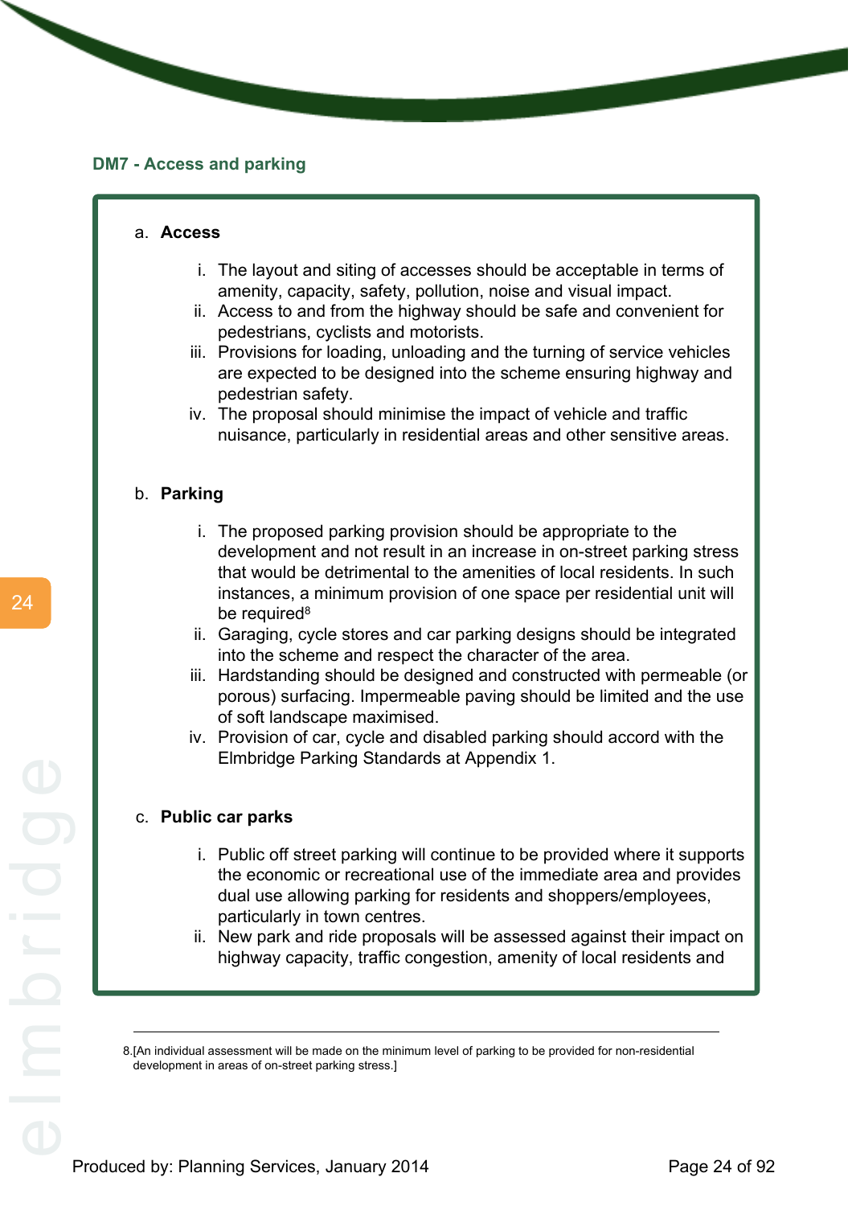## DM7 - Access and parking

a. **Access**

   i. The layout and siting of accesses should be acceptable in terms of amenity, capacity, safety, pollution, noise and visual impact.
   ii. Access to and from the highway should be safe and convenient for pedestrians, cyclists and motorists.
   iii. Provisions for loading, unloading and the turning of service vehicles are expected to be designed into the scheme ensuring highway and pedestrian safety.
   iv. The proposal should minimise the impact of vehicle and traffic nuisance, particularly in residential areas and other sensitive areas.

b. **Parking**

   i. The proposed parking provision should be appropriate to the development and not result in an increase in on-street parking stress that would be detrimental to the amenities of local residents. In such instances, a minimum provision of one space per residential unit will be required[8]
   ii. Garaging, cycle stores and car parking designs should be integrated into the scheme and respect the character of the area.
   iii. Hardstanding should be designed and constructed with permeable (or porous) surfacing. Impermeable paving should be limited and the use of soft landscape maximised.
   iv. Provision of car, cycle and disabled parking should accord with the Elmbridge Parking Standards at Appendix 1.

c. **Public car parks**

   i. Public off street parking will continue to be provided where it supports the economic or recreational use of the immediate area and provides dual use allowing parking for residents and shoppers/employees, particularly in town centres.
   ii. New park and ride proposals will be assessed against their impact on highway capacity, traffic congestion, amenity of local residents and

---

8.[An individual assessment will be made on the minimum level of parking to be provided for non-residential development in areas of on-street parking stress.]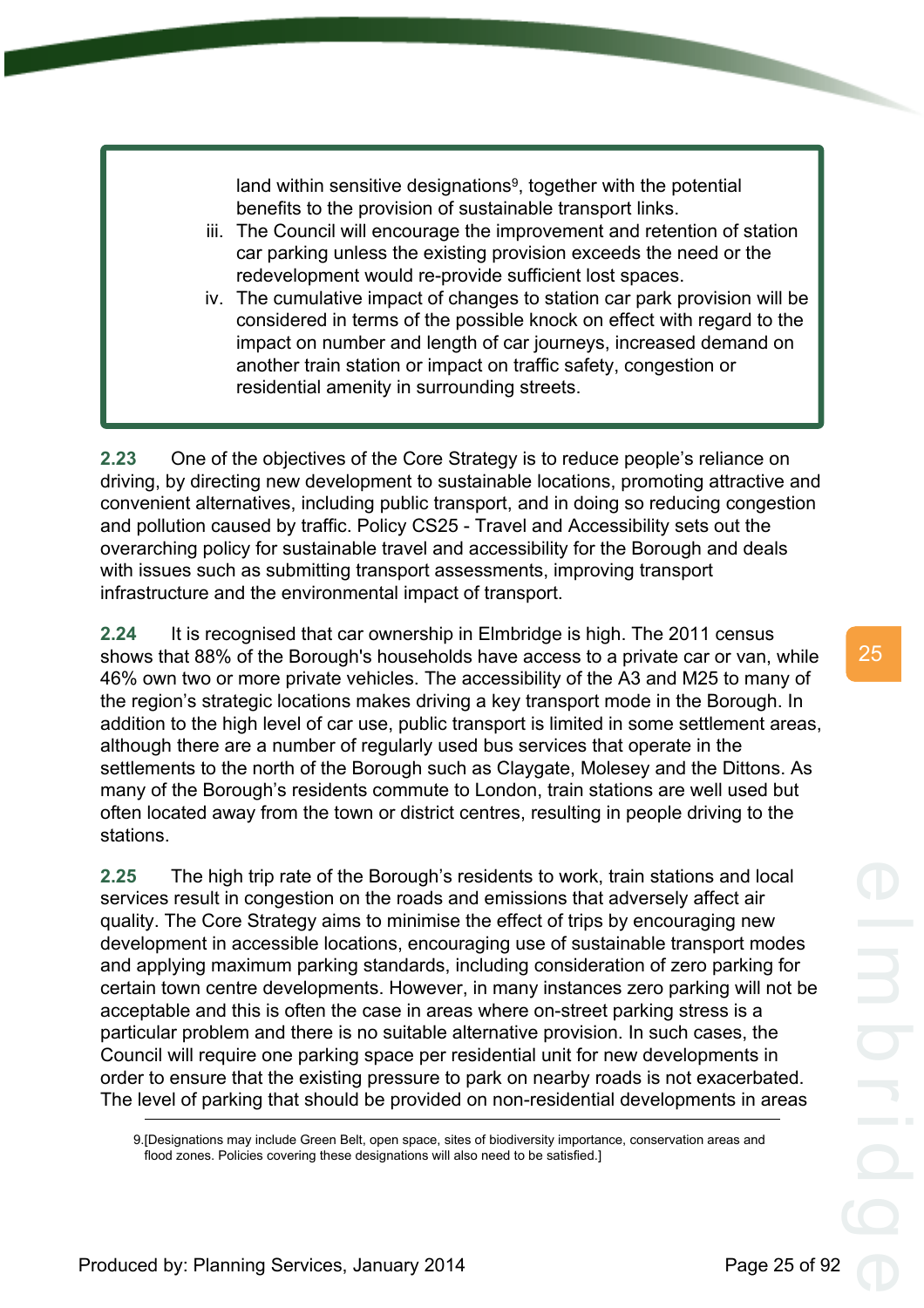land within sensitive designations[9], together with the potential benefits to the provision of sustainable transport links.

iii. The Council will encourage the improvement and retention of station car parking unless the existing provision exceeds the need or the redevelopment would re-provide sufficient lost spaces.

iv. The cumulative impact of changes to station car park provision will be considered in terms of the possible knock on effect with regard to the impact on number and length of car journeys, increased demand on another train station or impact on traffic safety, congestion or residential amenity in surrounding streets.

**2.23** One of the objectives of the Core Strategy is to reduce people's reliance on driving, by directing new development to sustainable locations, promoting attractive and convenient alternatives, including public transport, and in doing so reducing congestion and pollution caused by traffic. Policy CS25 - Travel and Accessibility sets out the overarching policy for sustainable travel and accessibility for the Borough and deals with issues such as submitting transport assessments, improving transport infrastructure and the environmental impact of transport.

**2.24** It is recognised that car ownership in Elmbridge is high. The 2011 census shows that 88% of the Borough's households have access to a private car or van, while 46% own two or more private vehicles. The accessibility of the A3 and M25 to many of the region's strategic locations makes driving a key transport mode in the Borough. In addition to the high level of car use, public transport is limited in some settlement areas, although there are a number of regularly used bus services that operate in the settlements to the north of the Borough such as Claygate, Molesey and the Dittons. As many of the Borough's residents commute to London, train stations are well used but often located away from the town or district centres, resulting in people driving to the stations.

**2.25** The high trip rate of the Borough's residents to work, train stations and local services result in congestion on the roads and emissions that adversely affect air quality. The Core Strategy aims to minimise the effect of trips by encouraging new development in accessible locations, encouraging use of sustainable transport modes and applying maximum parking standards, including consideration of zero parking for certain town centre developments. However, in many instances zero parking will not be acceptable and this is often the case in areas where on-street parking stress is a particular problem and there is no suitable alternative provision. In such cases, the Council will require one parking space per residential unit for new developments in order to ensure that the existing pressure to park on nearby roads is not exacerbated. The level of parking that should be provided on non-residential developments in areas

9.[Designations may include Green Belt, open space, sites of biodiversity importance, conservation areas and flood zones. Policies covering these designations will also need to be satisfied.]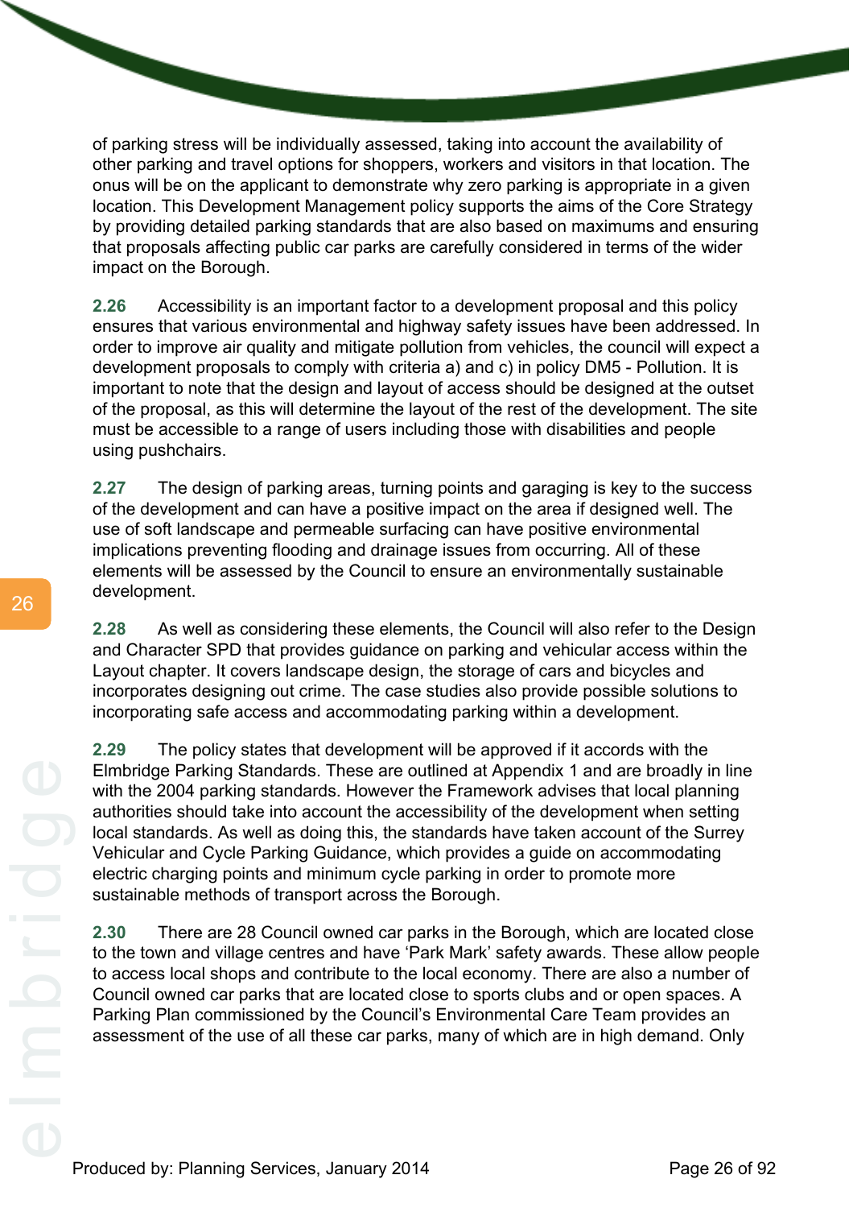of parking stress will be individually assessed, taking into account the availability of other parking and travel options for shoppers, workers and visitors in that location. The onus will be on the applicant to demonstrate why zero parking is appropriate in a given location. This Development Management policy supports the aims of the Core Strategy by providing detailed parking standards that are also based on maximums and ensuring that proposals affecting public car parks are carefully considered in terms of the wider impact on the Borough.

**2.26** Accessibility is an important factor to a development proposal and this policy ensures that various environmental and highway safety issues have been addressed. In order to improve air quality and mitigate pollution from vehicles, the council will expect a development proposals to comply with criteria a) and c) in policy DM5 - Pollution. It is important to note that the design and layout of access should be designed at the outset of the proposal, as this will determine the layout of the rest of the development. The site must be accessible to a range of users including those with disabilities and people using pushchairs.

**2.27** The design of parking areas, turning points and garaging is key to the success of the development and can have a positive impact on the area if designed well. The use of soft landscape and permeable surfacing can have positive environmental implications preventing flooding and drainage issues from occurring. All of these elements will be assessed by the Council to ensure an environmentally sustainable development.

**2.28** As well as considering these elements, the Council will also refer to the Design and Character SPD that provides guidance on parking and vehicular access within the Layout chapter. It covers landscape design, the storage of cars and bicycles and incorporates designing out crime. The case studies also provide possible solutions to incorporating safe access and accommodating parking within a development.

**2.29** The policy states that development will be approved if it accords with the Elmbridge Parking Standards. These are outlined at Appendix 1 and are broadly in line with the 2004 parking standards. However the Framework advises that local planning authorities should take into account the accessibility of the development when setting local standards. As well as doing this, the standards have taken account of the Surrey Vehicular and Cycle Parking Guidance, which provides a guide on accommodating electric charging points and minimum cycle parking in order to promote more sustainable methods of transport across the Borough.

**2.30** There are 28 Council owned car parks in the Borough, which are located close to the town and village centres and have 'Park Mark' safety awards. These allow people to access local shops and contribute to the local economy. There are also a number of Council owned car parks that are located close to sports clubs and or open spaces. A Parking Plan commissioned by the Council's Environmental Care Team provides an assessment of the use of all these car parks, many of which are in high demand. Only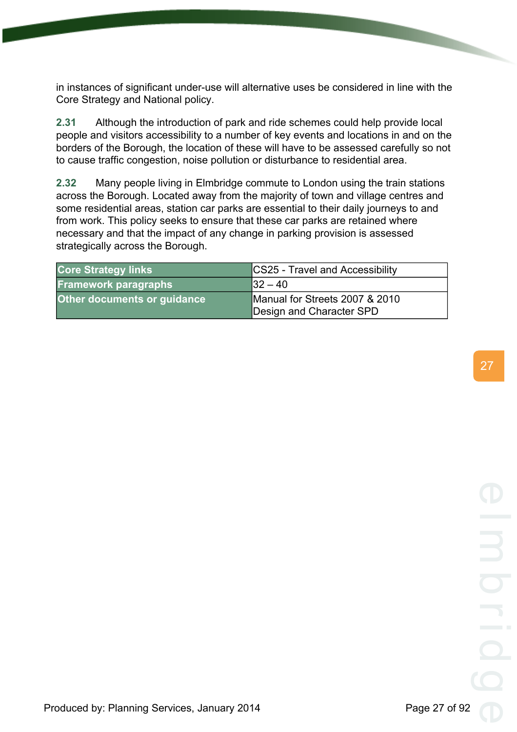in instances of significant under-use will alternative uses be considered in line with the Core Strategy and National policy.

**2.31** Although the introduction of park and ride schemes could help provide local people and visitors accessibility to a number of key events and locations in and on the borders of the Borough, the location of these will have to be assessed carefully so not to cause traffic congestion, noise pollution or disturbance to residential area.

**2.32** Many people living in Elmbridge commute to London using the train stations across the Borough. Located away from the majority of town and village centres and some residential areas, station car parks are essential to their daily journeys to and from work. This policy seeks to ensure that these car parks are retained where necessary and that the impact of any change in parking provision is assessed strategically across the Borough.

| | |
|---|---|
| **Core Strategy links** | CS25 - Travel and Accessibility |
| **Framework paragraphs** | 32 – 40 |
| **Other documents or guidance** | Manual for Streets 2007 & 2010<br>Design and Character SPD |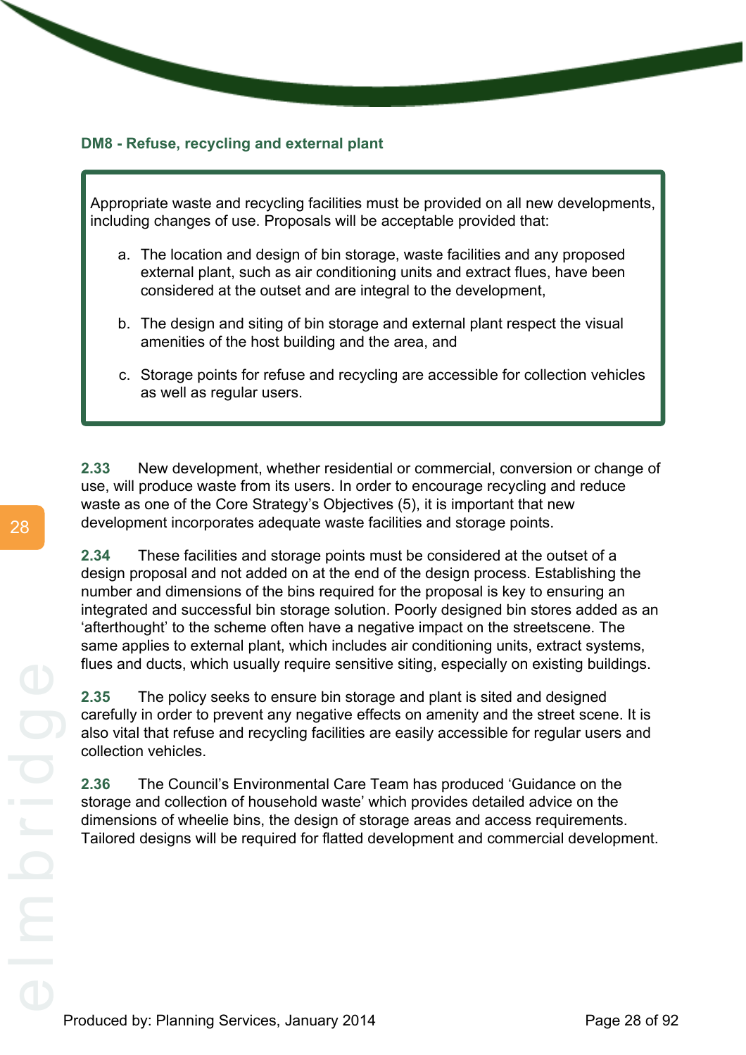## DM8 - Refuse, recycling and external plant

Appropriate waste and recycling facilities must be provided on all new developments, including changes of use. Proposals will be acceptable provided that:

a. The location and design of bin storage, waste facilities and any proposed external plant, such as air conditioning units and extract flues, have been considered at the outset and are integral to the development,

b. The design and siting of bin storage and external plant respect the visual amenities of the host building and the area, and

c. Storage points for refuse and recycling are accessible for collection vehicles as well as regular users.

**2.33** New development, whether residential or commercial, conversion or change of use, will produce waste from its users. In order to encourage recycling and reduce waste as one of the Core Strategy's Objectives (5), it is important that new development incorporates adequate waste facilities and storage points.

**2.34** These facilities and storage points must be considered at the outset of a design proposal and not added on at the end of the design process. Establishing the number and dimensions of the bins required for the proposal is key to ensuring an integrated and successful bin storage solution. Poorly designed bin stores added as an 'afterthought' to the scheme often have a negative impact on the streetscene. The same applies to external plant, which includes air conditioning units, extract systems, flues and ducts, which usually require sensitive siting, especially on existing buildings.

**2.35** The policy seeks to ensure bin storage and plant is sited and designed carefully in order to prevent any negative effects on amenity and the street scene. It is also vital that refuse and recycling facilities are easily accessible for regular users and collection vehicles.

**2.36** The Council's Environmental Care Team has produced 'Guidance on the storage and collection of household waste' which provides detailed advice on the dimensions of wheelie bins, the design of storage areas and access requirements. Tailored designs will be required for flatted development and commercial development.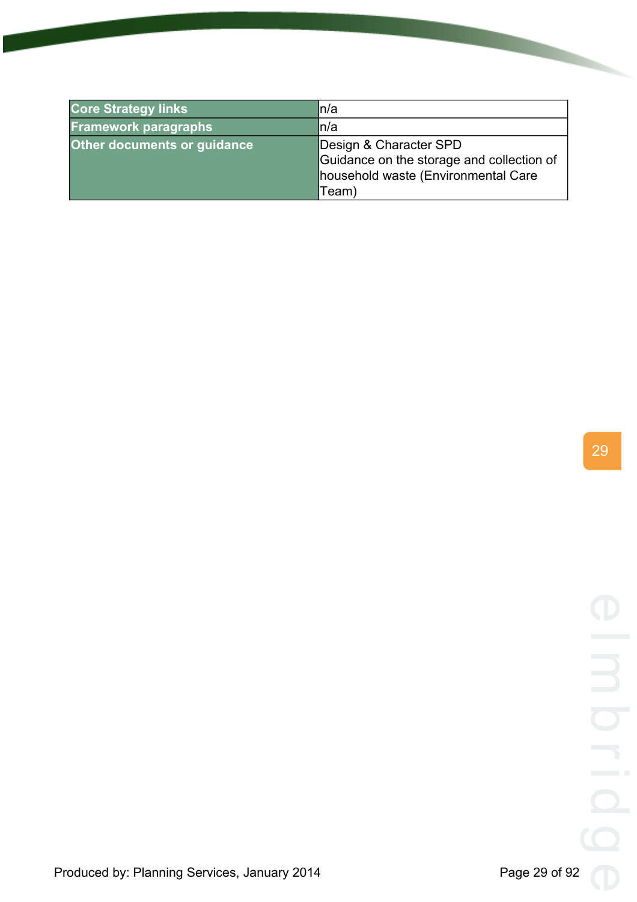| Core Strategy links | n/a |
| --- | --- |
| Framework paragraphs | n/a |
| Other documents or guidance | Design & Character SPD<br>Guidance on the storage and collection of household waste (Environmental Care Team) |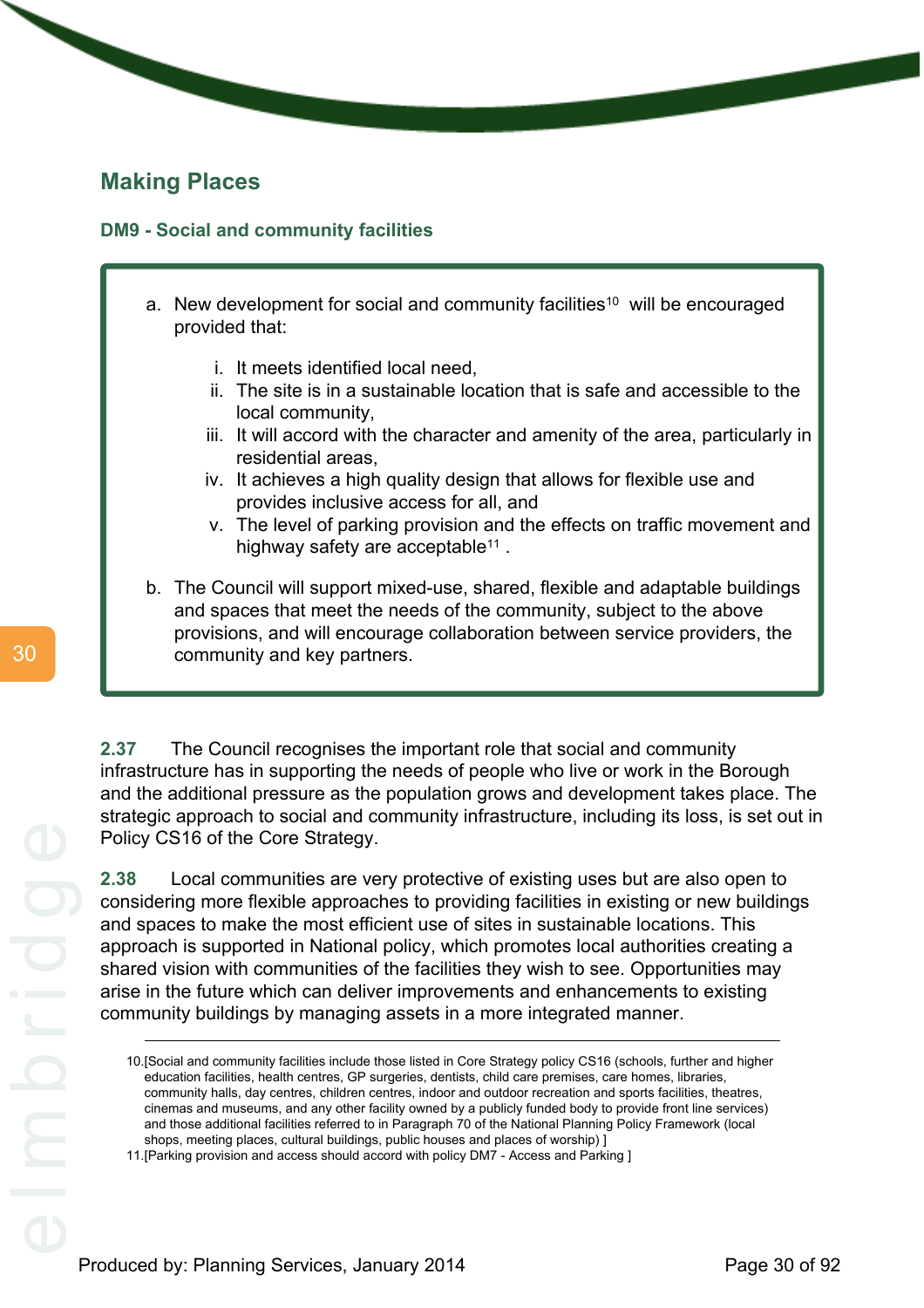## Making Places

### DM9 - Social and community facilities

a. New development for social and community facilities[10] will be encouraged provided that:

   i. It meets identified local need,
   ii. The site is in a sustainable location that is safe and accessible to the local community,
   iii. It will accord with the character and amenity of the area, particularly in residential areas,
   iv. It achieves a high quality design that allows for flexible use and provides inclusive access for all, and
   v. The level of parking provision and the effects on traffic movement and highway safety are acceptable[11] .

b. The Council will support mixed-use, shared, flexible and adaptable buildings and spaces that meet the needs of the community, subject to the above provisions, and will encourage collaboration between service providers, the community and key partners.

**2.37** The Council recognises the important role that social and community infrastructure has in supporting the needs of people who live or work in the Borough and the additional pressure as the population grows and development takes place. The strategic approach to social and community infrastructure, including its loss, is set out in Policy CS16 of the Core Strategy.

**2.38** Local communities are very protective of existing uses but are also open to considering more flexible approaches to providing facilities in existing or new buildings and spaces to make the most efficient use of sites in sustainable locations. This approach is supported in National policy, which promotes local authorities creating a shared vision with communities of the facilities they wish to see. Opportunities may arise in the future which can deliver improvements and enhancements to existing community buildings by managing assets in a more integrated manner.

---

10.[Social and community facilities include those listed in Core Strategy policy CS16 (schools, further and higher education facilities, health centres, GP surgeries, dentists, child care premises, care homes, libraries, community halls, day centres, children centres, indoor and outdoor recreation and sports facilities, theatres, cinemas and museums, and any other facility owned by a publicly funded body to provide front line services) and those additional facilities referred to in Paragraph 70 of the National Planning Policy Framework (local shops, meeting places, cultural buildings, public houses and places of worship) ]

11.[Parking provision and access should accord with policy DM7 - Access and Parking ]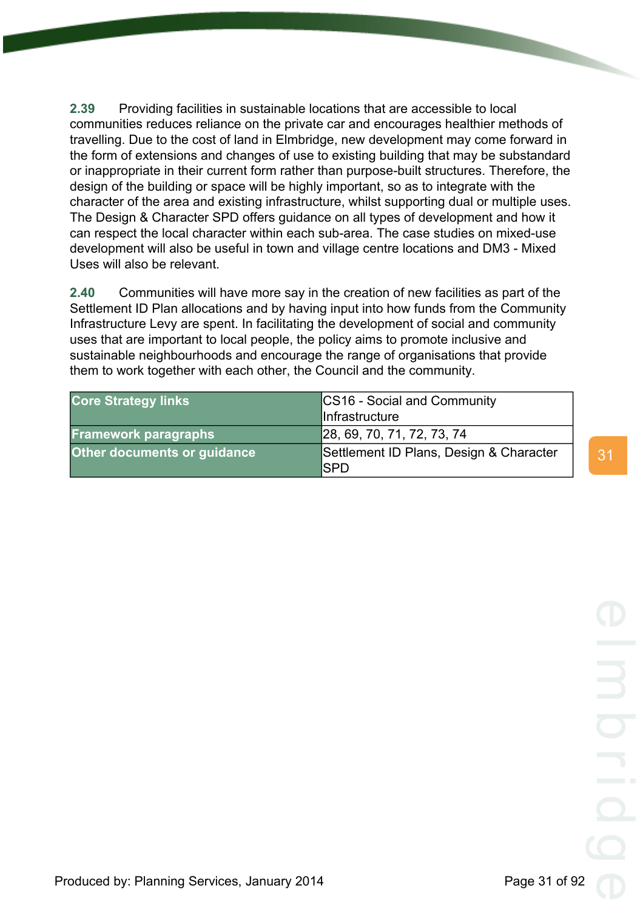**2.39** Providing facilities in sustainable locations that are accessible to local communities reduces reliance on the private car and encourages healthier methods of travelling. Due to the cost of land in Elmbridge, new development may come forward in the form of extensions and changes of use to existing building that may be substandard or inappropriate in their current form rather than purpose-built structures. Therefore, the design of the building or space will be highly important, so as to integrate with the character of the area and existing infrastructure, whilst supporting dual or multiple uses. The Design & Character SPD offers guidance on all types of development and how it can respect the local character within each sub-area. The case studies on mixed-use development will also be useful in town and village centre locations and DM3 - Mixed Uses will also be relevant.

**2.40** Communities will have more say in the creation of new facilities as part of the Settlement ID Plan allocations and by having input into how funds from the Community Infrastructure Levy are spent. In facilitating the development of social and community uses that are important to local people, the policy aims to promote inclusive and sustainable neighbourhoods and encourage the range of organisations that provide them to work together with each other, the Council and the community.

| | |
|---|---|
| **Core Strategy links** | CS16 - Social and Community Infrastructure |
| **Framework paragraphs** | 28, 69, 70, 71, 72, 73, 74 |
| **Other documents or guidance** | Settlement ID Plans, Design & Character SPD |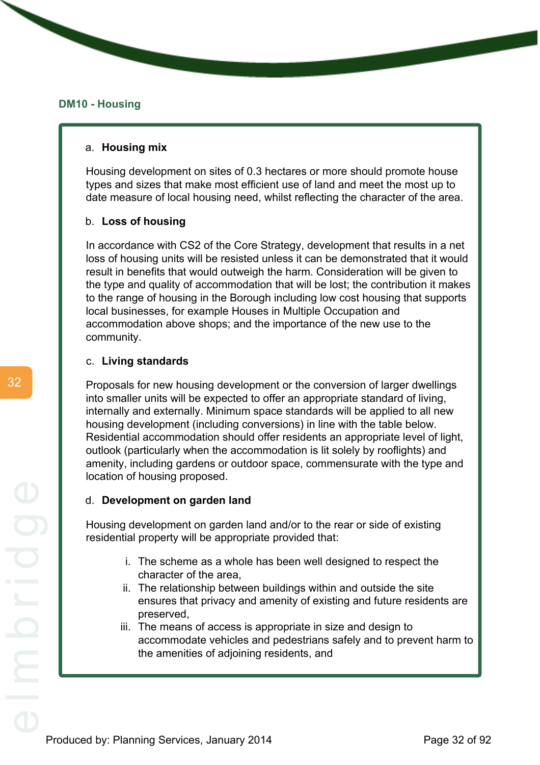### DM10 - Housing

a. **Housing mix**

Housing development on sites of 0.3 hectares or more should promote house types and sizes that make most efficient use of land and meet the most up to date measure of local housing need, whilst reflecting the character of the area.

b. **Loss of housing**

In accordance with CS2 of the Core Strategy, development that results in a net loss of housing units will be resisted unless it can be demonstrated that it would result in benefits that would outweigh the harm. Consideration will be given to the type and quality of accommodation that will be lost; the contribution it makes to the range of housing in the Borough including low cost housing that supports local businesses, for example Houses in Multiple Occupation and accommodation above shops; and the importance of the new use to the community.

c. **Living standards**

Proposals for new housing development or the conversion of larger dwellings into smaller units will be expected to offer an appropriate standard of living, internally and externally. Minimum space standards will be applied to all new housing development (including conversions) in line with the table below. Residential accommodation should offer residents an appropriate level of light, outlook (particularly when the accommodation is lit solely by rooflights) and amenity, including gardens or outdoor space, commensurate with the type and location of housing proposed.

d. **Development on garden land**

Housing development on garden land and/or to the rear or side of existing residential property will be appropriate provided that:

i. The scheme as a whole has been well designed to respect the character of the area,
ii. The relationship between buildings within and outside the site ensures that privacy and amenity of existing and future residents are preserved,
iii. The means of access is appropriate in size and design to accommodate vehicles and pedestrians safely and to prevent harm to the amenities of adjoining residents, and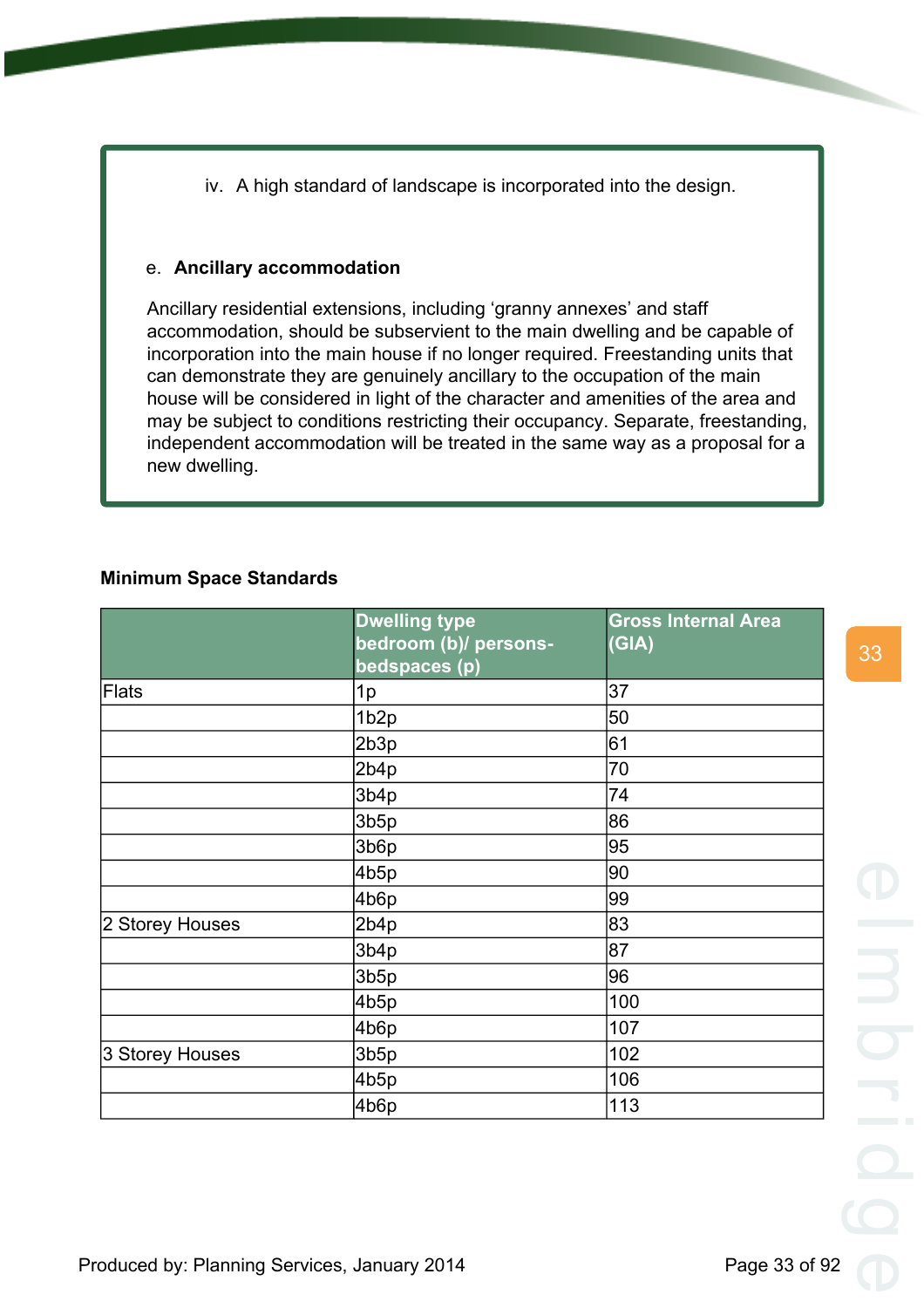iv. A high standard of landscape is incorporated into the design.

e. **Ancillary accommodation**

Ancillary residential extensions, including 'granny annexes' and staff accommodation, should be subservient to the main dwelling and be capable of incorporation into the main house if no longer required. Freestanding units that can demonstrate they are genuinely ancillary to the occupation of the main house will be considered in light of the character and amenities of the area and may be subject to conditions restricting their occupancy. Separate, freestanding, independent accommodation will be treated in the same way as a proposal for a new dwelling.

**Minimum Space Standards**

| | Dwelling type bedroom (b)/ persons-bedspaces (p) | Gross Internal Area (GIA) |
|---|---|---|
| Flats | 1p | 37 |
| | 1b2p | 50 |
| | 2b3p | 61 |
| | 2b4p | 70 |
| | 3b4p | 74 |
| | 3b5p | 86 |
| | 3b6p | 95 |
| | 4b5p | 90 |
| | 4b6p | 99 |
| 2 Storey Houses | 2b4p | 83 |
| | 3b4p | 87 |
| | 3b5p | 96 |
| | 4b5p | 100 |
| | 4b6p | 107 |
| 3 Storey Houses | 3b5p | 102 |
| | 4b5p | 106 |
| | 4b6p | 113 |

Produced by: Planning Services, January 2014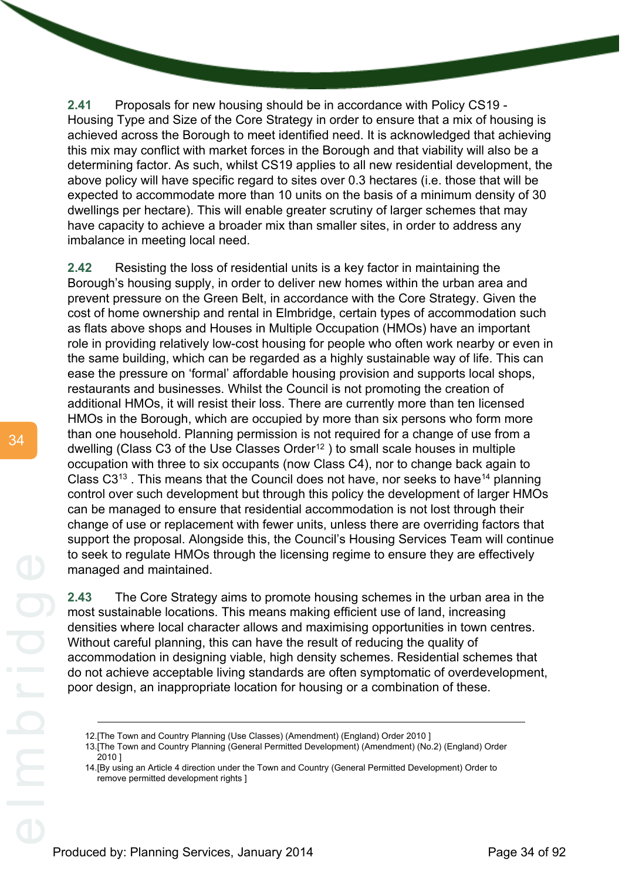**2.41** Proposals for new housing should be in accordance with Policy CS19 - Housing Type and Size of the Core Strategy in order to ensure that a mix of housing is achieved across the Borough to meet identified need. It is acknowledged that achieving this mix may conflict with market forces in the Borough and that viability will also be a determining factor. As such, whilst CS19 applies to all new residential development, the above policy will have specific regard to sites over 0.3 hectares (i.e. those that will be expected to accommodate more than 10 units on the basis of a minimum density of 30 dwellings per hectare). This will enable greater scrutiny of larger schemes that may have capacity to achieve a broader mix than smaller sites, in order to address any imbalance in meeting local need.

**2.42** Resisting the loss of residential units is a key factor in maintaining the Borough's housing supply, in order to deliver new homes within the urban area and prevent pressure on the Green Belt, in accordance with the Core Strategy. Given the cost of home ownership and rental in Elmbridge, certain types of accommodation such as flats above shops and Houses in Multiple Occupation (HMOs) have an important role in providing relatively low-cost housing for people who often work nearby or even in the same building, which can be regarded as a highly sustainable way of life. This can ease the pressure on 'formal' affordable housing provision and supports local shops, restaurants and businesses. Whilst the Council is not promoting the creation of additional HMOs, it will resist their loss. There are currently more than ten licensed HMOs in the Borough, which are occupied by more than six persons who form more than one household. Planning permission is not required for a change of use from a dwelling (Class C3 of the Use Classes Order[12] ) to small scale houses in multiple occupation with three to six occupants (now Class C4), nor to change back again to Class C3[13] . This means that the Council does not have, nor seeks to have[14] planning control over such development but through this policy the development of larger HMOs can be managed to ensure that residential accommodation is not lost through their change of use or replacement with fewer units, unless there are overriding factors that support the proposal. Alongside this, the Council's Housing Services Team will continue to seek to regulate HMOs through the licensing regime to ensure they are effectively managed and maintained.

**2.43** The Core Strategy aims to promote housing schemes in the urban area in the most sustainable locations. This means making efficient use of land, increasing densities where local character allows and maximising opportunities in town centres. Without careful planning, this can have the result of reducing the quality of accommodation in designing viable, high density schemes. Residential schemes that do not achieve acceptable living standards are often symptomatic of overdevelopment, poor design, an inappropriate location for housing or a combination of these.

---

12.[The Town and Country Planning (Use Classes) (Amendment) (England) Order 2010 ]
13.[The Town and Country Planning (General Permitted Development) (Amendment) (No.2) (England) Order 2010 ]
14.[By using an Article 4 direction under the Town and Country (General Permitted Development) Order to remove permitted development rights ]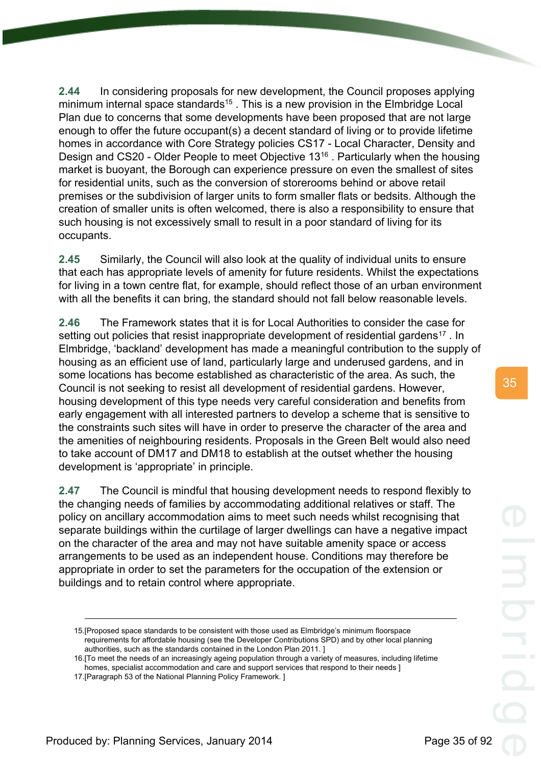**2.44** In considering proposals for new development, the Council proposes applying minimum internal space standards[15] . This is a new provision in the Elmbridge Local Plan due to concerns that some developments have been proposed that are not large enough to offer the future occupant(s) a decent standard of living or to provide lifetime homes in accordance with Core Strategy policies CS17 - Local Character, Density and Design and CS20 - Older People to meet Objective 13[16] . Particularly when the housing market is buoyant, the Borough can experience pressure on even the smallest of sites for residential units, such as the conversion of storerooms behind or above retail premises or the subdivision of larger units to form smaller flats or bedsits. Although the creation of smaller units is often welcomed, there is also a responsibility to ensure that such housing is not excessively small to result in a poor standard of living for its occupants.

**2.45** Similarly, the Council will also look at the quality of individual units to ensure that each has appropriate levels of amenity for future residents. Whilst the expectations for living in a town centre flat, for example, should reflect those of an urban environment with all the benefits it can bring, the standard should not fall below reasonable levels.

**2.46** The Framework states that it is for Local Authorities to consider the case for setting out policies that resist inappropriate development of residential gardens[17] . In Elmbridge, 'backland' development has made a meaningful contribution to the supply of housing as an efficient use of land, particularly large and underused gardens, and in some locations has become established as characteristic of the area. As such, the Council is not seeking to resist all development of residential gardens. However, housing development of this type needs very careful consideration and benefits from early engagement with all interested partners to develop a scheme that is sensitive to the constraints such sites will have in order to preserve the character of the area and the amenities of neighbouring residents. Proposals in the Green Belt would also need to take account of DM17 and DM18 to establish at the outset whether the housing development is 'appropriate' in principle.

**2.47** The Council is mindful that housing development needs to respond flexibly to the changing needs of families by accommodating additional relatives or staff. The policy on ancillary accommodation aims to meet such needs whilst recognising that separate buildings within the curtilage of larger dwellings can have a negative impact on the character of the area and may not have suitable amenity space or access arrangements to be used as an independent house. Conditions may therefore be appropriate in order to set the parameters for the occupation of the extension or buildings and to retain control where appropriate.

---

15.[Proposed space standards to be consistent with those used as Elmbridge's minimum floorspace requirements for affordable housing (see the Developer Contributions SPD) and by other local planning authorities, such as the standards contained in the London Plan 2011. ]

16.[To meet the needs of an increasingly ageing population through a variety of measures, including lifetime homes, specialist accommodation and care and support services that respond to their needs ]

17.[Paragraph 53 of the National Planning Policy Framework. ]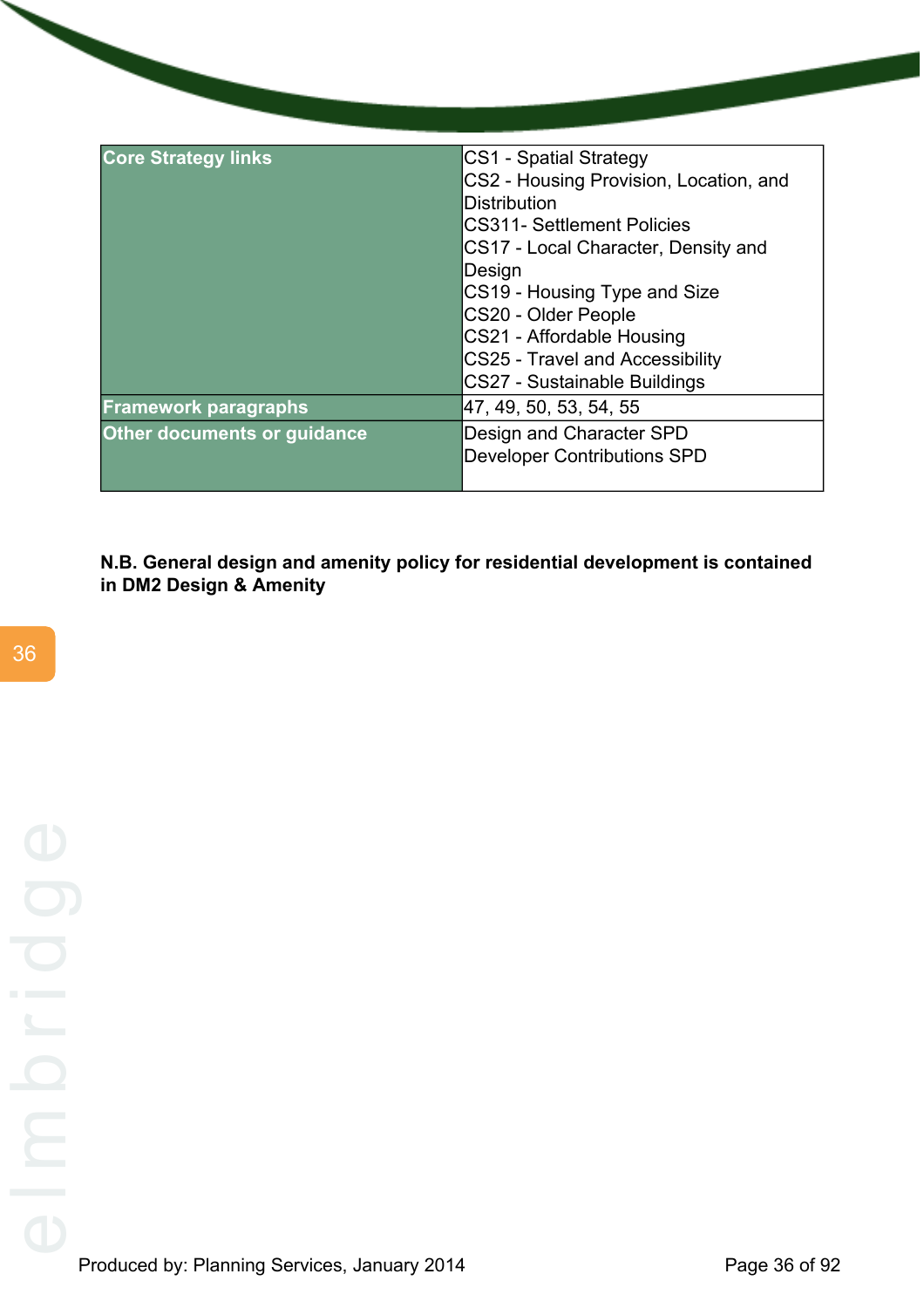| Core Strategy links | CS1 - Spatial Strategy<br>CS2 - Housing Provision, Location, and Distribution<br>CS311- Settlement Policies<br>CS17 - Local Character, Density and Design<br>CS19 - Housing Type and Size<br>CS20 - Older People<br>CS21 - Affordable Housing<br>CS25 - Travel and Accessibility<br>CS27 - Sustainable Buildings |
|---|---|
| Framework paragraphs | 47, 49, 50, 53, 54, 55 |
| Other documents or guidance | Design and Character SPD<br>Developer Contributions SPD |

**N.B. General design and amenity policy for residential development is contained in DM2 Design & Amenity**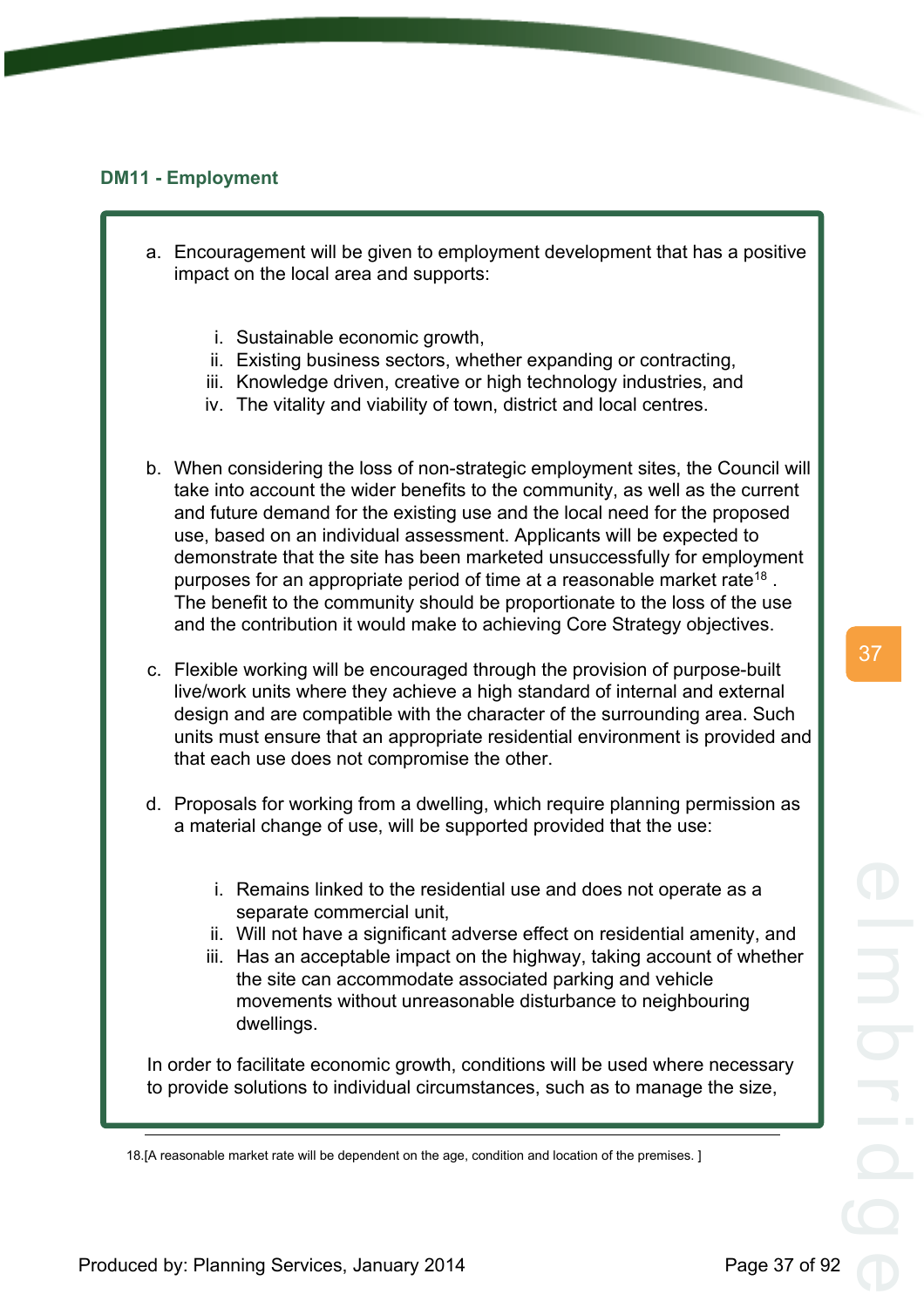### DM11 - Employment

a. Encouragement will be given to employment development that has a positive impact on the local area and supports:

   i. Sustainable economic growth,
   ii. Existing business sectors, whether expanding or contracting,
   iii. Knowledge driven, creative or high technology industries, and
   iv. The vitality and viability of town, district and local centres.

b. When considering the loss of non-strategic employment sites, the Council will take into account the wider benefits to the community, as well as the current and future demand for the existing use and the local need for the proposed use, based on an individual assessment. Applicants will be expected to demonstrate that the site has been marketed unsuccessfully for employment purposes for an appropriate period of time at a reasonable market rate[18] . The benefit to the community should be proportionate to the loss of the use and the contribution it would make to achieving Core Strategy objectives.

c. Flexible working will be encouraged through the provision of purpose-built live/work units where they achieve a high standard of internal and external design and are compatible with the character of the surrounding area. Such units must ensure that an appropriate residential environment is provided and that each use does not compromise the other.

d. Proposals for working from a dwelling, which require planning permission as a material change of use, will be supported provided that the use:

   i. Remains linked to the residential use and does not operate as a separate commercial unit,
   ii. Will not have a significant adverse effect on residential amenity, and
   iii. Has an acceptable impact on the highway, taking account of whether the site can accommodate associated parking and vehicle movements without unreasonable disturbance to neighbouring dwellings.

In order to facilitate economic growth, conditions will be used where necessary to provide solutions to individual circumstances, such as to manage the size,

---

18.[A reasonable market rate will be dependent on the age, condition and location of the premises. ]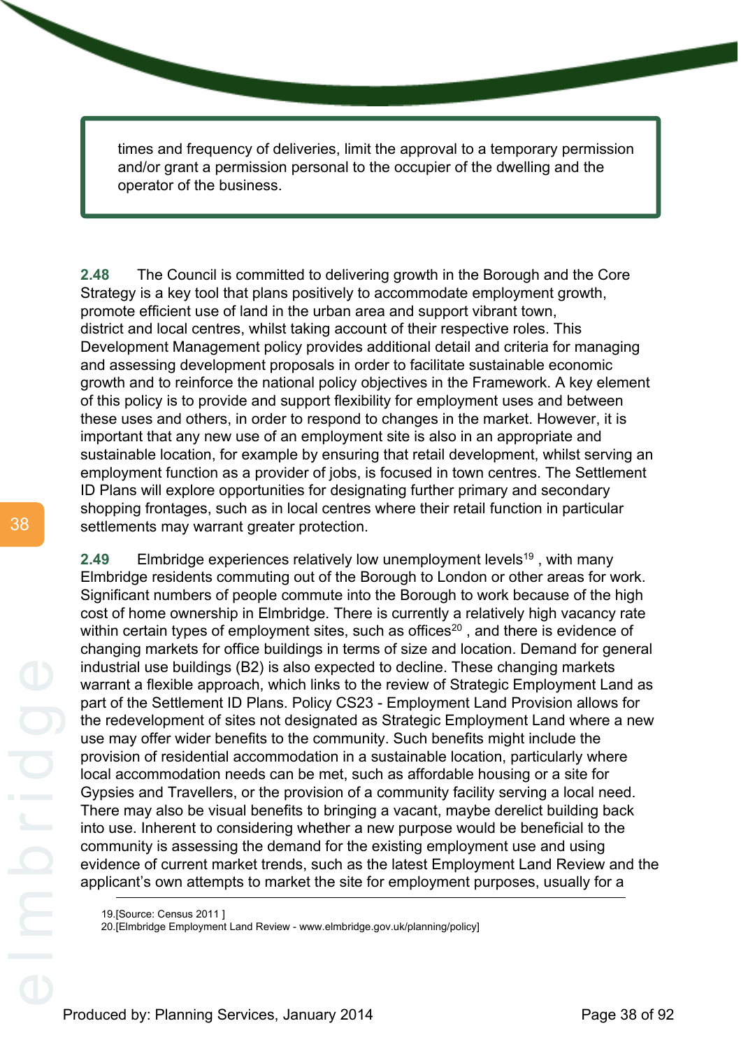times and frequency of deliveries, limit the approval to a temporary permission and/or grant a permission personal to the occupier of the dwelling and the operator of the business.

**2.48** The Council is committed to delivering growth in the Borough and the Core Strategy is a key tool that plans positively to accommodate employment growth, promote efficient use of land in the urban area and support vibrant town, district and local centres, whilst taking account of their respective roles. This Development Management policy provides additional detail and criteria for managing and assessing development proposals in order to facilitate sustainable economic growth and to reinforce the national policy objectives in the Framework. A key element of this policy is to provide and support flexibility for employment uses and between these uses and others, in order to respond to changes in the market. However, it is important that any new use of an employment site is also in an appropriate and sustainable location, for example by ensuring that retail development, whilst serving an employment function as a provider of jobs, is focused in town centres. The Settlement ID Plans will explore opportunities for designating further primary and secondary shopping frontages, such as in local centres where their retail function in particular settlements may warrant greater protection.

**2.49** Elmbridge experiences relatively low unemployment levels[19] , with many Elmbridge residents commuting out of the Borough to London or other areas for work. Significant numbers of people commute into the Borough to work because of the high cost of home ownership in Elmbridge. There is currently a relatively high vacancy rate within certain types of employment sites, such as offices[20] , and there is evidence of changing markets for office buildings in terms of size and location. Demand for general industrial use buildings (B2) is also expected to decline. These changing markets warrant a flexible approach, which links to the review of Strategic Employment Land as part of the Settlement ID Plans. Policy CS23 - Employment Land Provision allows for the redevelopment of sites not designated as Strategic Employment Land where a new use may offer wider benefits to the community. Such benefits might include the provision of residential accommodation in a sustainable location, particularly where local accommodation needs can be met, such as affordable housing or a site for Gypsies and Travellers, or the provision of a community facility serving a local need. There may also be visual benefits to bringing a vacant, maybe derelict building back into use. Inherent to considering whether a new purpose would be beneficial to the community is assessing the demand for the existing employment use and using evidence of current market trends, such as the latest Employment Land Review and the applicant's own attempts to market the site for employment purposes, usually for a

19.[Source: Census 2011 ]
20.[Elmbridge Employment Land Review - www.elmbridge.gov.uk/planning/policy]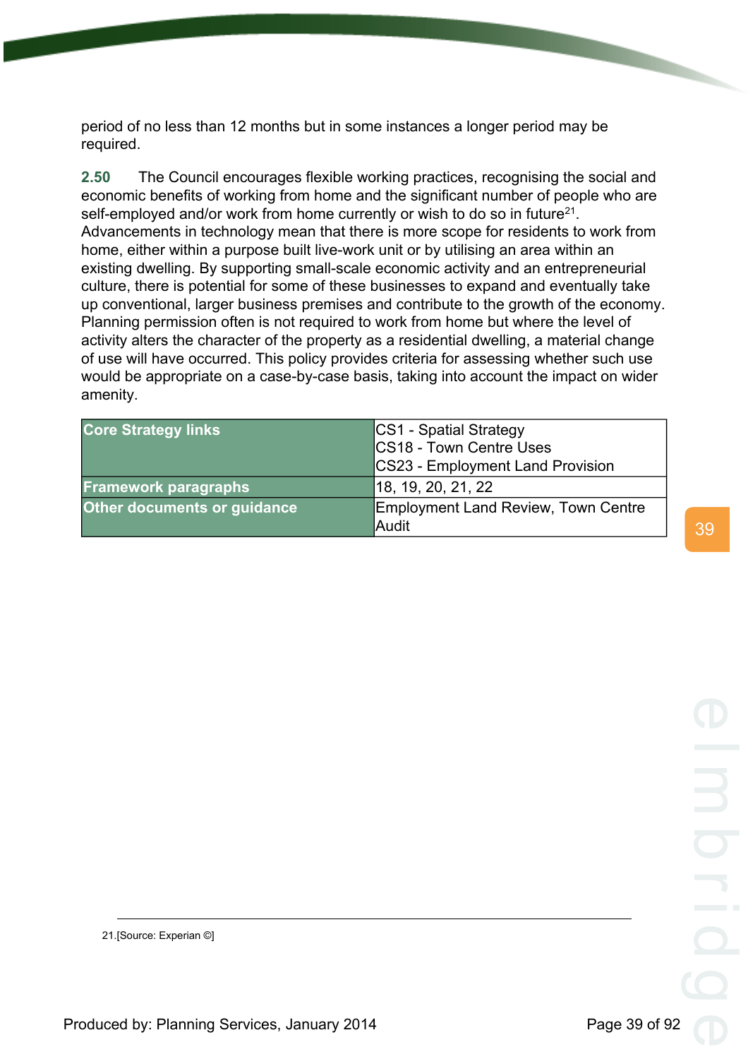period of no less than 12 months but in some instances a longer period may be required.

**2.50** The Council encourages flexible working practices, recognising the social and economic benefits of working from home and the significant number of people who are self-employed and/or work from home currently or wish to do so in future[21]. Advancements in technology mean that there is more scope for residents to work from home, either within a purpose built live-work unit or by utilising an area within an existing dwelling. By supporting small-scale economic activity and an entrepreneurial culture, there is potential for some of these businesses to expand and eventually take up conventional, larger business premises and contribute to the growth of the economy. Planning permission often is not required to work from home but where the level of activity alters the character of the property as a residential dwelling, a material change of use will have occurred. This policy provides criteria for assessing whether such use would be appropriate on a case-by-case basis, taking into account the impact on wider amenity.

| | |
|---|---|
| **Core Strategy links** | CS1 - Spatial Strategy<br>CS18 - Town Centre Uses<br>CS23 - Employment Land Provision |
| **Framework paragraphs** | 18, 19, 20, 21, 22 |
| **Other documents or guidance** | Employment Land Review, Town Centre Audit |

21.[Source: Experian ©]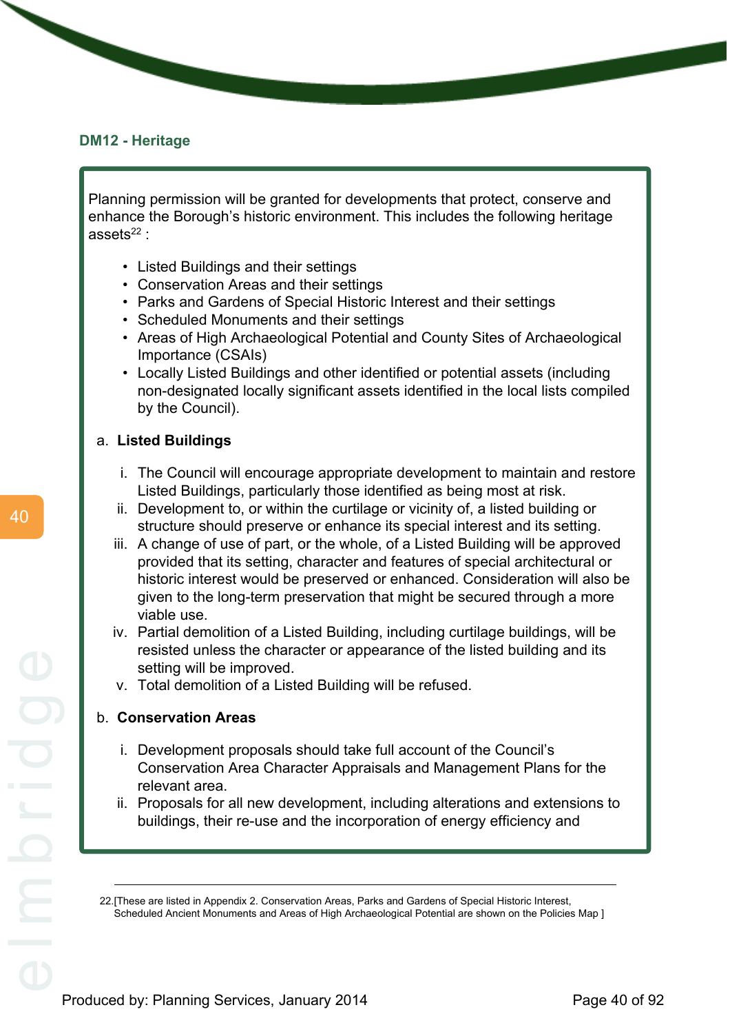### DM12 - Heritage

Planning permission will be granted for developments that protect, conserve and enhance the Borough's historic environment. This includes the following heritage assets[22] :

- Listed Buildings and their settings
- Conservation Areas and their settings
- Parks and Gardens of Special Historic Interest and their settings
- Scheduled Monuments and their settings
- Areas of High Archaeological Potential and County Sites of Archaeological Importance (CSAIs)
- Locally Listed Buildings and other identified or potential assets (including non-designated locally significant assets identified in the local lists compiled by the Council).

a. **Listed Buildings**

   i. The Council will encourage appropriate development to maintain and restore Listed Buildings, particularly those identified as being most at risk.
   ii. Development to, or within the curtilage or vicinity of, a listed building or structure should preserve or enhance its special interest and its setting.
   iii. A change of use of part, or the whole, of a Listed Building will be approved provided that its setting, character and features of special architectural or historic interest would be preserved or enhanced. Consideration will also be given to the long-term preservation that might be secured through a more viable use.
   iv. Partial demolition of a Listed Building, including curtilage buildings, will be resisted unless the character or appearance of the listed building and its setting will be improved.
   v. Total demolition of a Listed Building will be refused.

b. **Conservation Areas**

   i. Development proposals should take full account of the Council's Conservation Area Character Appraisals and Management Plans for the relevant area.
   ii. Proposals for all new development, including alterations and extensions to buildings, their re-use and the incorporation of energy efficiency and

22.[These are listed in Appendix 2. Conservation Areas, Parks and Gardens of Special Historic Interest, Scheduled Ancient Monuments and Areas of High Archaeological Potential are shown on the Policies Map ]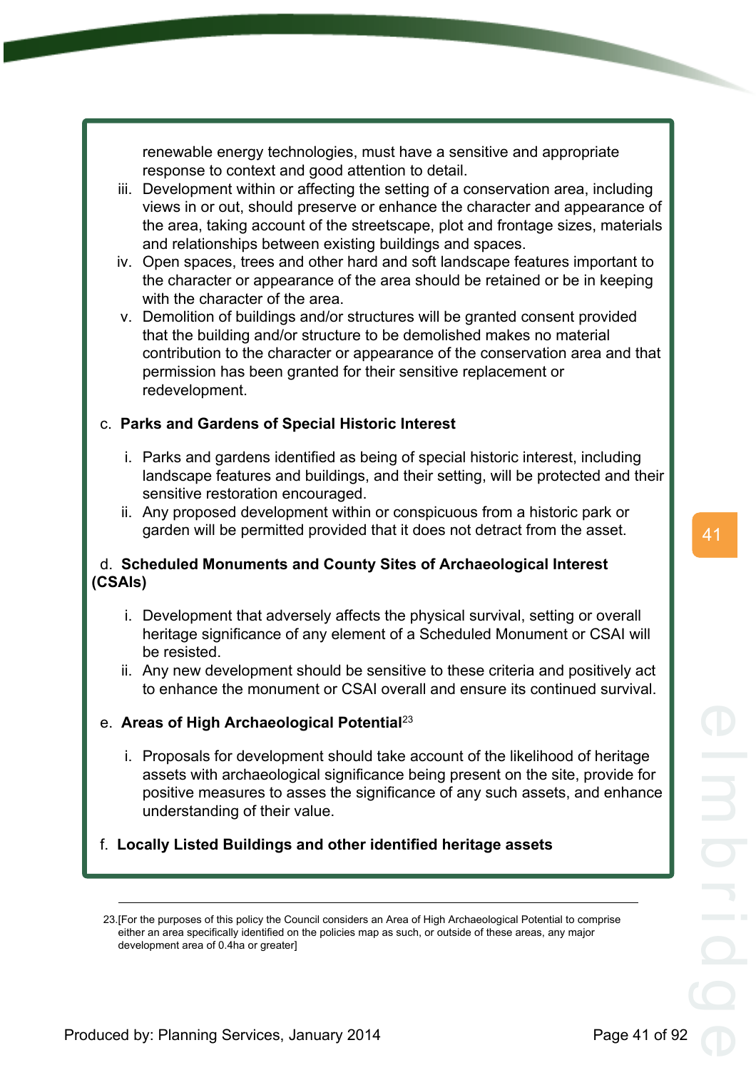renewable energy technologies, must have a sensitive and appropriate response to context and good attention to detail.

iii. Development within or affecting the setting of a conservation area, including views in or out, should preserve or enhance the character and appearance of the area, taking account of the streetscape, plot and frontage sizes, materials and relationships between existing buildings and spaces.

iv. Open spaces, trees and other hard and soft landscape features important to the character or appearance of the area should be retained or be in keeping with the character of the area.

v. Demolition of buildings and/or structures will be granted consent provided that the building and/or structure to be demolished makes no material contribution to the character or appearance of the conservation area and that permission has been granted for their sensitive replacement or redevelopment.

c. **Parks and Gardens of Special Historic Interest**

i. Parks and gardens identified as being of special historic interest, including landscape features and buildings, and their setting, will be protected and their sensitive restoration encouraged.

ii. Any proposed development within or conspicuous from a historic park or garden will be permitted provided that it does not detract from the asset.

d. **Scheduled Monuments and County Sites of Archaeological Interest (CSAIs)**

i. Development that adversely affects the physical survival, setting or overall heritage significance of any element of a Scheduled Monument or CSAI will be resisted.

ii. Any new development should be sensitive to these criteria and positively act to enhance the monument or CSAI overall and ensure its continued survival.

e. **Areas of High Archaeological Potential**[23]

i. Proposals for development should take account of the likelihood of heritage assets with archaeological significance being present on the site, provide for positive measures to asses the significance of any such assets, and enhance understanding of their value.

f. **Locally Listed Buildings and other identified heritage assets**

---

23.[For the purposes of this policy the Council considers an Area of High Archaeological Potential to comprise either an area specifically identified on the policies map as such, or outside of these areas, any major development area of 0.4ha or greater]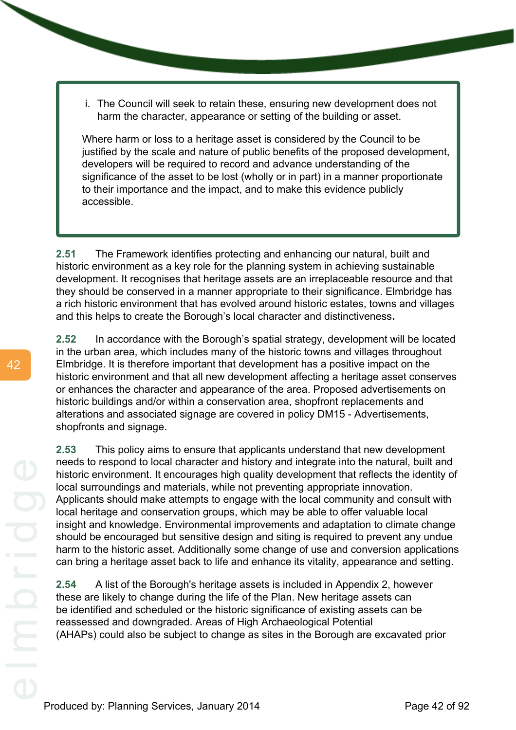> i. The Council will seek to retain these, ensuring new development does not harm the character, appearance or setting of the building or asset.
>
> Where harm or loss to a heritage asset is considered by the Council to be justified by the scale and nature of public benefits of the proposed development, developers will be required to record and advance understanding of the significance of the asset to be lost (wholly or in part) in a manner proportionate to their importance and the impact, and to make this evidence publicly accessible.

**2.51** The Framework identifies protecting and enhancing our natural, built and historic environment as a key role for the planning system in achieving sustainable development. It recognises that heritage assets are an irreplaceable resource and that they should be conserved in a manner appropriate to their significance. Elmbridge has a rich historic environment that has evolved around historic estates, towns and villages and this helps to create the Borough's local character and distinctiveness.

**2.52** In accordance with the Borough's spatial strategy, development will be located in the urban area, which includes many of the historic towns and villages throughout Elmbridge. It is therefore important that development has a positive impact on the historic environment and that all new development affecting a heritage asset conserves or enhances the character and appearance of the area. Proposed advertisements on historic buildings and/or within a conservation area, shopfront replacements and alterations and associated signage are covered in policy DM15 - Advertisements, shopfronts and signage.

**2.53** This policy aims to ensure that applicants understand that new development needs to respond to local character and history and integrate into the natural, built and historic environment. It encourages high quality development that reflects the identity of local surroundings and materials, while not preventing appropriate innovation. Applicants should make attempts to engage with the local community and consult with local heritage and conservation groups, which may be able to offer valuable local insight and knowledge. Environmental improvements and adaptation to climate change should be encouraged but sensitive design and siting is required to prevent any undue harm to the historic asset. Additionally some change of use and conversion applications can bring a heritage asset back to life and enhance its vitality, appearance and setting.

**2.54** A list of the Borough's heritage assets is included in Appendix 2, however these are likely to change during the life of the Plan. New heritage assets can be identified and scheduled or the historic significance of existing assets can be reassessed and downgraded. Areas of High Archaeological Potential (AHAPs) could also be subject to change as sites in the Borough are excavated prior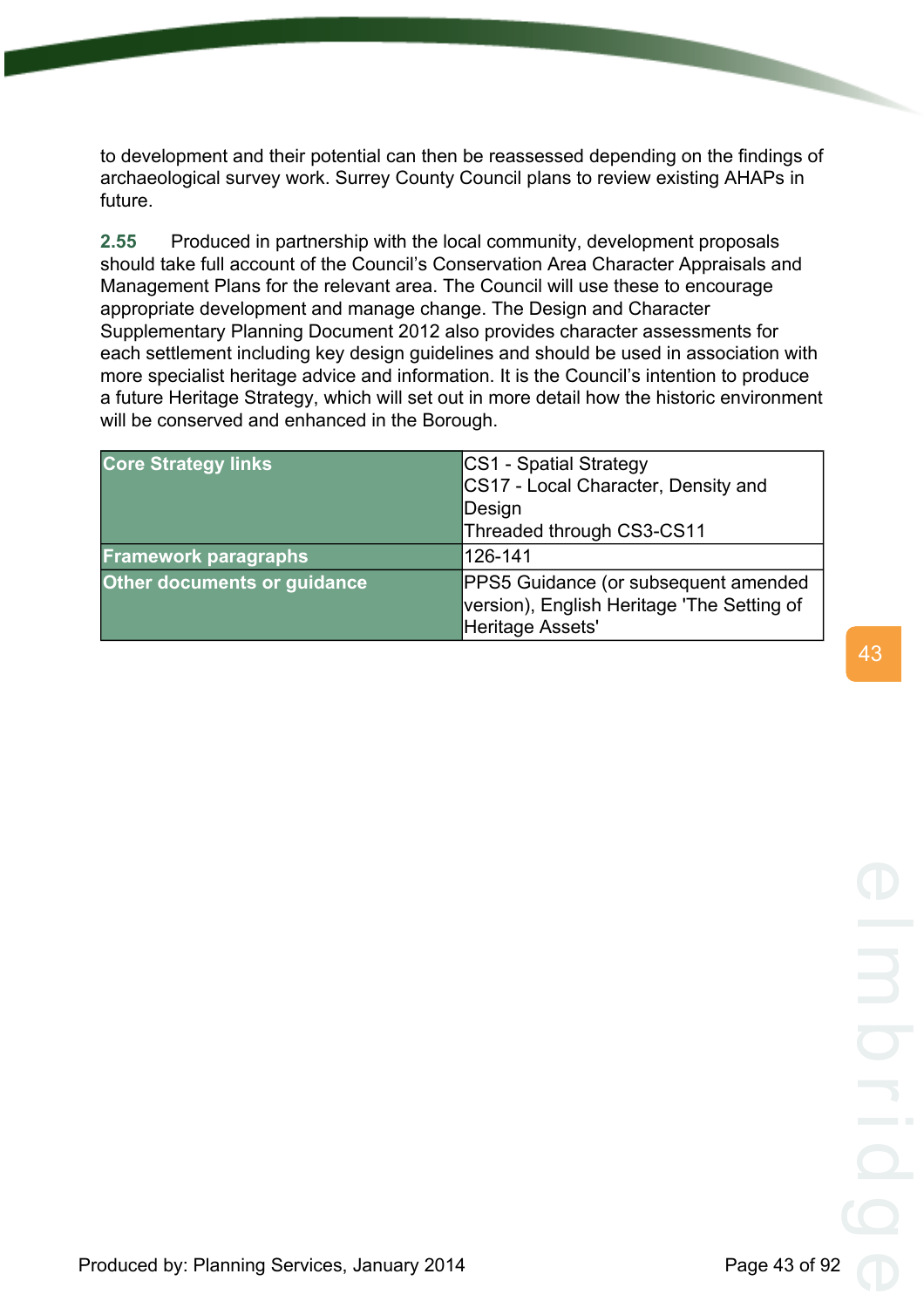to development and their potential can then be reassessed depending on the findings of archaeological survey work. Surrey County Council plans to review existing AHAPs in future.

**2.55** Produced in partnership with the local community, development proposals should take full account of the Council's Conservation Area Character Appraisals and Management Plans for the relevant area. The Council will use these to encourage appropriate development and manage change. The Design and Character Supplementary Planning Document 2012 also provides character assessments for each settlement including key design guidelines and should be used in association with more specialist heritage advice and information. It is the Council's intention to produce a future Heritage Strategy, which will set out in more detail how the historic environment will be conserved and enhanced in the Borough.

| | |
|---|---|
| **Core Strategy links** | CS1 - Spatial Strategy<br>CS17 - Local Character, Density and Design<br>Threaded through CS3-CS11 |
| **Framework paragraphs** | 126-141 |
| **Other documents or guidance** | PPS5 Guidance (or subsequent amended version), English Heritage 'The Setting of Heritage Assets' |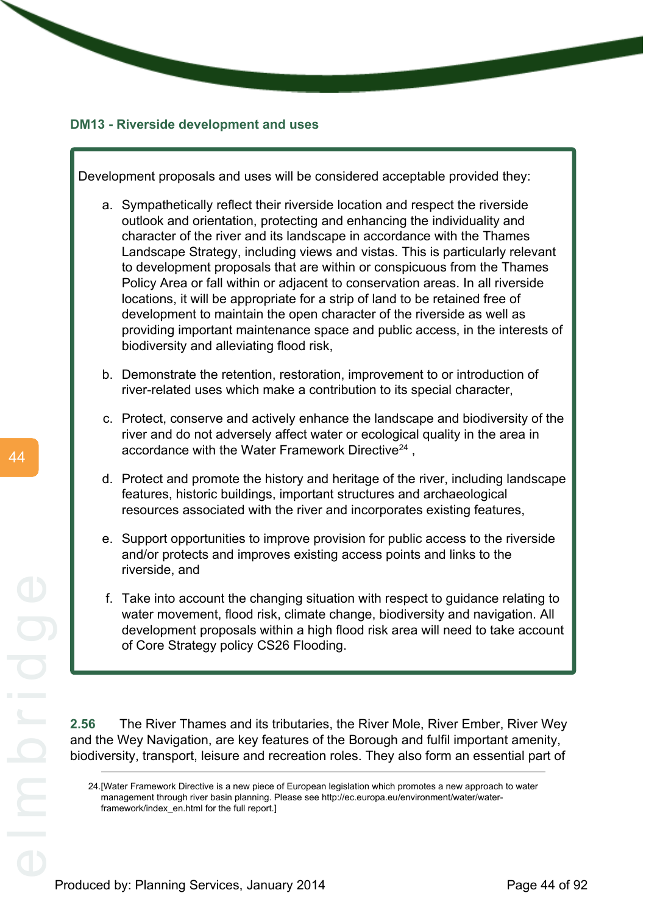### DM13 - Riverside development and uses

Development proposals and uses will be considered acceptable provided they:

a. Sympathetically reflect their riverside location and respect the riverside outlook and orientation, protecting and enhancing the individuality and character of the river and its landscape in accordance with the Thames Landscape Strategy, including views and vistas. This is particularly relevant to development proposals that are within or conspicuous from the Thames Policy Area or fall within or adjacent to conservation areas. In all riverside locations, it will be appropriate for a strip of land to be retained free of development to maintain the open character of the riverside as well as providing important maintenance space and public access, in the interests of biodiversity and alleviating flood risk,

b. Demonstrate the retention, restoration, improvement to or introduction of river-related uses which make a contribution to its special character,

c. Protect, conserve and actively enhance the landscape and biodiversity of the river and do not adversely affect water or ecological quality in the area in accordance with the Water Framework Directive[24] ,

d. Protect and promote the history and heritage of the river, including landscape features, historic buildings, important structures and archaeological resources associated with the river and incorporates existing features,

e. Support opportunities to improve provision for public access to the riverside and/or protects and improves existing access points and links to the riverside, and

f. Take into account the changing situation with respect to guidance relating to water movement, flood risk, climate change, biodiversity and navigation. All development proposals within a high flood risk area will need to take account of Core Strategy policy CS26 Flooding.

**2.56** The River Thames and its tributaries, the River Mole, River Ember, River Wey and the Wey Navigation, are key features of the Borough and fulfil important amenity, biodiversity, transport, leisure and recreation roles. They also form an essential part of

24.[Water Framework Directive is a new piece of European legislation which promotes a new approach to water management through river basin planning. Please see http://ec.europa.eu/environment/water/water-framework/index_en.html for the full report.]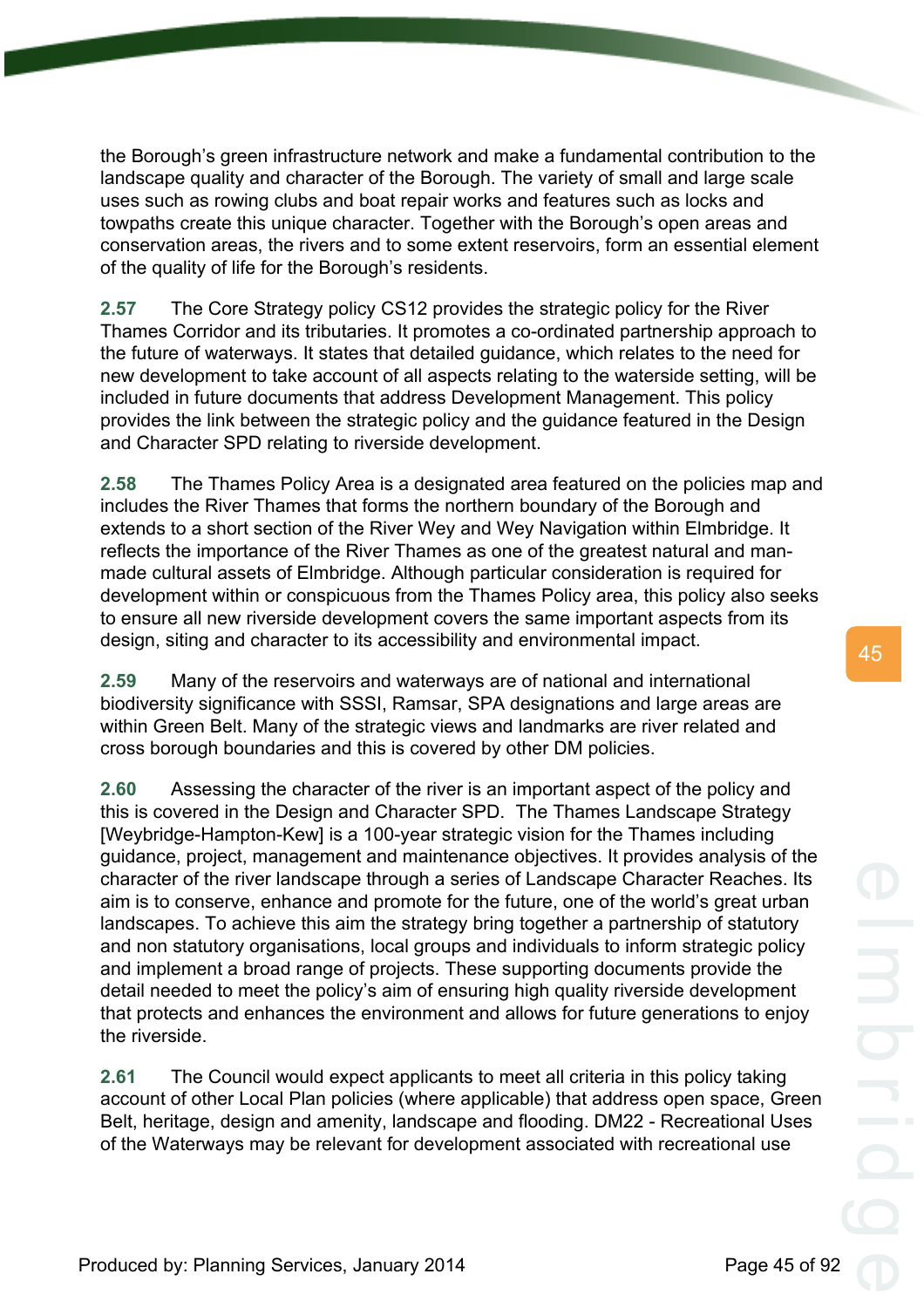the Borough's green infrastructure network and make a fundamental contribution to the landscape quality and character of the Borough. The variety of small and large scale uses such as rowing clubs and boat repair works and features such as locks and towpaths create this unique character. Together with the Borough's open areas and conservation areas, the rivers and to some extent reservoirs, form an essential element of the quality of life for the Borough's residents.

**2.57** The Core Strategy policy CS12 provides the strategic policy for the River Thames Corridor and its tributaries. It promotes a co-ordinated partnership approach to the future of waterways. It states that detailed guidance, which relates to the need for new development to take account of all aspects relating to the waterside setting, will be included in future documents that address Development Management. This policy provides the link between the strategic policy and the guidance featured in the Design and Character SPD relating to riverside development.

**2.58** The Thames Policy Area is a designated area featured on the policies map and includes the River Thames that forms the northern boundary of the Borough and extends to a short section of the River Wey and Wey Navigation within Elmbridge. It reflects the importance of the River Thames as one of the greatest natural and man-made cultural assets of Elmbridge. Although particular consideration is required for development within or conspicuous from the Thames Policy area, this policy also seeks to ensure all new riverside development covers the same important aspects from its design, siting and character to its accessibility and environmental impact.

**2.59** Many of the reservoirs and waterways are of national and international biodiversity significance with SSSI, Ramsar, SPA designations and large areas are within Green Belt. Many of the strategic views and landmarks are river related and cross borough boundaries and this is covered by other DM policies.

**2.60** Assessing the character of the river is an important aspect of the policy and this is covered in the Design and Character SPD. The Thames Landscape Strategy [Weybridge-Hampton-Kew] is a 100-year strategic vision for the Thames including guidance, project, management and maintenance objectives. It provides analysis of the character of the river landscape through a series of Landscape Character Reaches. Its aim is to conserve, enhance and promote for the future, one of the world's great urban landscapes. To achieve this aim the strategy bring together a partnership of statutory and non statutory organisations, local groups and individuals to inform strategic policy and implement a broad range of projects. These supporting documents provide the detail needed to meet the policy's aim of ensuring high quality riverside development that protects and enhances the environment and allows for future generations to enjoy the riverside.

**2.61** The Council would expect applicants to meet all criteria in this policy taking account of other Local Plan policies (where applicable) that address open space, Green Belt, heritage, design and amenity, landscape and flooding. DM22 - Recreational Uses of the Waterways may be relevant for development associated with recreational use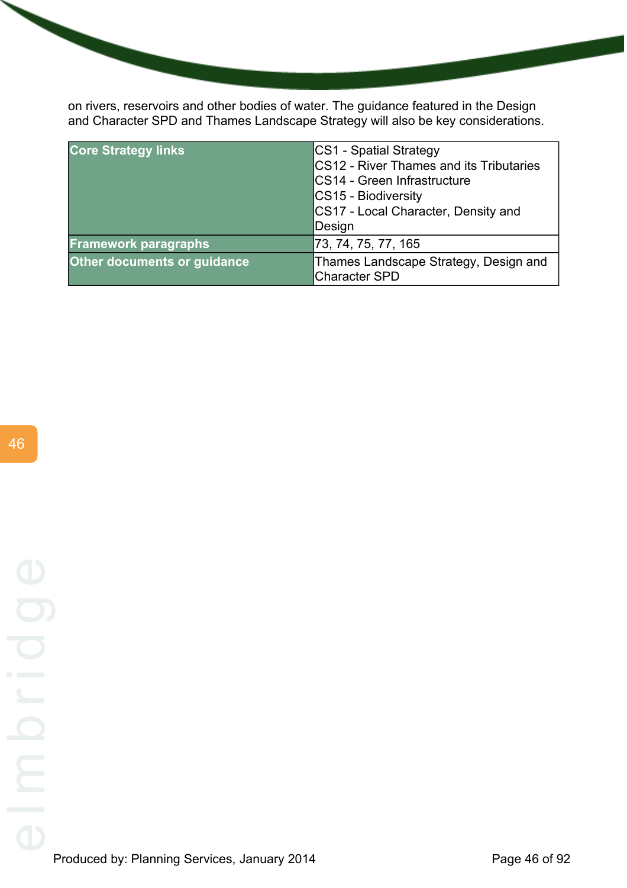on rivers, reservoirs and other bodies of water. The guidance featured in the Design and Character SPD and Thames Landscape Strategy will also be key considerations.

| **Core Strategy links** | CS1 - Spatial Strategy<br>CS12 - River Thames and its Tributaries<br>CS14 - Green Infrastructure<br>CS15 - Biodiversity<br>CS17 - Local Character, Density and Design |
|---|---|
| **Framework paragraphs** | 73, 74, 75, 77, 165 |
| **Other documents or guidance** | Thames Landscape Strategy, Design and Character SPD |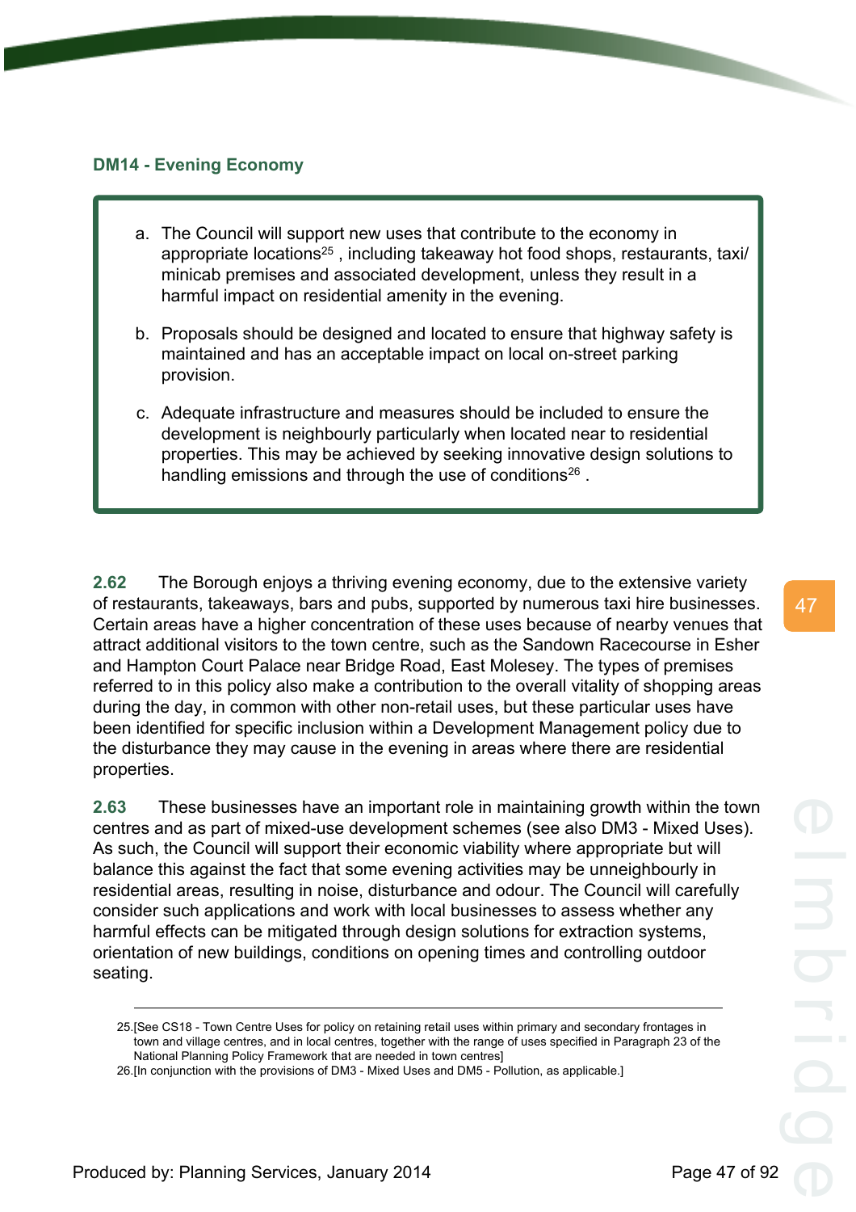## DM14 - Evening Economy

a. The Council will support new uses that contribute to the economy in appropriate locations[25] , including takeaway hot food shops, restaurants, taxi/ minicab premises and associated development, unless they result in a harmful impact on residential amenity in the evening.

b. Proposals should be designed and located to ensure that highway safety is maintained and has an acceptable impact on local on-street parking provision.

c. Adequate infrastructure and measures should be included to ensure the development is neighbourly particularly when located near to residential properties. This may be achieved by seeking innovative design solutions to handling emissions and through the use of conditions[26] .

**2.62** The Borough enjoys a thriving evening economy, due to the extensive variety of restaurants, takeaways, bars and pubs, supported by numerous taxi hire businesses. Certain areas have a higher concentration of these uses because of nearby venues that attract additional visitors to the town centre, such as the Sandown Racecourse in Esher and Hampton Court Palace near Bridge Road, East Molesey. The types of premises referred to in this policy also make a contribution to the overall vitality of shopping areas during the day, in common with other non-retail uses, but these particular uses have been identified for specific inclusion within a Development Management policy due to the disturbance they may cause in the evening in areas where there are residential properties.

**2.63** These businesses have an important role in maintaining growth within the town centres and as part of mixed-use development schemes (see also DM3 - Mixed Uses). As such, the Council will support their economic viability where appropriate but will balance this against the fact that some evening activities may be unneighbourly in residential areas, resulting in noise, disturbance and odour. The Council will carefully consider such applications and work with local businesses to assess whether any harmful effects can be mitigated through design solutions for extraction systems, orientation of new buildings, conditions on opening times and controlling outdoor seating.

---

25.[See CS18 - Town Centre Uses for policy on retaining retail uses within primary and secondary frontages in town and village centres, and in local centres, together with the range of uses specified in Paragraph 23 of the National Planning Policy Framework that are needed in town centres]

26.[In conjunction with the provisions of DM3 - Mixed Uses and DM5 - Pollution, as applicable.]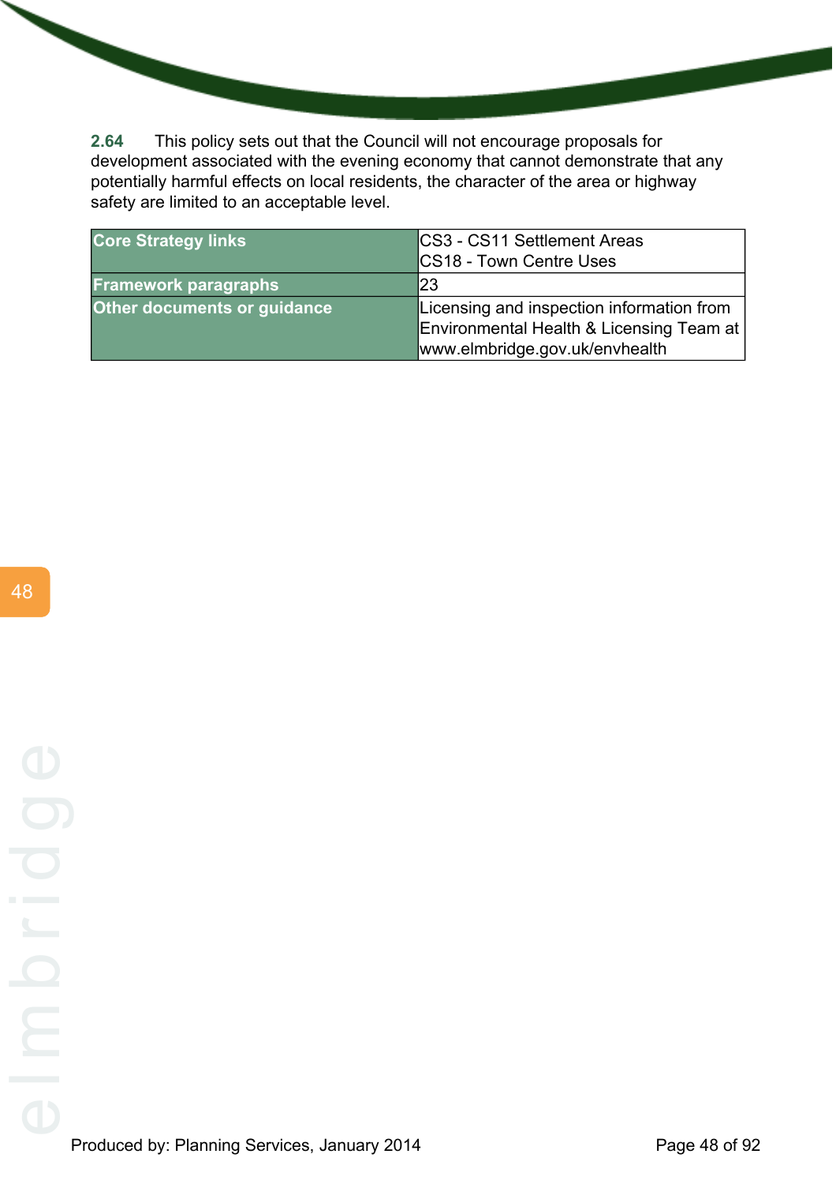**2.64** This policy sets out that the Council will not encourage proposals for development associated with the evening economy that cannot demonstrate that any potentially harmful effects on local residents, the character of the area or highway safety are limited to an acceptable level.

| | |
|---|---|
| **Core Strategy links** | CS3 - CS11 Settlement Areas<br>CS18 - Town Centre Uses |
| **Framework paragraphs** | 23 |
| **Other documents or guidance** | Licensing and inspection information from Environmental Health & Licensing Team at www.elmbridge.gov.uk/envhealth |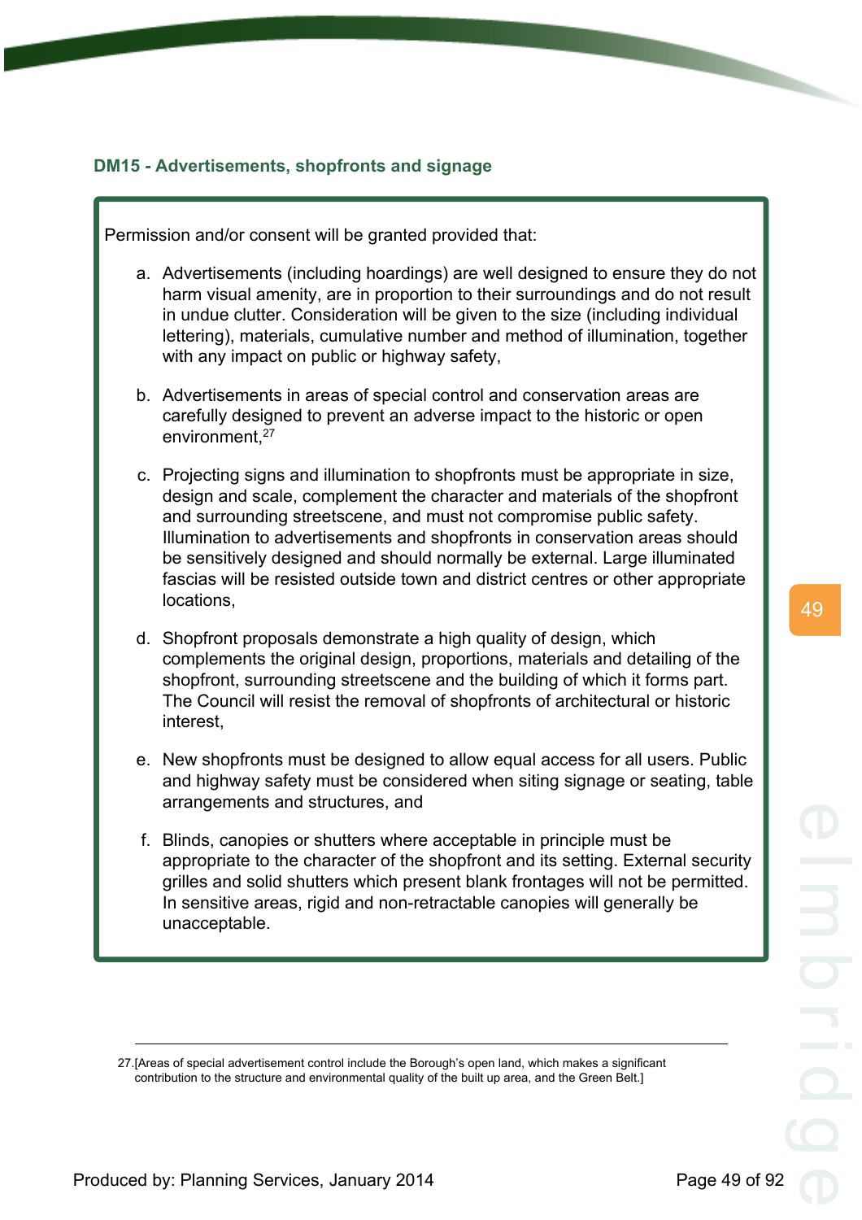### DM15 - Advertisements, shopfronts and signage

Permission and/or consent will be granted provided that:

a. Advertisements (including hoardings) are well designed to ensure they do not harm visual amenity, are in proportion to their surroundings and do not result in undue clutter. Consideration will be given to the size (including individual lettering), materials, cumulative number and method of illumination, together with any impact on public or highway safety,

b. Advertisements in areas of special control and conservation areas are carefully designed to prevent an adverse impact to the historic or open environment,[27]

c. Projecting signs and illumination to shopfronts must be appropriate in size, design and scale, complement the character and materials of the shopfront and surrounding streetscene, and must not compromise public safety. Illumination to advertisements and shopfronts in conservation areas should be sensitively designed and should normally be external. Large illuminated fascias will be resisted outside town and district centres or other appropriate locations,

d. Shopfront proposals demonstrate a high quality of design, which complements the original design, proportions, materials and detailing of the shopfront, surrounding streetscene and the building of which it forms part. The Council will resist the removal of shopfronts of architectural or historic interest,

e. New shopfronts must be designed to allow equal access for all users. Public and highway safety must be considered when siting signage or seating, table arrangements and structures, and

f. Blinds, canopies or shutters where acceptable in principle must be appropriate to the character of the shopfront and its setting. External security grilles and solid shutters which present blank frontages will not be permitted. In sensitive areas, rigid and non-retractable canopies will generally be unacceptable.

---

27.[Areas of special advertisement control include the Borough's open land, which makes a significant contribution to the structure and environmental quality of the built up area, and the Green Belt.]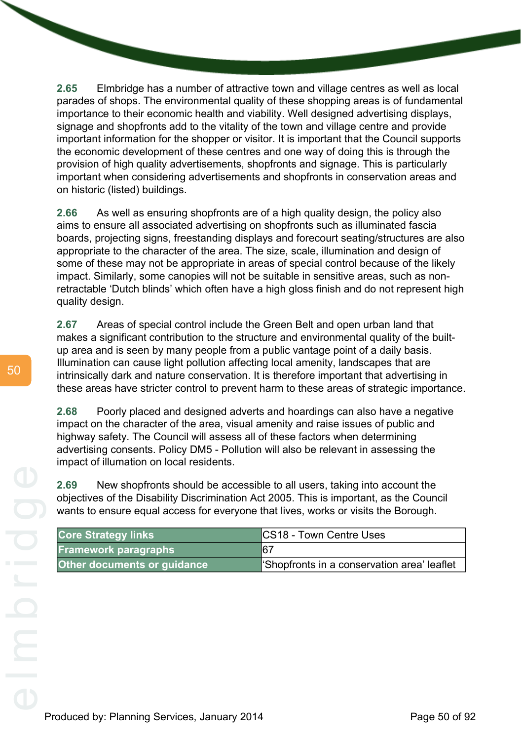**2.65** Elmbridge has a number of attractive town and village centres as well as local parades of shops. The environmental quality of these shopping areas is of fundamental importance to their economic health and viability. Well designed advertising displays, signage and shopfronts add to the vitality of the town and village centre and provide important information for the shopper or visitor. It is important that the Council supports the economic development of these centres and one way of doing this is through the provision of high quality advertisements, shopfronts and signage. This is particularly important when considering advertisements and shopfronts in conservation areas and on historic (listed) buildings.

**2.66** As well as ensuring shopfronts are of a high quality design, the policy also aims to ensure all associated advertising on shopfronts such as illuminated fascia boards, projecting signs, freestanding displays and forecourt seating/structures are also appropriate to the character of the area. The size, scale, illumination and design of some of these may not be appropriate in areas of special control because of the likely impact. Similarly, some canopies will not be suitable in sensitive areas, such as non-retractable 'Dutch blinds' which often have a high gloss finish and do not represent high quality design.

**2.67** Areas of special control include the Green Belt and open urban land that makes a significant contribution to the structure and environmental quality of the built-up area and is seen by many people from a public vantage point of a daily basis. Illumination can cause light pollution affecting local amenity, landscapes that are intrinsically dark and nature conservation. It is therefore important that advertising in these areas have stricter control to prevent harm to these areas of strategic importance.

**2.68** Poorly placed and designed adverts and hoardings can also have a negative impact on the character of the area, visual amenity and raise issues of public and highway safety. The Council will assess all of these factors when determining advertising consents. Policy DM5 - Pollution will also be relevant in assessing the impact of illumation on local residents.

**2.69** New shopfronts should be accessible to all users, taking into account the objectives of the Disability Discrimination Act 2005. This is important, as the Council wants to ensure equal access for everyone that lives, works or visits the Borough.

| | |
|---|---|
| **Core Strategy links** | CS18 - Town Centre Uses |
| **Framework paragraphs** | 67 |
| **Other documents or guidance** | 'Shopfronts in a conservation area' leaflet |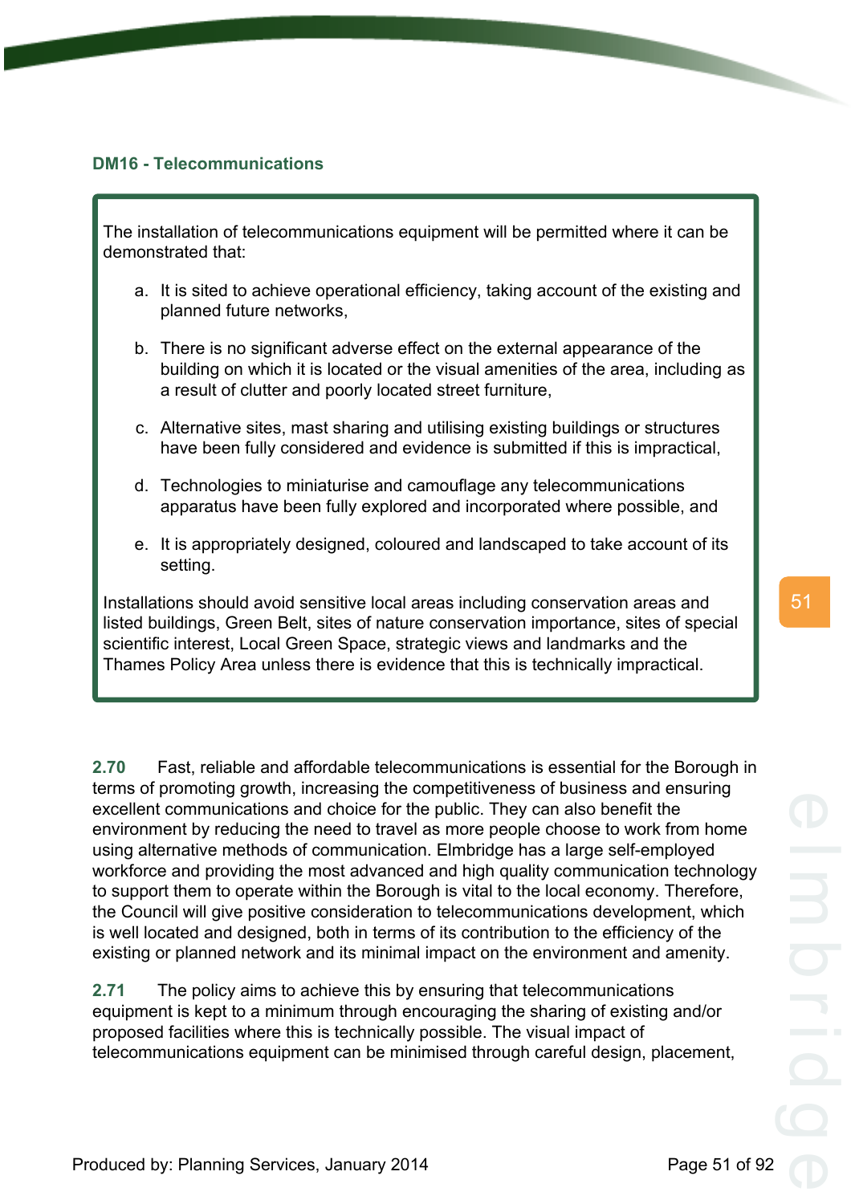## DM16 - Telecommunications

> The installation of telecommunications equipment will be permitted where it can be demonstrated that:
>
> a. It is sited to achieve operational efficiency, taking account of the existing and planned future networks,
>
> b. There is no significant adverse effect on the external appearance of the building on which it is located or the visual amenities of the area, including as a result of clutter and poorly located street furniture,
>
> c. Alternative sites, mast sharing and utilising existing buildings or structures have been fully considered and evidence is submitted if this is impractical,
>
> d. Technologies to miniaturise and camouflage any telecommunications apparatus have been fully explored and incorporated where possible, and
>
> e. It is appropriately designed, coloured and landscaped to take account of its setting.
>
> Installations should avoid sensitive local areas including conservation areas and listed buildings, Green Belt, sites of nature conservation importance, sites of special scientific interest, Local Green Space, strategic views and landmarks and the Thames Policy Area unless there is evidence that this is technically impractical.

**2.70** Fast, reliable and affordable telecommunications is essential for the Borough in terms of promoting growth, increasing the competitiveness of business and ensuring excellent communications and choice for the public. They can also benefit the environment by reducing the need to travel as more people choose to work from home using alternative methods of communication. Elmbridge has a large self-employed workforce and providing the most advanced and high quality communication technology to support them to operate within the Borough is vital to the local economy. Therefore, the Council will give positive consideration to telecommunications development, which is well located and designed, both in terms of its contribution to the efficiency of the existing or planned network and its minimal impact on the environment and amenity.

**2.71** The policy aims to achieve this by ensuring that telecommunications equipment is kept to a minimum through encouraging the sharing of existing and/or proposed facilities where this is technically possible. The visual impact of telecommunications equipment can be minimised through careful design, placement,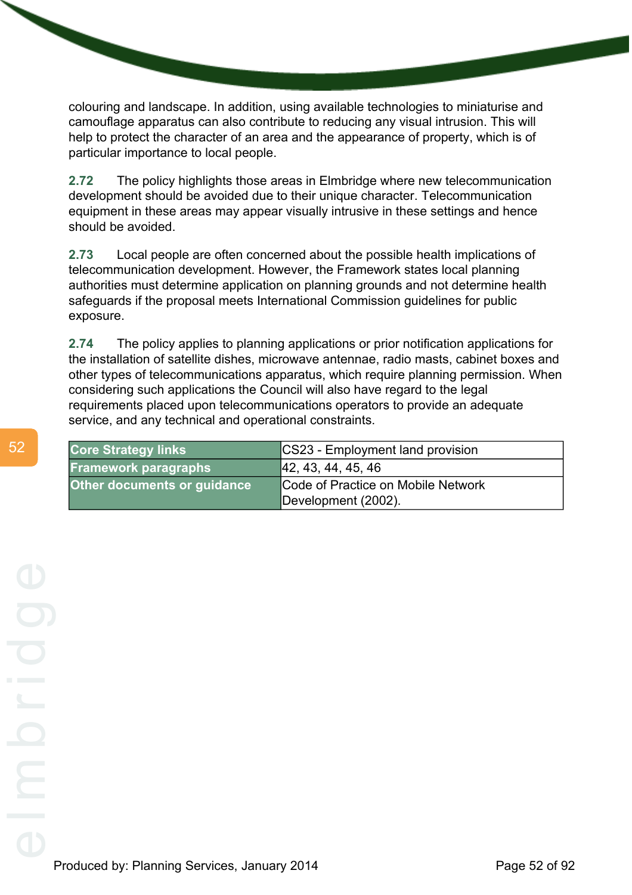colouring and landscape. In addition, using available technologies to miniaturise and camouflage apparatus can also contribute to reducing any visual intrusion. This will help to protect the character of an area and the appearance of property, which is of particular importance to local people.

**2.72** The policy highlights those areas in Elmbridge where new telecommunication development should be avoided due to their unique character. Telecommunication equipment in these areas may appear visually intrusive in these settings and hence should be avoided.

**2.73** Local people are often concerned about the possible health implications of telecommunication development. However, the Framework states local planning authorities must determine application on planning grounds and not determine health safeguards if the proposal meets International Commission guidelines for public exposure.

**2.74** The policy applies to planning applications or prior notification applications for the installation of satellite dishes, microwave antennae, radio masts, cabinet boxes and other types of telecommunications apparatus, which require planning permission. When considering such applications the Council will also have regard to the legal requirements placed upon telecommunications operators to provide an adequate service, and any technical and operational constraints.

| **Core Strategy links** | CS23 - Employment land provision |
|---|---|
| **Framework paragraphs** | 42, 43, 44, 45, 46 |
| **Other documents or guidance** | Code of Practice on Mobile Network Development (2002). |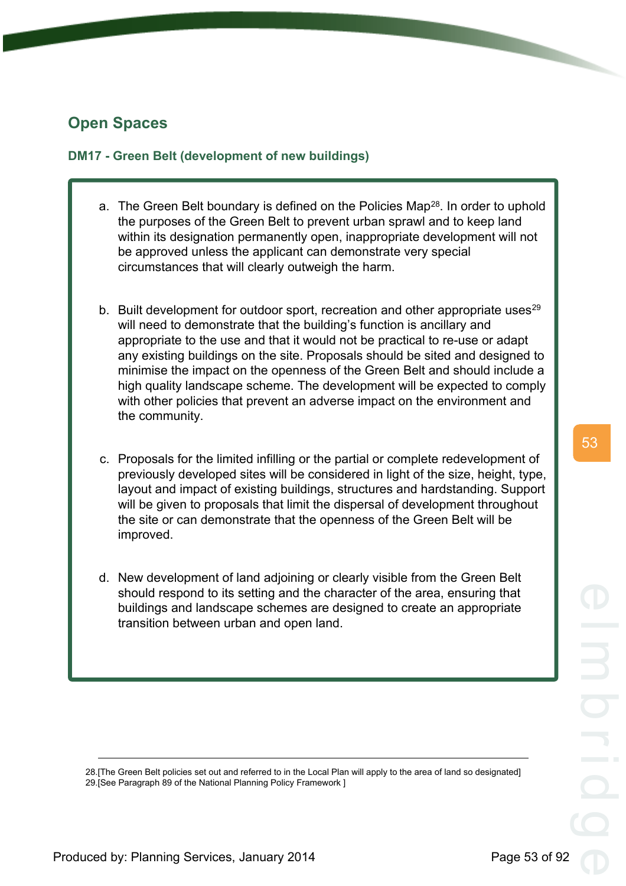## Open Spaces

### DM17 - Green Belt (development of new buildings)

a. The Green Belt boundary is defined on the Policies Map[28]. In order to uphold the purposes of the Green Belt to prevent urban sprawl and to keep land within its designation permanently open, inappropriate development will not be approved unless the applicant can demonstrate very special circumstances that will clearly outweigh the harm.

b. Built development for outdoor sport, recreation and other appropriate uses[29] will need to demonstrate that the building's function is ancillary and appropriate to the use and that it would not be practical to re-use or adapt any existing buildings on the site. Proposals should be sited and designed to minimise the impact on the openness of the Green Belt and should include a high quality landscape scheme. The development will be expected to comply with other policies that prevent an adverse impact on the environment and the community.

c. Proposals for the limited infilling or the partial or complete redevelopment of previously developed sites will be considered in light of the size, height, type, layout and impact of existing buildings, structures and hardstanding. Support will be given to proposals that limit the dispersal of development throughout the site or can demonstrate that the openness of the Green Belt will be improved.

d. New development of land adjoining or clearly visible from the Green Belt should respond to its setting and the character of the area, ensuring that buildings and landscape schemes are designed to create an appropriate transition between urban and open land.

---

28.[The Green Belt policies set out and referred to in the Local Plan will apply to the area of land so designated]
29.[See Paragraph 89 of the National Planning Policy Framework ]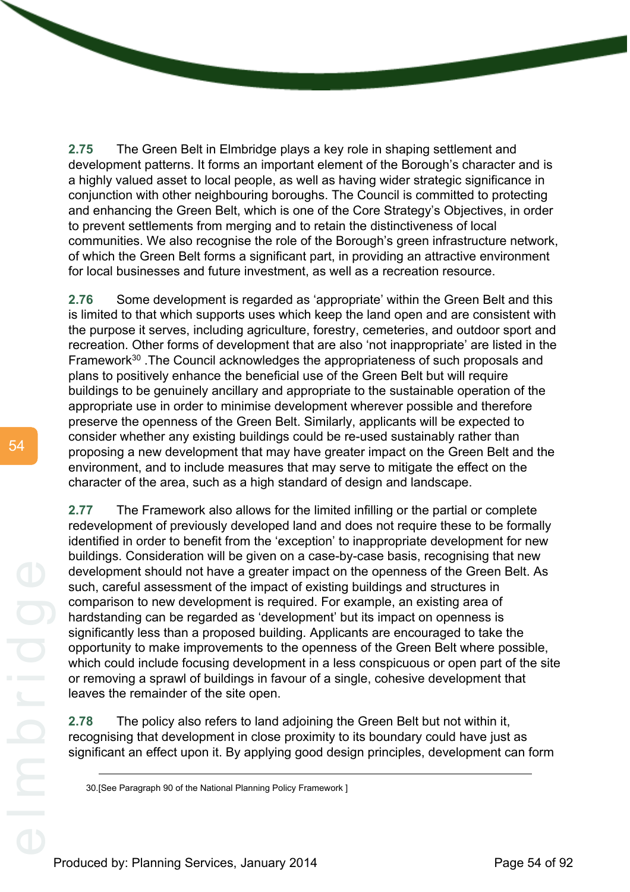**2.75** The Green Belt in Elmbridge plays a key role in shaping settlement and development patterns. It forms an important element of the Borough's character and is a highly valued asset to local people, as well as having wider strategic significance in conjunction with other neighbouring boroughs. The Council is committed to protecting and enhancing the Green Belt, which is one of the Core Strategy's Objectives, in order to prevent settlements from merging and to retain the distinctiveness of local communities. We also recognise the role of the Borough's green infrastructure network, of which the Green Belt forms a significant part, in providing an attractive environment for local businesses and future investment, as well as a recreation resource.

**2.76** Some development is regarded as 'appropriate' within the Green Belt and this is limited to that which supports uses which keep the land open and are consistent with the purpose it serves, including agriculture, forestry, cemeteries, and outdoor sport and recreation. Other forms of development that are also 'not inappropriate' are listed in the Framework[30] .The Council acknowledges the appropriateness of such proposals and plans to positively enhance the beneficial use of the Green Belt but will require buildings to be genuinely ancillary and appropriate to the sustainable operation of the appropriate use in order to minimise development wherever possible and therefore preserve the openness of the Green Belt. Similarly, applicants will be expected to consider whether any existing buildings could be re-used sustainably rather than proposing a new development that may have greater impact on the Green Belt and the environment, and to include measures that may serve to mitigate the effect on the character of the area, such as a high standard of design and landscape.

**2.77** The Framework also allows for the limited infilling or the partial or complete redevelopment of previously developed land and does not require these to be formally identified in order to benefit from the 'exception' to inappropriate development for new buildings. Consideration will be given on a case-by-case basis, recognising that new development should not have a greater impact on the openness of the Green Belt. As such, careful assessment of the impact of existing buildings and structures in comparison to new development is required. For example, an existing area of hardstanding can be regarded as 'development' but its impact on openness is significantly less than a proposed building. Applicants are encouraged to take the opportunity to make improvements to the openness of the Green Belt where possible, which could include focusing development in a less conspicuous or open part of the site or removing a sprawl of buildings in favour of a single, cohesive development that leaves the remainder of the site open.

**2.78** The policy also refers to land adjoining the Green Belt but not within it, recognising that development in close proximity to its boundary could have just as significant an effect upon it. By applying good design principles, development can form

---

30.[See Paragraph 90 of the National Planning Policy Framework ]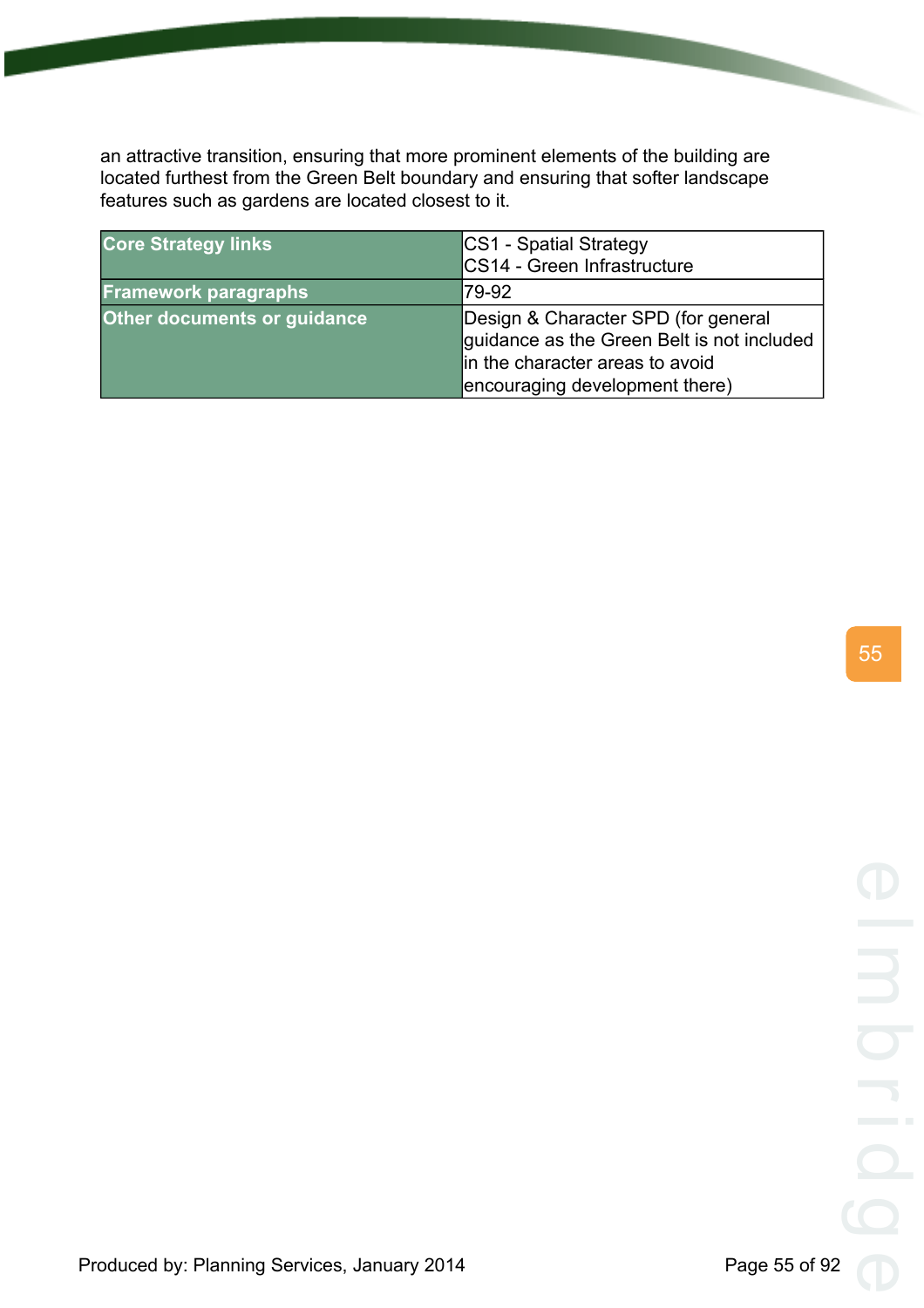an attractive transition, ensuring that more prominent elements of the building are located furthest from the Green Belt boundary and ensuring that softer landscape features such as gardens are located closest to it.

| | |
|---|---|
| **Core Strategy links** | CS1 - Spatial Strategy<br>CS14 - Green Infrastructure |
| **Framework paragraphs** | 79-92 |
| **Other documents or guidance** | Design & Character SPD (for general guidance as the Green Belt is not included in the character areas to avoid encouraging development there) |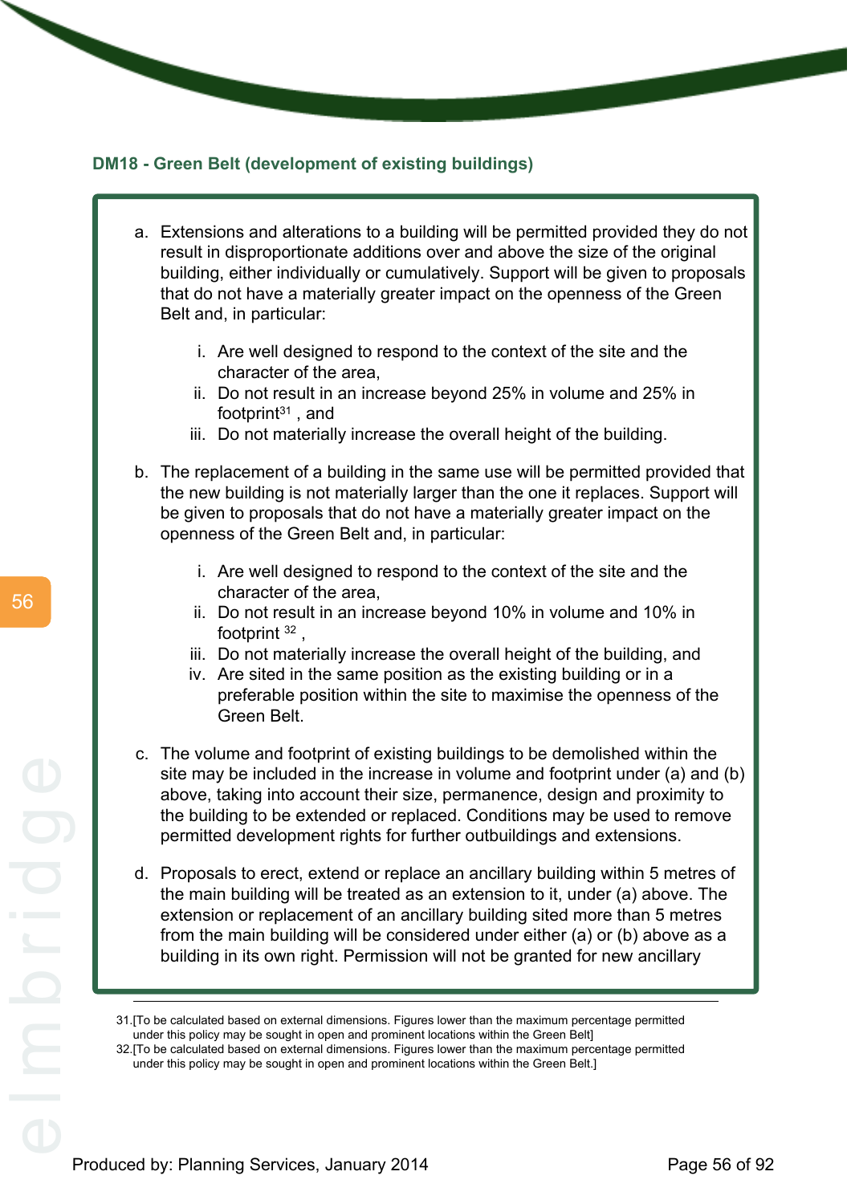### DM18 - Green Belt (development of existing buildings)

a. Extensions and alterations to a building will be permitted provided they do not result in disproportionate additions over and above the size of the original building, either individually or cumulatively. Support will be given to proposals that do not have a materially greater impact on the openness of the Green Belt and, in particular:

   i. Are well designed to respond to the context of the site and the character of the area,
   ii. Do not result in an increase beyond 25% in volume and 25% in footprint[31] , and
   iii. Do not materially increase the overall height of the building.

b. The replacement of a building in the same use will be permitted provided that the new building is not materially larger than the one it replaces. Support will be given to proposals that do not have a materially greater impact on the openness of the Green Belt and, in particular:

   i. Are well designed to respond to the context of the site and the character of the area,
   ii. Do not result in an increase beyond 10% in volume and 10% in footprint [32] ,
   iii. Do not materially increase the overall height of the building, and
   iv. Are sited in the same position as the existing building or in a preferable position within the site to maximise the openness of the Green Belt.

c. The volume and footprint of existing buildings to be demolished within the site may be included in the increase in volume and footprint under (a) and (b) above, taking into account their size, permanence, design and proximity to the building to be extended or replaced. Conditions may be used to remove permitted development rights for further outbuildings and extensions.

d. Proposals to erect, extend or replace an ancillary building within 5 metres of the main building will be treated as an extension to it, under (a) above. The extension or replacement of an ancillary building sited more than 5 metres from the main building will be considered under either (a) or (b) above as a building in its own right. Permission will not be granted for new ancillary

---

31.[To be calculated based on external dimensions. Figures lower than the maximum percentage permitted under this policy may be sought in open and prominent locations within the Green Belt]

32.[To be calculated based on external dimensions. Figures lower than the maximum percentage permitted under this policy may be sought in open and prominent locations within the Green Belt.]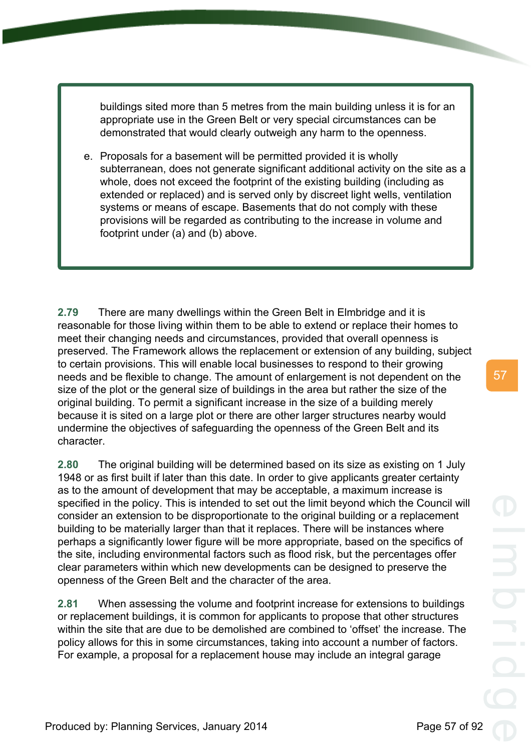buildings sited more than 5 metres from the main building unless it is for an appropriate use in the Green Belt or very special circumstances can be demonstrated that would clearly outweigh any harm to the openness.

e. Proposals for a basement will be permitted provided it is wholly subterranean, does not generate significant additional activity on the site as a whole, does not exceed the footprint of the existing building (including as extended or replaced) and is served only by discreet light wells, ventilation systems or means of escape. Basements that do not comply with these provisions will be regarded as contributing to the increase in volume and footprint under (a) and (b) above.

**2.79** There are many dwellings within the Green Belt in Elmbridge and it is reasonable for those living within them to be able to extend or replace their homes to meet their changing needs and circumstances, provided that overall openness is preserved. The Framework allows the replacement or extension of any building, subject to certain provisions. This will enable local businesses to respond to their growing needs and be flexible to change. The amount of enlargement is not dependent on the size of the plot or the general size of buildings in the area but rather the size of the original building. To permit a significant increase in the size of a building merely because it is sited on a large plot or there are other larger structures nearby would undermine the objectives of safeguarding the openness of the Green Belt and its character.

**2.80** The original building will be determined based on its size as existing on 1 July 1948 or as first built if later than this date. In order to give applicants greater certainty as to the amount of development that may be acceptable, a maximum increase is specified in the policy. This is intended to set out the limit beyond which the Council will consider an extension to be disproportionate to the original building or a replacement building to be materially larger than that it replaces. There will be instances where perhaps a significantly lower figure will be more appropriate, based on the specifics of the site, including environmental factors such as flood risk, but the percentages offer clear parameters within which new developments can be designed to preserve the openness of the Green Belt and the character of the area.

**2.81** When assessing the volume and footprint increase for extensions to buildings or replacement buildings, it is common for applicants to propose that other structures within the site that are due to be demolished are combined to 'offset' the increase. The policy allows for this in some circumstances, taking into account a number of factors. For example, a proposal for a replacement house may include an integral garage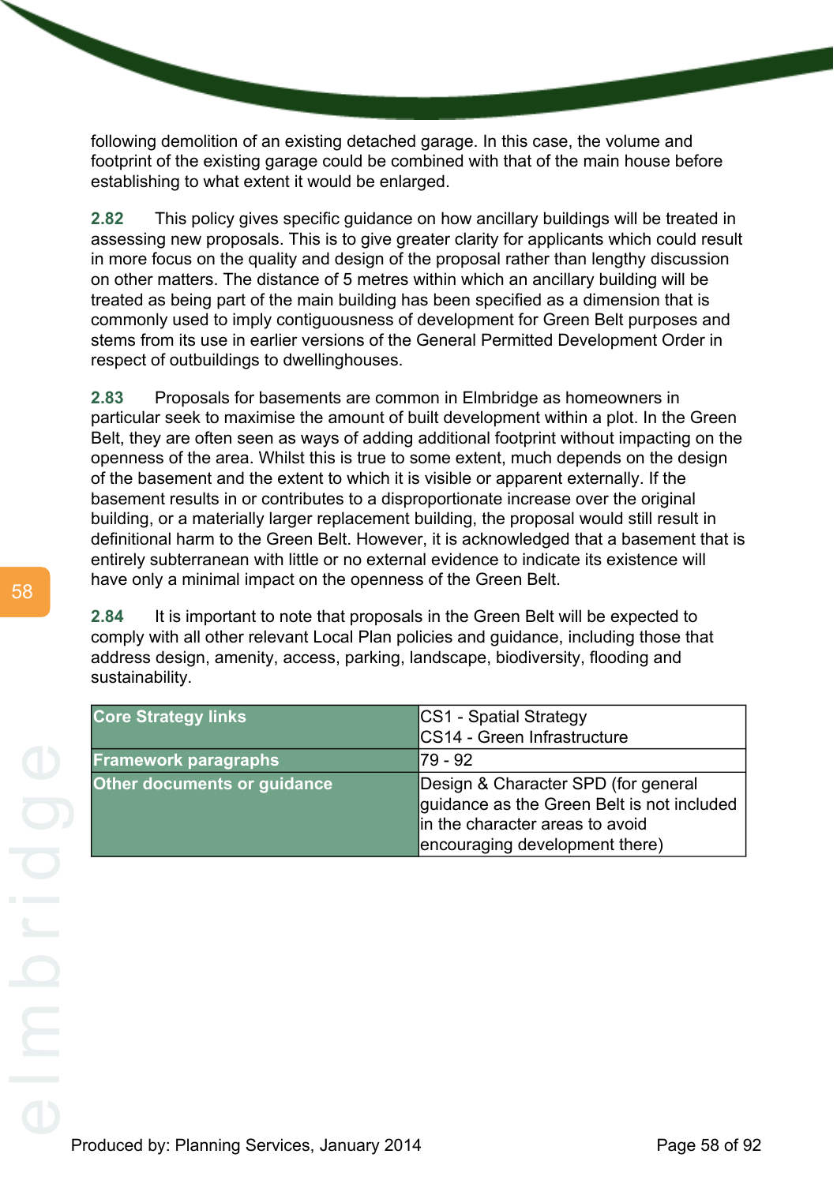following demolition of an existing detached garage. In this case, the volume and footprint of the existing garage could be combined with that of the main house before establishing to what extent it would be enlarged.

**2.82** This policy gives specific guidance on how ancillary buildings will be treated in assessing new proposals. This is to give greater clarity for applicants which could result in more focus on the quality and design of the proposal rather than lengthy discussion on other matters. The distance of 5 metres within which an ancillary building will be treated as being part of the main building has been specified as a dimension that is commonly used to imply contiguousness of development for Green Belt purposes and stems from its use in earlier versions of the General Permitted Development Order in respect of outbuildings to dwellinghouses.

**2.83** Proposals for basements are common in Elmbridge as homeowners in particular seek to maximise the amount of built development within a plot. In the Green Belt, they are often seen as ways of adding additional footprint without impacting on the openness of the area. Whilst this is true to some extent, much depends on the design of the basement and the extent to which it is visible or apparent externally. If the basement results in or contributes to a disproportionate increase over the original building, or a materially larger replacement building, the proposal would still result in definitional harm to the Green Belt. However, it is acknowledged that a basement that is entirely subterranean with little or no external evidence to indicate its existence will have only a minimal impact on the openness of the Green Belt.

**2.84** It is important to note that proposals in the Green Belt will be expected to comply with all other relevant Local Plan policies and guidance, including those that address design, amenity, access, parking, landscape, biodiversity, flooding and sustainability.

| **Core Strategy links** | CS1 - Spatial Strategy<br>CS14 - Green Infrastructure |
|---|---|
| **Framework paragraphs** | 79 - 92 |
| **Other documents or guidance** | Design & Character SPD (for general guidance as the Green Belt is not included in the character areas to avoid encouraging development there) |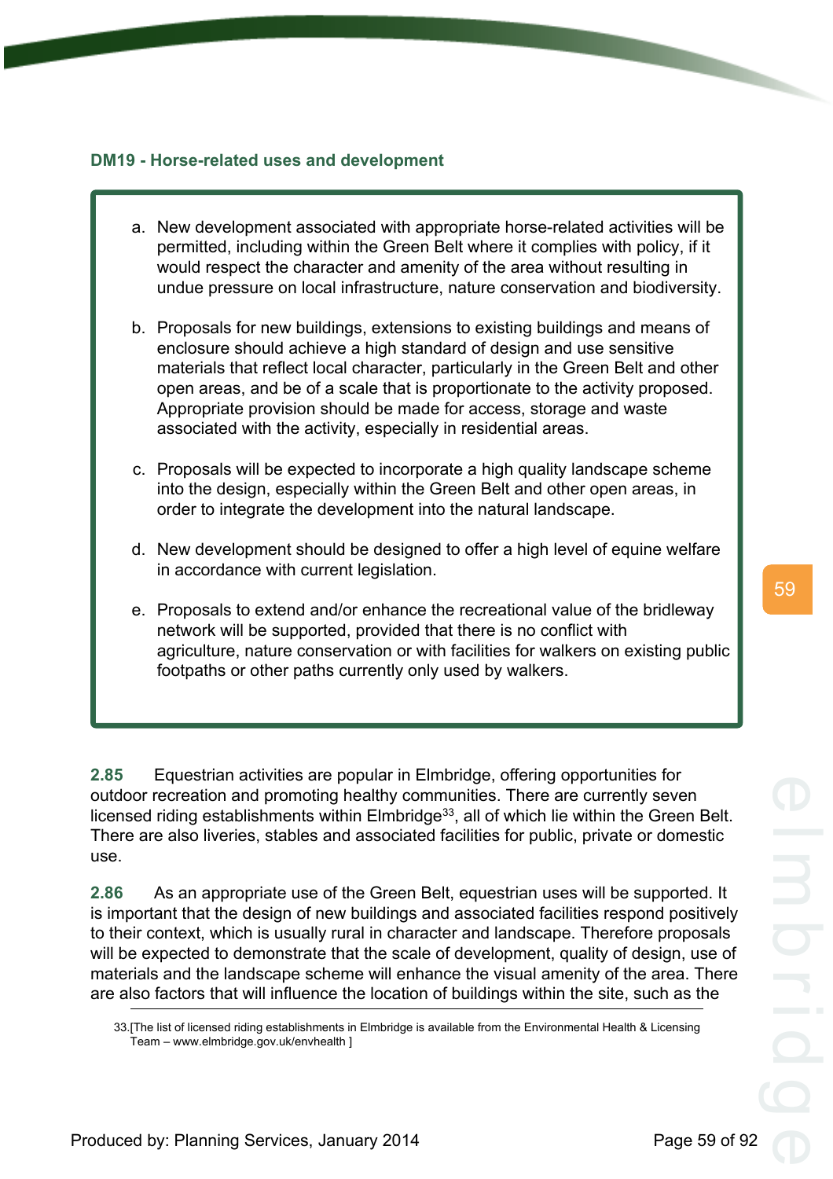### DM19 - Horse-related uses and development

a. New development associated with appropriate horse-related activities will be permitted, including within the Green Belt where it complies with policy, if it would respect the character and amenity of the area without resulting in undue pressure on local infrastructure, nature conservation and biodiversity.

b. Proposals for new buildings, extensions to existing buildings and means of enclosure should achieve a high standard of design and use sensitive materials that reflect local character, particularly in the Green Belt and other open areas, and be of a scale that is proportionate to the activity proposed. Appropriate provision should be made for access, storage and waste associated with the activity, especially in residential areas.

c. Proposals will be expected to incorporate a high quality landscape scheme into the design, especially within the Green Belt and other open areas, in order to integrate the development into the natural landscape.

d. New development should be designed to offer a high level of equine welfare in accordance with current legislation.

e. Proposals to extend and/or enhance the recreational value of the bridleway network will be supported, provided that there is no conflict with agriculture, nature conservation or with facilities for walkers on existing public footpaths or other paths currently only used by walkers.

**2.85** Equestrian activities are popular in Elmbridge, offering opportunities for outdoor recreation and promoting healthy communities. There are currently seven licensed riding establishments within Elmbridge[33], all of which lie within the Green Belt. There are also liveries, stables and associated facilities for public, private or domestic use.

**2.86** As an appropriate use of the Green Belt, equestrian uses will be supported. It is important that the design of new buildings and associated facilities respond positively to their context, which is usually rural in character and landscape. Therefore proposals will be expected to demonstrate that the scale of development, quality of design, use of materials and the landscape scheme will enhance the visual amenity of the area. There are also factors that will influence the location of buildings within the site, such as the

33.[The list of licensed riding establishments in Elmbridge is available from the Environmental Health & Licensing Team – www.elmbridge.gov.uk/envhealth ]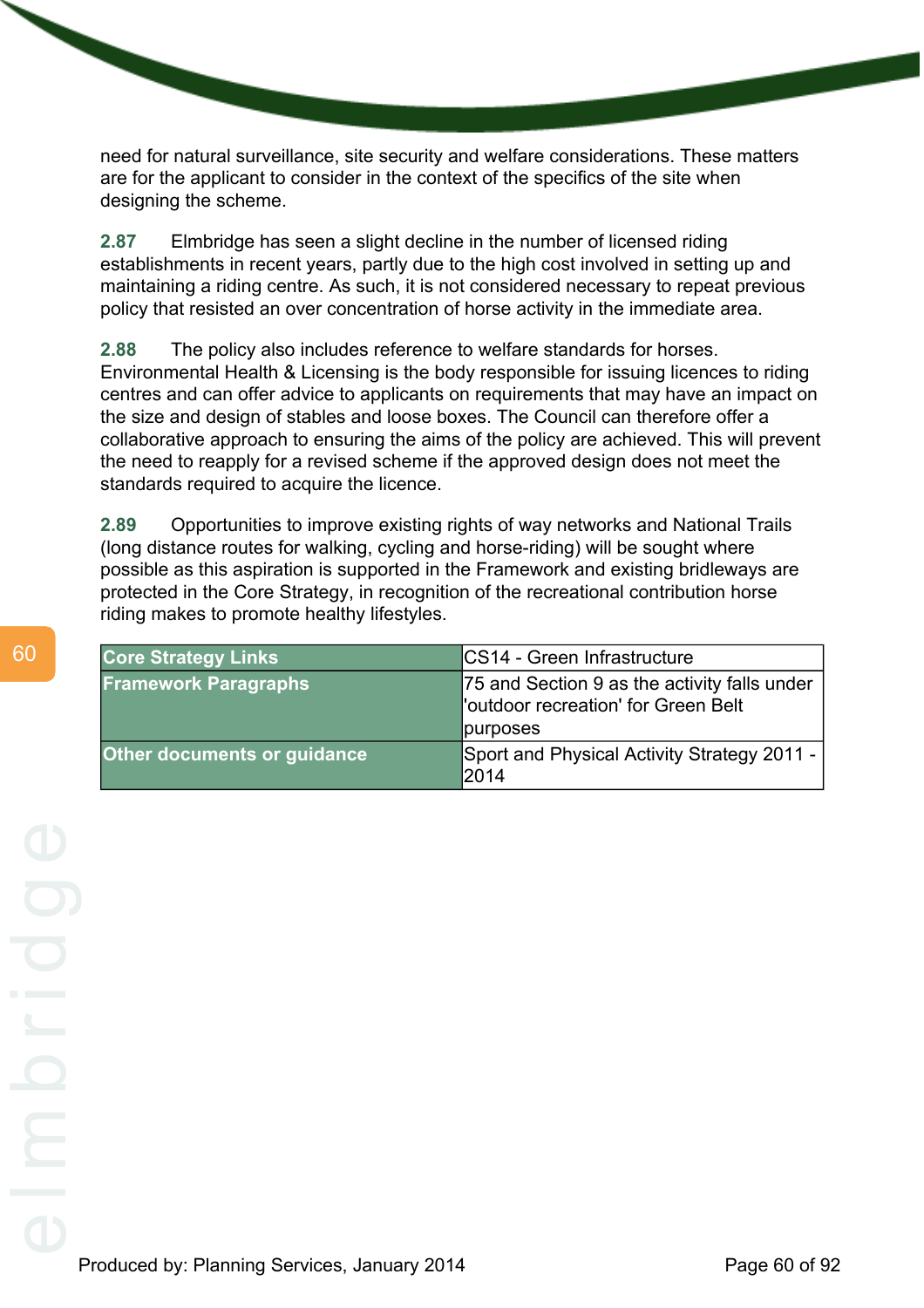need for natural surveillance, site security and welfare considerations. These matters are for the applicant to consider in the context of the specifics of the site when designing the scheme.

**2.87** Elmbridge has seen a slight decline in the number of licensed riding establishments in recent years, partly due to the high cost involved in setting up and maintaining a riding centre. As such, it is not considered necessary to repeat previous policy that resisted an over concentration of horse activity in the immediate area.

**2.88** The policy also includes reference to welfare standards for horses. Environmental Health & Licensing is the body responsible for issuing licences to riding centres and can offer advice to applicants on requirements that may have an impact on the size and design of stables and loose boxes. The Council can therefore offer a collaborative approach to ensuring the aims of the policy are achieved. This will prevent the need to reapply for a revised scheme if the approved design does not meet the standards required to acquire the licence.

**2.89** Opportunities to improve existing rights of way networks and National Trails (long distance routes for walking, cycling and horse-riding) will be sought where possible as this aspiration is supported in the Framework and existing bridleways are protected in the Core Strategy, in recognition of the recreational contribution horse riding makes to promote healthy lifestyles.

| **Core Strategy Links** | CS14 - Green Infrastructure |
|---|---|
| **Framework Paragraphs** | 75 and Section 9 as the activity falls under 'outdoor recreation' for Green Belt purposes |
| **Other documents or guidance** | Sport and Physical Activity Strategy 2011 - 2014 |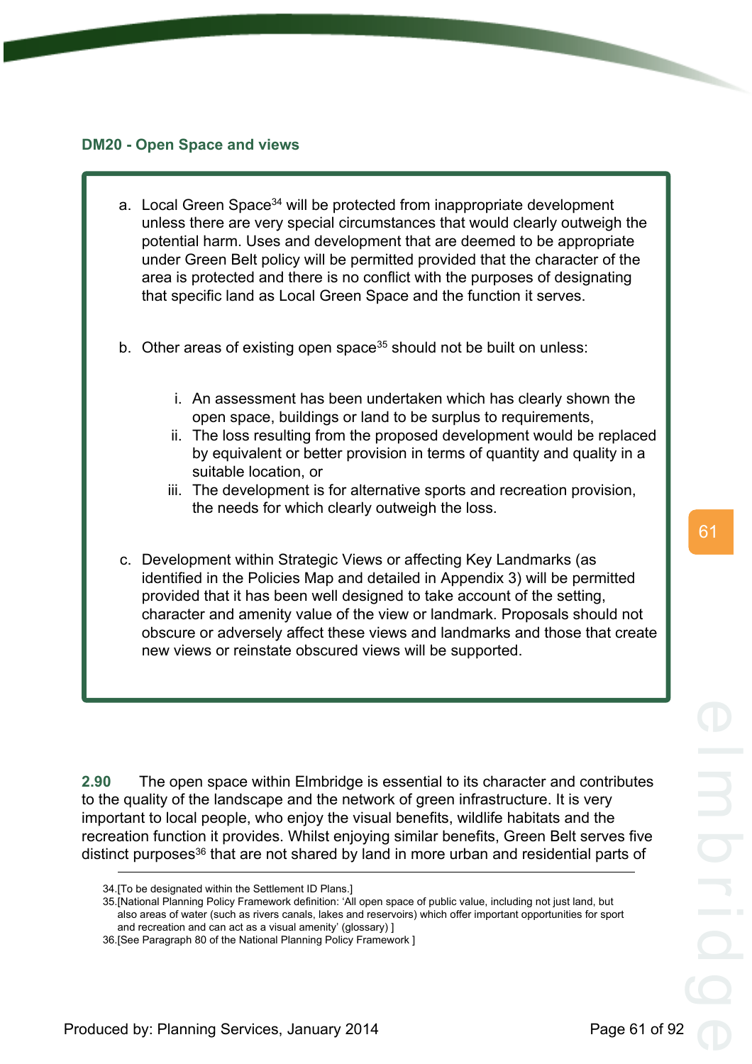### DM20 - Open Space and views

a. Local Green Space[34] will be protected from inappropriate development unless there are very special circumstances that would clearly outweigh the potential harm. Uses and development that are deemed to be appropriate under Green Belt policy will be permitted provided that the character of the area is protected and there is no conflict with the purposes of designating that specific land as Local Green Space and the function it serves.

b. Other areas of existing open space[35] should not be built on unless:

   i. An assessment has been undertaken which has clearly shown the open space, buildings or land to be surplus to requirements,
   ii. The loss resulting from the proposed development would be replaced by equivalent or better provision in terms of quantity and quality in a suitable location, or
   iii. The development is for alternative sports and recreation provision, the needs for which clearly outweigh the loss.

c. Development within Strategic Views or affecting Key Landmarks (as identified in the Policies Map and detailed in Appendix 3) will be permitted provided that it has been well designed to take account of the setting, character and amenity value of the view or landmark. Proposals should not obscure or adversely affect these views and landmarks and those that create new views or reinstate obscured views will be supported.

**2.90** The open space within Elmbridge is essential to its character and contributes to the quality of the landscape and the network of green infrastructure. It is very important to local people, who enjoy the visual benefits, wildlife habitats and the recreation function it provides. Whilst enjoying similar benefits, Green Belt serves five distinct purposes[36] that are not shared by land in more urban and residential parts of

---

34.[To be designated within the Settlement ID Plans.]

35.[National Planning Policy Framework definition: 'All open space of public value, including not just land, but also areas of water (such as rivers canals, lakes and reservoirs) which offer important opportunities for sport and recreation and can act as a visual amenity' (glossary) ]

36.[See Paragraph 80 of the National Planning Policy Framework ]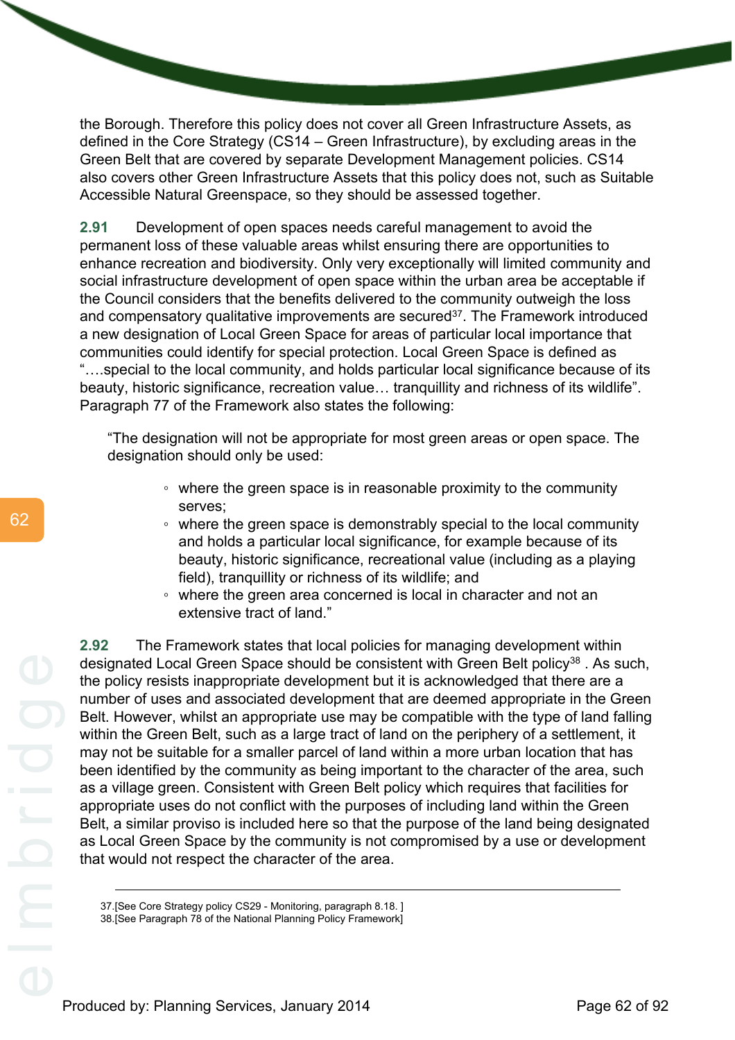the Borough. Therefore this policy does not cover all Green Infrastructure Assets, as defined in the Core Strategy (CS14 – Green Infrastructure), by excluding areas in the Green Belt that are covered by separate Development Management policies. CS14 also covers other Green Infrastructure Assets that this policy does not, such as Suitable Accessible Natural Greenspace, so they should be assessed together.

**2.91** Development of open spaces needs careful management to avoid the permanent loss of these valuable areas whilst ensuring there are opportunities to enhance recreation and biodiversity. Only very exceptionally will limited community and social infrastructure development of open space within the urban area be acceptable if the Council considers that the benefits delivered to the community outweigh the loss and compensatory qualitative improvements are secured[37]. The Framework introduced a new designation of Local Green Space for areas of particular local importance that communities could identify for special protection. Local Green Space is defined as "….special to the local community, and holds particular local significance because of its beauty, historic significance, recreation value… tranquillity and richness of its wildlife". Paragraph 77 of the Framework also states the following:

> "The designation will not be appropriate for most green areas or open space. The designation should only be used:
>
> - where the green space is in reasonable proximity to the community serves;
> - where the green space is demonstrably special to the local community and holds a particular local significance, for example because of its beauty, historic significance, recreational value (including as a playing field), tranquillity or richness of its wildlife; and
> - where the green area concerned is local in character and not an extensive tract of land."

**2.92** The Framework states that local policies for managing development within designated Local Green Space should be consistent with Green Belt policy[38] . As such, the policy resists inappropriate development but it is acknowledged that there are a number of uses and associated development that are deemed appropriate in the Green Belt. However, whilst an appropriate use may be compatible with the type of land falling within the Green Belt, such as a large tract of land on the periphery of a settlement, it may not be suitable for a smaller parcel of land within a more urban location that has been identified by the community as being important to the character of the area, such as a village green. Consistent with Green Belt policy which requires that facilities for appropriate uses do not conflict with the purposes of including land within the Green Belt, a similar proviso is included here so that the purpose of the land being designated as Local Green Space by the community is not compromised by a use or development that would not respect the character of the area.

---

37.[See Core Strategy policy CS29 - Monitoring, paragraph 8.18. ]
38.[See Paragraph 78 of the National Planning Policy Framework]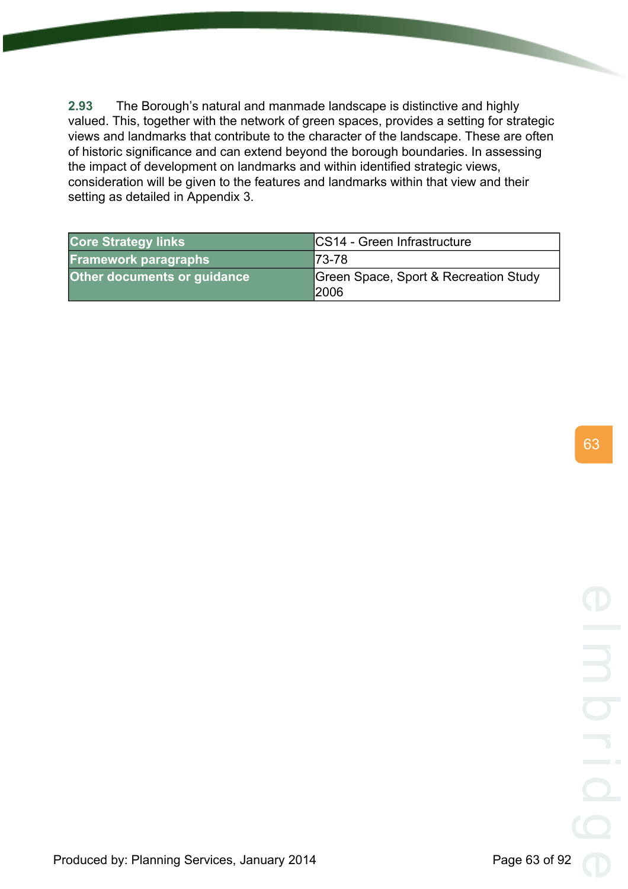**2.93** The Borough's natural and manmade landscape is distinctive and highly valued. This, together with the network of green spaces, provides a setting for strategic views and landmarks that contribute to the character of the landscape. These are often of historic significance and can extend beyond the borough boundaries. In assessing the impact of development on landmarks and within identified strategic views, consideration will be given to the features and landmarks within that view and their setting as detailed in Appendix 3.

| | |
|---|---|
| **Core Strategy links** | CS14 - Green Infrastructure |
| **Framework paragraphs** | 73-78 |
| **Other documents or guidance** | Green Space, Sport & Recreation Study 2006 |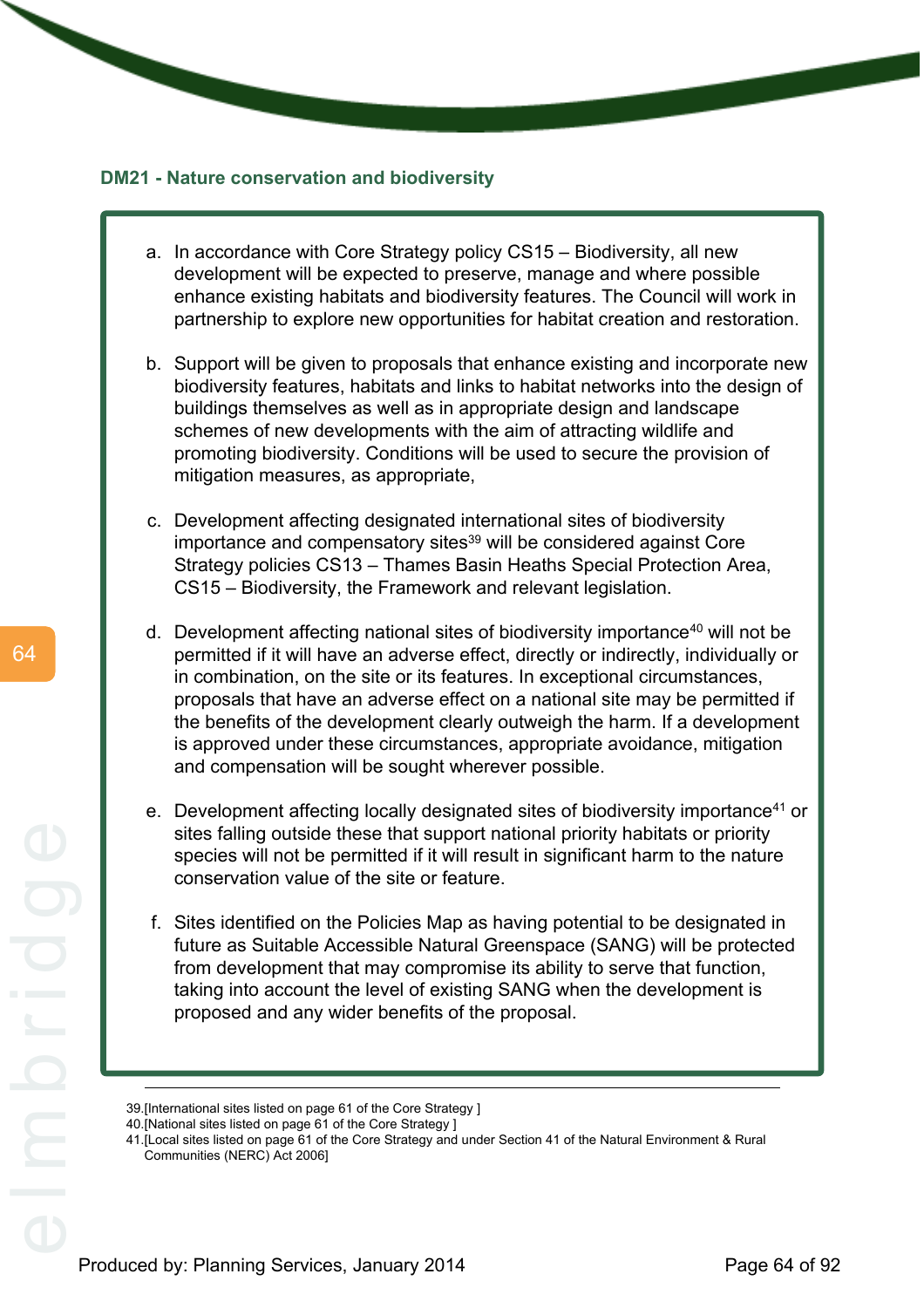## DM21 - Nature conservation and biodiversity

a. In accordance with Core Strategy policy CS15 – Biodiversity, all new development will be expected to preserve, manage and where possible enhance existing habitats and biodiversity features. The Council will work in partnership to explore new opportunities for habitat creation and restoration.

b. Support will be given to proposals that enhance existing and incorporate new biodiversity features, habitats and links to habitat networks into the design of buildings themselves as well as in appropriate design and landscape schemes of new developments with the aim of attracting wildlife and promoting biodiversity. Conditions will be used to secure the provision of mitigation measures, as appropriate,

c. Development affecting designated international sites of biodiversity importance and compensatory sites[39] will be considered against Core Strategy policies CS13 – Thames Basin Heaths Special Protection Area, CS15 – Biodiversity, the Framework and relevant legislation.

d. Development affecting national sites of biodiversity importance[40] will not be permitted if it will have an adverse effect, directly or indirectly, individually or in combination, on the site or its features. In exceptional circumstances, proposals that have an adverse effect on a national site may be permitted if the benefits of the development clearly outweigh the harm. If a development is approved under these circumstances, appropriate avoidance, mitigation and compensation will be sought wherever possible.

e. Development affecting locally designated sites of biodiversity importance[41] or sites falling outside these that support national priority habitats or priority species will not be permitted if it will result in significant harm to the nature conservation value of the site or feature.

f. Sites identified on the Policies Map as having potential to be designated in future as Suitable Accessible Natural Greenspace (SANG) will be protected from development that may compromise its ability to serve that function, taking into account the level of existing SANG when the development is proposed and any wider benefits of the proposal.

---

39.[International sites listed on page 61 of the Core Strategy ]
40.[National sites listed on page 61 of the Core Strategy ]
41.[Local sites listed on page 61 of the Core Strategy and under Section 41 of the Natural Environment & Rural Communities (NERC) Act 2006]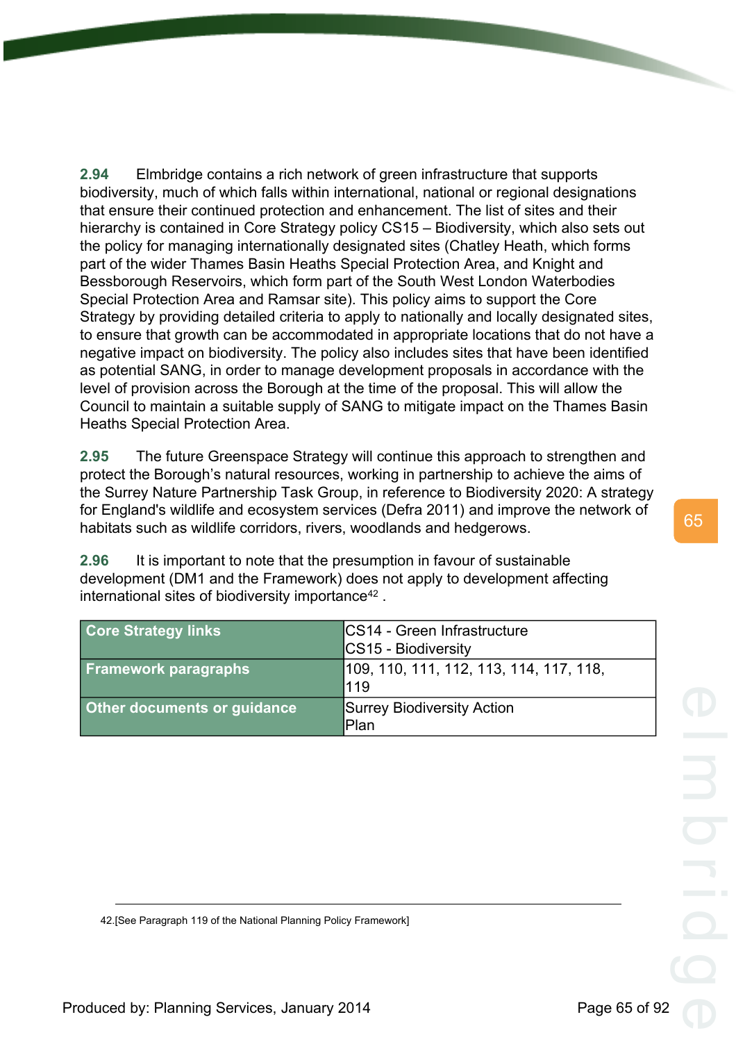**2.94** Elmbridge contains a rich network of green infrastructure that supports biodiversity, much of which falls within international, national or regional designations that ensure their continued protection and enhancement. The list of sites and their hierarchy is contained in Core Strategy policy CS15 – Biodiversity, which also sets out the policy for managing internationally designated sites (Chatley Heath, which forms part of the wider Thames Basin Heaths Special Protection Area, and Knight and Bessborough Reservoirs, which form part of the South West London Waterbodies Special Protection Area and Ramsar site). This policy aims to support the Core Strategy by providing detailed criteria to apply to nationally and locally designated sites, to ensure that growth can be accommodated in appropriate locations that do not have a negative impact on biodiversity. The policy also includes sites that have been identified as potential SANG, in order to manage development proposals in accordance with the level of provision across the Borough at the time of the proposal. This will allow the Council to maintain a suitable supply of SANG to mitigate impact on the Thames Basin Heaths Special Protection Area.

**2.95** The future Greenspace Strategy will continue this approach to strengthen and protect the Borough's natural resources, working in partnership to achieve the aims of the Surrey Nature Partnership Task Group, in reference to Biodiversity 2020: A strategy for England's wildlife and ecosystem services (Defra 2011) and improve the network of habitats such as wildlife corridors, rivers, woodlands and hedgerows.

**2.96** It is important to note that the presumption in favour of sustainable development (DM1 and the Framework) does not apply to development affecting international sites of biodiversity importance[42] .

| | |
|---|---|
| **Core Strategy links** | CS14 - Green Infrastructure<br>CS15 - Biodiversity |
| **Framework paragraphs** | 109, 110, 111, 112, 113, 114, 117, 118, 119 |
| **Other documents or guidance** | Surrey Biodiversity Action Plan |

42.[See Paragraph 119 of the National Planning Policy Framework]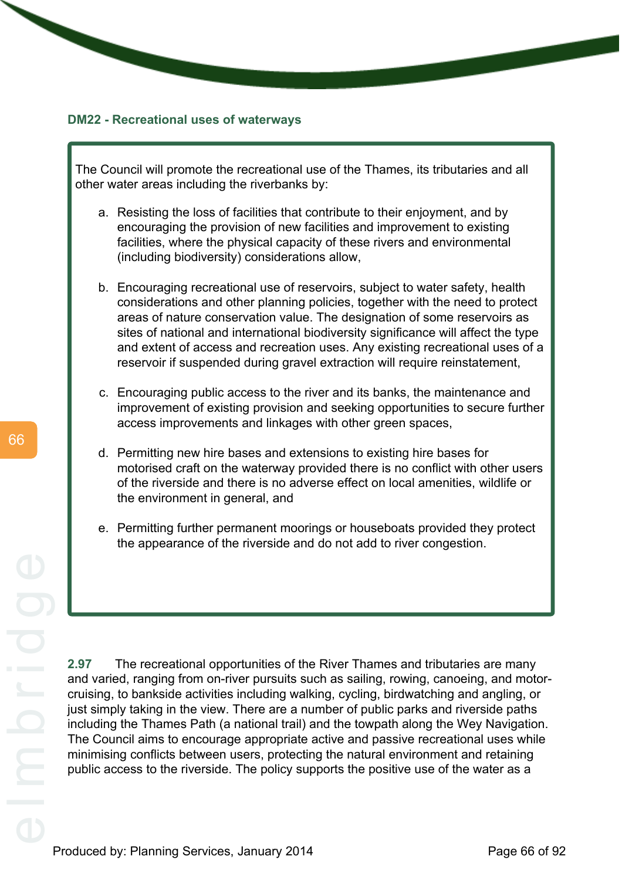### DM22 - Recreational uses of waterways

The Council will promote the recreational use of the Thames, its tributaries and all other water areas including the riverbanks by:

a. Resisting the loss of facilities that contribute to their enjoyment, and by encouraging the provision of new facilities and improvement to existing facilities, where the physical capacity of these rivers and environmental (including biodiversity) considerations allow,

b. Encouraging recreational use of reservoirs, subject to water safety, health considerations and other planning policies, together with the need to protect areas of nature conservation value. The designation of some reservoirs as sites of national and international biodiversity significance will affect the type and extent of access and recreation uses. Any existing recreational uses of a reservoir if suspended during gravel extraction will require reinstatement,

c. Encouraging public access to the river and its banks, the maintenance and improvement of existing provision and seeking opportunities to secure further access improvements and linkages with other green spaces,

d. Permitting new hire bases and extensions to existing hire bases for motorised craft on the waterway provided there is no conflict with other users of the riverside and there is no adverse effect on local amenities, wildlife or the environment in general, and

e. Permitting further permanent moorings or houseboats provided they protect the appearance of the riverside and do not add to river congestion.

**2.97** The recreational opportunities of the River Thames and tributaries are many and varied, ranging from on-river pursuits such as sailing, rowing, canoeing, and motor-cruising, to bankside activities including walking, cycling, birdwatching and angling, or just simply taking in the view. There are a number of public parks and riverside paths including the Thames Path (a national trail) and the towpath along the Wey Navigation. The Council aims to encourage appropriate active and passive recreational uses while minimising conflicts between users, protecting the natural environment and retaining public access to the riverside. The policy supports the positive use of the water as a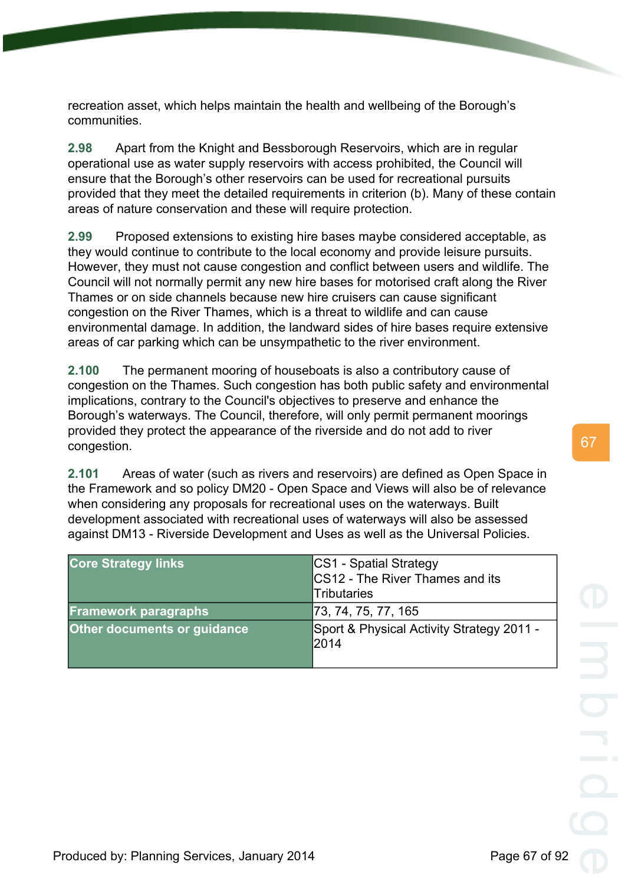recreation asset, which helps maintain the health and wellbeing of the Borough's communities.

**2.98** Apart from the Knight and Bessborough Reservoirs, which are in regular operational use as water supply reservoirs with access prohibited, the Council will ensure that the Borough's other reservoirs can be used for recreational pursuits provided that they meet the detailed requirements in criterion (b). Many of these contain areas of nature conservation and these will require protection.

**2.99** Proposed extensions to existing hire bases maybe considered acceptable, as they would continue to contribute to the local economy and provide leisure pursuits. However, they must not cause congestion and conflict between users and wildlife. The Council will not normally permit any new hire bases for motorised craft along the River Thames or on side channels because new hire cruisers can cause significant congestion on the River Thames, which is a threat to wildlife and can cause environmental damage. In addition, the landward sides of hire bases require extensive areas of car parking which can be unsympathetic to the river environment.

**2.100** The permanent mooring of houseboats is also a contributory cause of congestion on the Thames. Such congestion has both public safety and environmental implications, contrary to the Council's objectives to preserve and enhance the Borough's waterways. The Council, therefore, will only permit permanent moorings provided they protect the appearance of the riverside and do not add to river congestion.

**2.101** Areas of water (such as rivers and reservoirs) are defined as Open Space in the Framework and so policy DM20 - Open Space and Views will also be of relevance when considering any proposals for recreational uses on the waterways. Built development associated with recreational uses of waterways will also be assessed against DM13 - Riverside Development and Uses as well as the Universal Policies.

| | |
|---|---|
| **Core Strategy links** | CS1 - Spatial Strategy<br>CS12 - The River Thames and its Tributaries |
| **Framework paragraphs** | 73, 74, 75, 77, 165 |
| **Other documents or guidance** | Sport & Physical Activity Strategy 2011 - 2014 |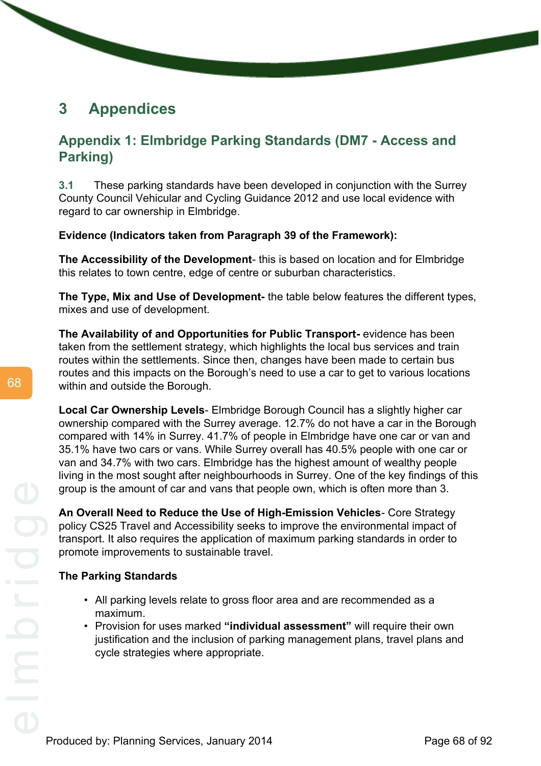# 3 Appendices

## Appendix 1: Elmbridge Parking Standards (DM7 - Access and Parking)

**3.1** These parking standards have been developed in conjunction with the Surrey County Council Vehicular and Cycling Guidance 2012 and use local evidence with regard to car ownership in Elmbridge.

**Evidence (Indicators taken from Paragraph 39 of the Framework):**

**The Accessibility of the Development**- this is based on location and for Elmbridge this relates to town centre, edge of centre or suburban characteristics.

**The Type, Mix and Use of Development-** the table below features the different types, mixes and use of development.

**The Availability of and Opportunities for Public Transport-** evidence has been taken from the settlement strategy, which highlights the local bus services and train routes within the settlements. Since then, changes have been made to certain bus routes and this impacts on the Borough's need to use a car to get to various locations within and outside the Borough.

**Local Car Ownership Levels**- Elmbridge Borough Council has a slightly higher car ownership compared with the Surrey average. 12.7% do not have a car in the Borough compared with 14% in Surrey. 41.7% of people in Elmbridge have one car or van and 35.1% have two cars or vans. While Surrey overall has 40.5% people with one car or van and 34.7% with two cars. Elmbridge has the highest amount of wealthy people living in the most sought after neighbourhoods in Surrey. One of the key findings of this group is the amount of car and vans that people own, which is often more than 3.

**An Overall Need to Reduce the Use of High-Emission Vehicles**- Core Strategy policy CS25 Travel and Accessibility seeks to improve the environmental impact of transport. It also requires the application of maximum parking standards in order to promote improvements to sustainable travel.

**The Parking Standards**

- All parking levels relate to gross floor area and are recommended as a maximum.
- Provision for uses marked **"individual assessment"** will require their own justification and the inclusion of parking management plans, travel plans and cycle strategies where appropriate.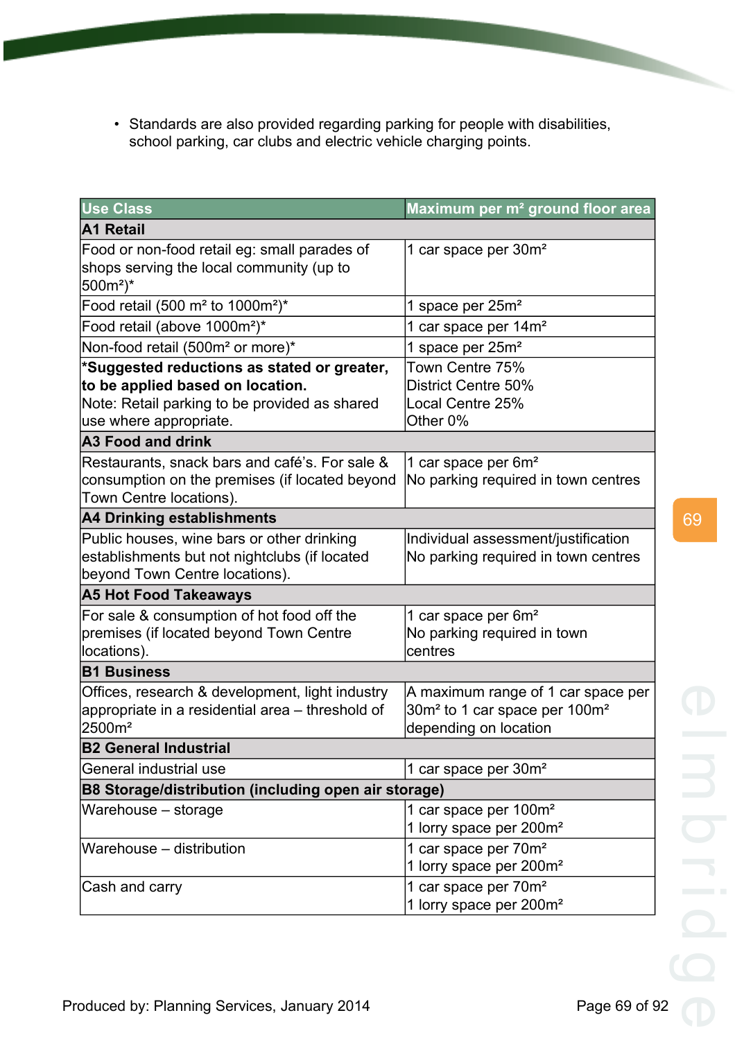- Standards are also provided regarding parking for people with disabilities, school parking, car clubs and electric vehicle charging points.

| Use Class | Maximum per m² ground floor area |
|---|---|
| **A1 Retail** | |
| Food or non-food retail eg: small parades of shops serving the local community (up to 500m²)* | 1 car space per 30m² |
| Food retail (500 m² to 1000m²)* | 1 space per 25m² |
| Food retail (above 1000m²)* | 1 car space per 14m² |
| Non-food retail (500m² or more)* | 1 space per 25m² |
| ***Suggested reductions as stated or greater, to be applied based on location.** Note: Retail parking to be provided as shared use where appropriate. | Town Centre 75% District Centre 50% Local Centre 25% Other 0% |
| **A3 Food and drink** | |
| Restaurants, snack bars and café's. For sale & consumption on the premises (if located beyond Town Centre locations). | 1 car space per 6m² No parking required in town centres |
| **A4 Drinking establishments** | |
| Public houses, wine bars or other drinking establishments but not nightclubs (if located beyond Town Centre locations). | Individual assessment/justification No parking required in town centres |
| **A5 Hot Food Takeaways** | |
| For sale & consumption of hot food off the premises (if located beyond Town Centre locations). | 1 car space per 6m² No parking required in town centres |
| **B1 Business** | |
| Offices, research & development, light industry appropriate in a residential area – threshold of 2500m² | A maximum range of 1 car space per 30m² to 1 car space per 100m² depending on location |
| **B2 General Industrial** | |
| General industrial use | 1 car space per 30m² |
| **B8 Storage/distribution (including open air storage)** | |
| Warehouse – storage | 1 car space per 100m² 1 lorry space per 200m² |
| Warehouse – distribution | 1 car space per 70m² 1 lorry space per 200m² |
| Cash and carry | 1 car space per 70m² 1 lorry space per 200m² |

Produced by: Planning Services, January 2014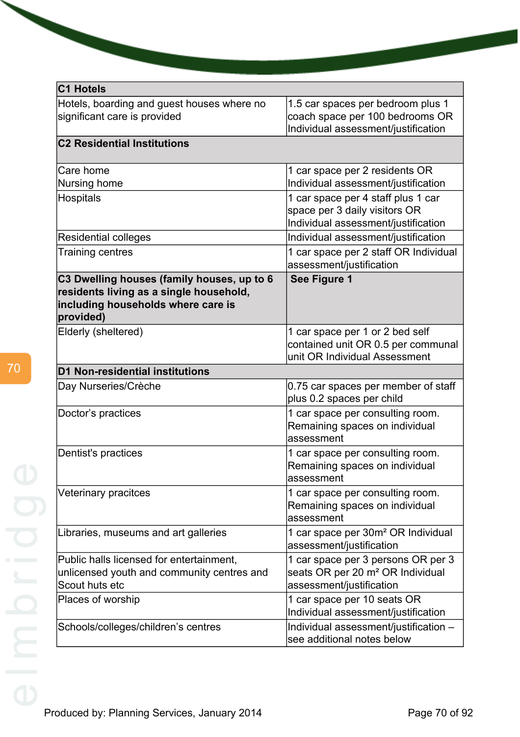| C1 Hotels | |
|---|---|
| Hotels, boarding and guest houses where no significant care is provided | 1.5 car spaces per bedroom plus 1 coach space per 100 bedrooms OR Individual assessment/justification |
| **C2 Residential Institutions** | |
| Care home<br>Nursing home | 1 car space per 2 residents OR Individual assessment/justification |
| Hospitals | 1 car space per 4 staff plus 1 car space per 3 daily visitors OR Individual assessment/justification |
| Residential colleges | Individual assessment/justification |
| Training centres | 1 car space per 2 staff OR Individual assessment/justification |
| **C3 Dwelling houses (family houses, up to 6 residents living as a single household, including households where care is provided)** | **See Figure 1** |
| Elderly (sheltered) | 1 car space per 1 or 2 bed self contained unit OR 0.5 per communal unit OR Individual Assessment |
| **D1 Non-residential institutions** | |
| Day Nurseries/Crèche | 0.75 car spaces per member of staff plus 0.2 spaces per child |
| Doctor's practices | 1 car space per consulting room. Remaining spaces on individual assessment |
| Dentist's practices | 1 car space per consulting room. Remaining spaces on individual assessment |
| Veterinary pracitces | 1 car space per consulting room. Remaining spaces on individual assessment |
| Libraries, museums and art galleries | 1 car space per 30m² OR Individual assessment/justification |
| Public halls licensed for entertainment, unlicensed youth and community centres and Scout huts etc | 1 car space per 3 persons OR per 3 seats OR per 20 m² OR Individual assessment/justification |
| Places of worship | 1 car space per 10 seats OR Individual assessment/justification |
| Schools/colleges/children's centres | Individual assessment/justification – see additional notes below |

Produced by: Planning Services, January 2014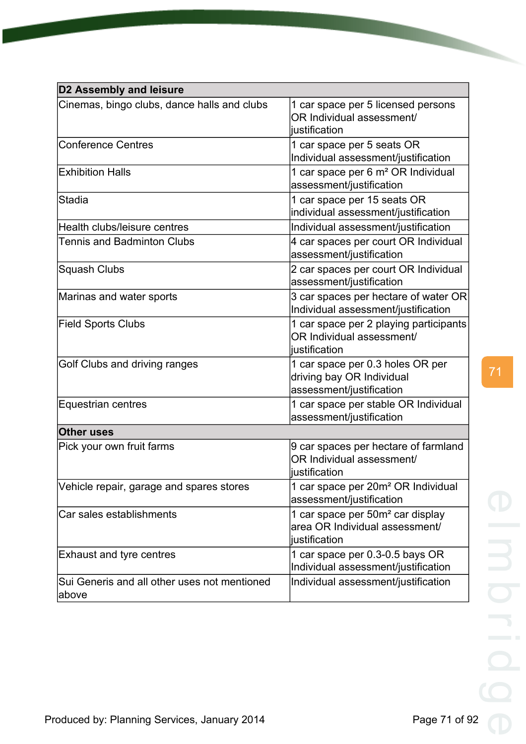| D2 Assembly and leisure | |
|---|---|
| Cinemas, bingo clubs, dance halls and clubs | 1 car space per 5 licensed persons OR Individual assessment/ justification |
| Conference Centres | 1 car space per 5 seats OR Individual assessment/justification |
| Exhibition Halls | 1 car space per 6 m² OR Individual assessment/justification |
| Stadia | 1 car space per 15 seats OR individual assessment/justification |
| Health clubs/leisure centres | Individual assessment/justification |
| Tennis and Badminton Clubs | 4 car spaces per court OR Individual assessment/justification |
| Squash Clubs | 2 car spaces per court OR Individual assessment/justification |
| Marinas and water sports | 3 car spaces per hectare of water OR Individual assessment/justification |
| Field Sports Clubs | 1 car space per 2 playing participants OR Individual assessment/ justification |
| Golf Clubs and driving ranges | 1 car space per 0.3 holes OR per driving bay OR Individual assessment/justification |
| Equestrian centres | 1 car space per stable OR Individual assessment/justification |
| **Other uses** | |
| Pick your own fruit farms | 9 car spaces per hectare of farmland OR Individual assessment/ justification |
| Vehicle repair, garage and spares stores | 1 car space per 20m² OR Individual assessment/justification |
| Car sales establishments | 1 car space per 50m² car display area OR Individual assessment/ justification |
| Exhaust and tyre centres | 1 car space per 0.3-0.5 bays OR Individual assessment/justification |
| Sui Generis and all other uses not mentioned above | Individual assessment/justification |

Produced by: Planning Services, January 2014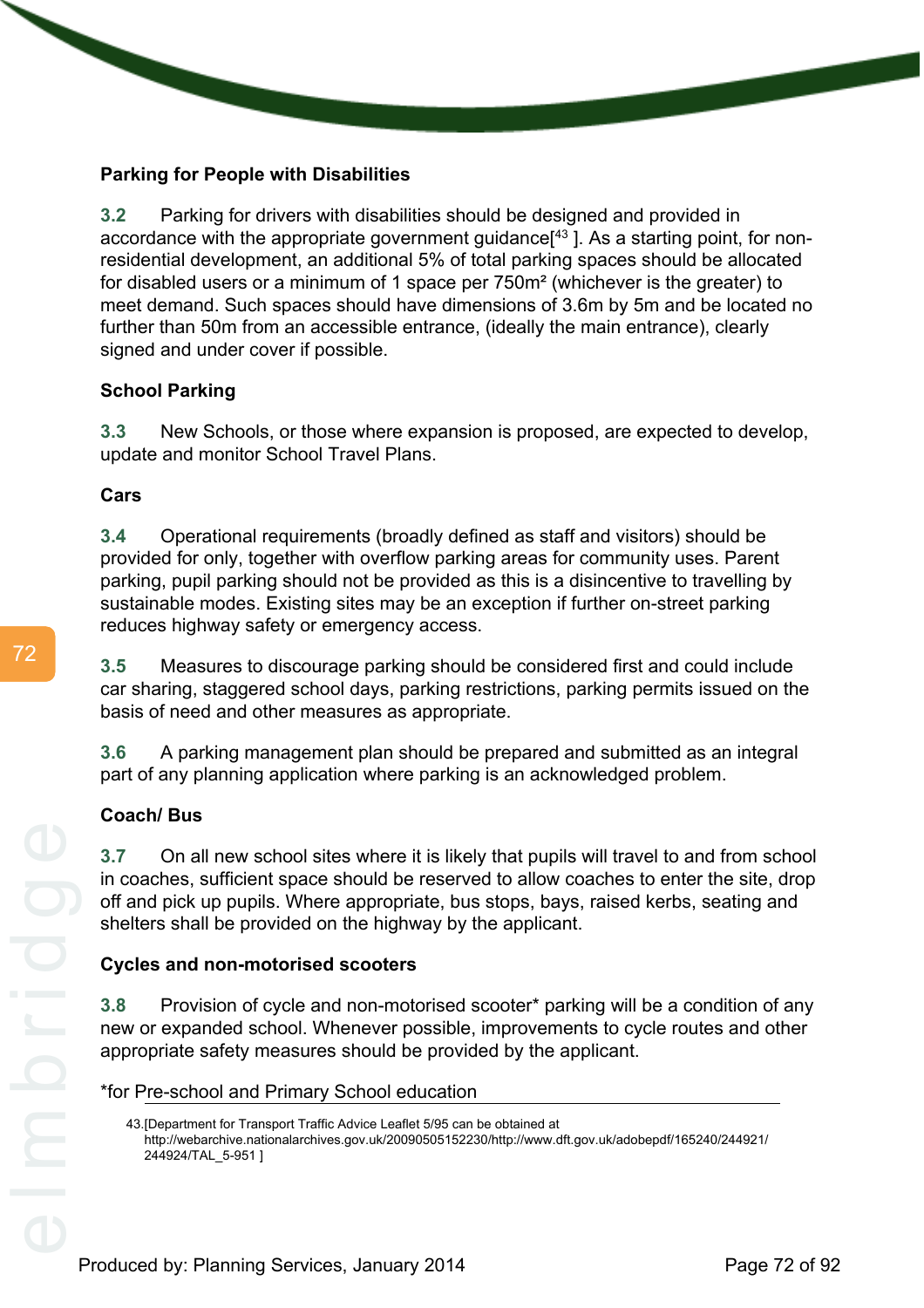**Parking for People with Disabilities**

**3.2** Parking for drivers with disabilities should be designed and provided in accordance with the appropriate government guidance[43 ]. As a starting point, for non-residential development, an additional 5% of total parking spaces should be allocated for disabled users or a minimum of 1 space per 750m² (whichever is the greater) to meet demand. Such spaces should have dimensions of 3.6m by 5m and be located no further than 50m from an accessible entrance, (ideally the main entrance), clearly signed and under cover if possible.

**School Parking**

**3.3** New Schools, or those where expansion is proposed, are expected to develop, update and monitor School Travel Plans.

**Cars**

**3.4** Operational requirements (broadly defined as staff and visitors) should be provided for only, together with overflow parking areas for community uses. Parent parking, pupil parking should not be provided as this is a disincentive to travelling by sustainable modes. Existing sites may be an exception if further on-street parking reduces highway safety or emergency access.

**3.5** Measures to discourage parking should be considered first and could include car sharing, staggered school days, parking restrictions, parking permits issued on the basis of need and other measures as appropriate.

**3.6** A parking management plan should be prepared and submitted as an integral part of any planning application where parking is an acknowledged problem.

**Coach/ Bus**

**3.7** On all new school sites where it is likely that pupils will travel to and from school in coaches, sufficient space should be reserved to allow coaches to enter the site, drop off and pick up pupils. Where appropriate, bus stops, bays, raised kerbs, seating and shelters shall be provided on the highway by the applicant.

**Cycles and non-motorised scooters**

**3.8** Provision of cycle and non-motorised scooter* parking will be a condition of any new or expanded school. Whenever possible, improvements to cycle routes and other appropriate safety measures should be provided by the applicant.

*for Pre-school and Primary School education

43.[Department for Transport Traffic Advice Leaflet 5/95 can be obtained at http://webarchive.nationalarchives.gov.uk/20090505152230/http://www.dft.gov.uk/adobepdf/165240/244921/244924/TAL_5-951 ]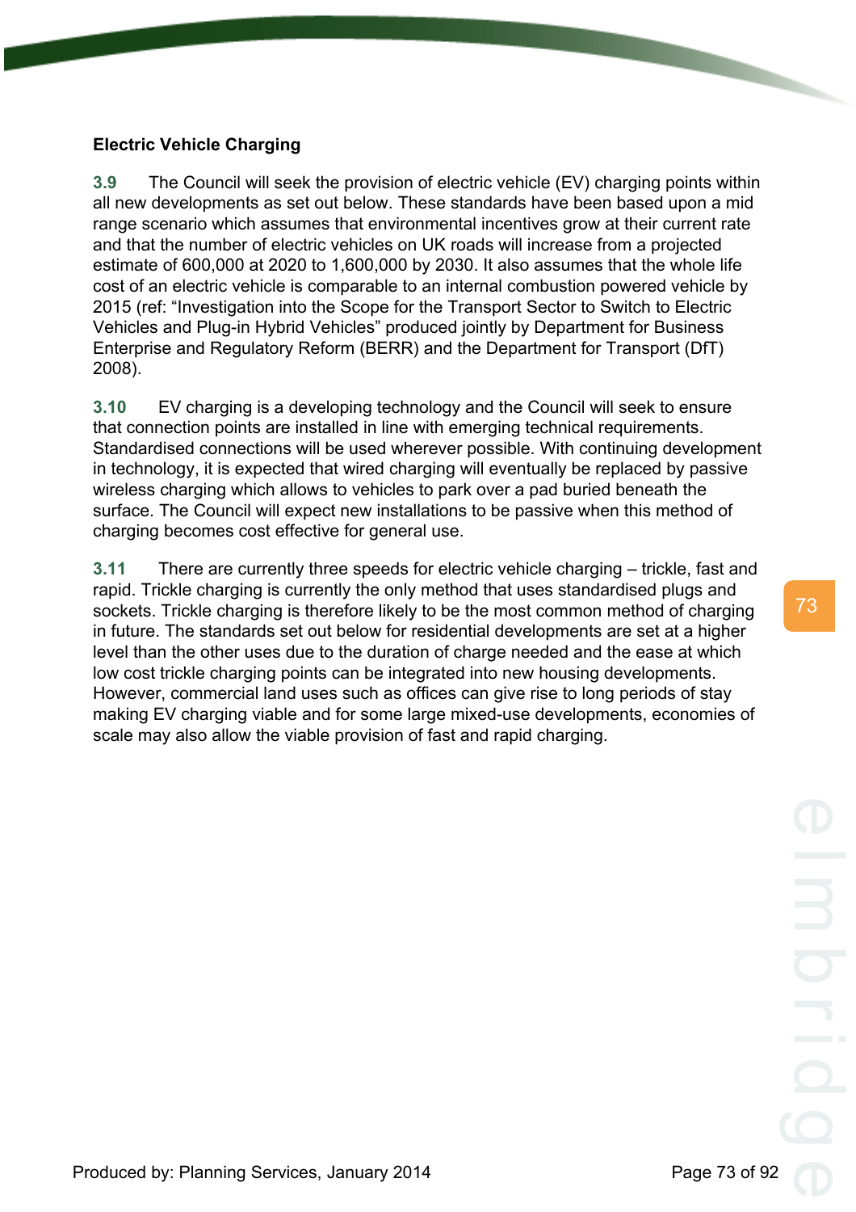**Electric Vehicle Charging**

**3.9** The Council will seek the provision of electric vehicle (EV) charging points within all new developments as set out below. These standards have been based upon a mid range scenario which assumes that environmental incentives grow at their current rate and that the number of electric vehicles on UK roads will increase from a projected estimate of 600,000 at 2020 to 1,600,000 by 2030. It also assumes that the whole life cost of an electric vehicle is comparable to an internal combustion powered vehicle by 2015 (ref: "Investigation into the Scope for the Transport Sector to Switch to Electric Vehicles and Plug-in Hybrid Vehicles" produced jointly by Department for Business Enterprise and Regulatory Reform (BERR) and the Department for Transport (DfT) 2008).

**3.10** EV charging is a developing technology and the Council will seek to ensure that connection points are installed in line with emerging technical requirements. Standardised connections will be used wherever possible. With continuing development in technology, it is expected that wired charging will eventually be replaced by passive wireless charging which allows to vehicles to park over a pad buried beneath the surface. The Council will expect new installations to be passive when this method of charging becomes cost effective for general use.

**3.11** There are currently three speeds for electric vehicle charging – trickle, fast and rapid. Trickle charging is currently the only method that uses standardised plugs and sockets. Trickle charging is therefore likely to be the most common method of charging in future. The standards set out below for residential developments are set at a higher level than the other uses due to the duration of charge needed and the ease at which low cost trickle charging points can be integrated into new housing developments. However, commercial land uses such as offices can give rise to long periods of stay making EV charging viable and for some large mixed-use developments, economies of scale may also allow the viable provision of fast and rapid charging.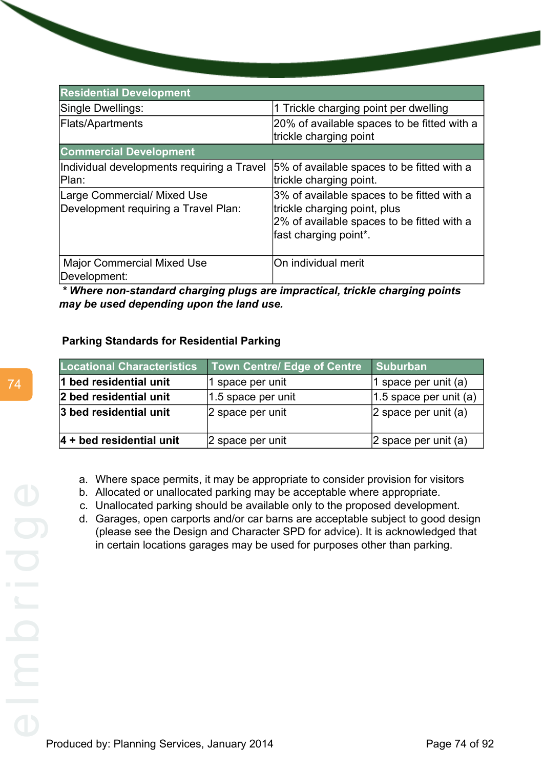| Residential Development | |
|---|---|
| Single Dwellings: | 1 Trickle charging point per dwelling |
| Flats/Apartments | 20% of available spaces to be fitted with a trickle charging point |
| **Commercial Development** | |
| Individual developments requiring a Travel Plan: | 5% of available spaces to be fitted with a trickle charging point. |
| Large Commercial/ Mixed Use Development requiring a Travel Plan: | 3% of available spaces to be fitted with a trickle charging point, plus 2% of available spaces to be fitted with a fast charging point*. |
| Major Commercial Mixed Use Development: | On individual merit |

***\* Where non-standard charging plugs are impractical, trickle charging points may be used depending upon the land use.***

**Parking Standards for Residential Parking**

| Locational Characteristics | Town Centre/ Edge of Centre | Suburban |
|---|---|---|
| **1 bed residential unit** | 1 space per unit | 1 space per unit (a) |
| **2 bed residential unit** | 1.5 space per unit | 1.5 space per unit (a) |
| **3 bed residential unit** | 2 space per unit | 2 space per unit (a) |
| **4 + bed residential unit** | 2 space per unit | 2 space per unit (a) |

a. Where space permits, it may be appropriate to consider provision for visitors
b. Allocated or unallocated parking may be acceptable where appropriate.
c. Unallocated parking should be available only to the proposed development.
d. Garages, open carports and/or car barns are acceptable subject to good design (please see the Design and Character SPD for advice). It is acknowledged that in certain locations garages may be used for purposes other than parking.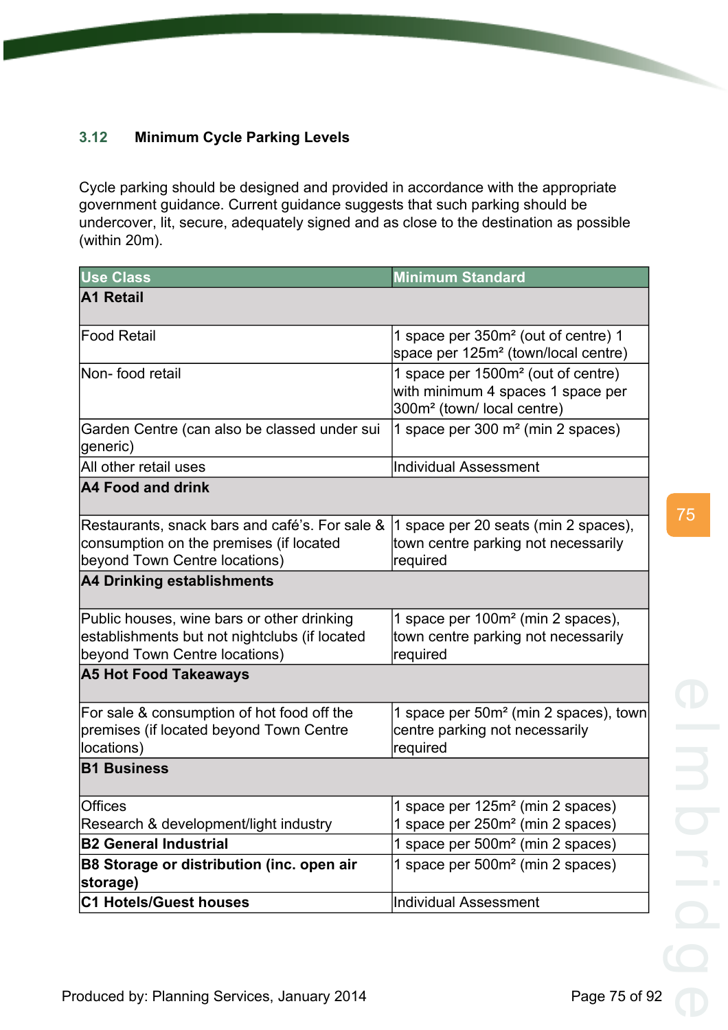### 3.12 Minimum Cycle Parking Levels

Cycle parking should be designed and provided in accordance with the appropriate government guidance. Current guidance suggests that such parking should be undercover, lit, secure, adequately signed and as close to the destination as possible (within 20m).

| Use Class | Minimum Standard |
|---|---|
| **A1 Retail** | |
| Food Retail | 1 space per 350m² (out of centre) 1 space per 125m² (town/local centre) |
| Non- food retail | 1 space per 1500m² (out of centre) with minimum 4 spaces 1 space per 300m² (town/ local centre) |
| Garden Centre (can also be classed under sui generic) | 1 space per 300 m² (min 2 spaces) |
| All other retail uses | Individual Assessment |
| **A4 Food and drink** | |
| Restaurants, snack bars and café's. For sale & consumption on the premises (if located beyond Town Centre locations) | 1 space per 20 seats (min 2 spaces), town centre parking not necessarily required |
| **A4 Drinking establishments** | |
| Public houses, wine bars or other drinking establishments but not nightclubs (if located beyond Town Centre locations) | 1 space per 100m² (min 2 spaces), town centre parking not necessarily required |
| **A5 Hot Food Takeaways** | |
| For sale & consumption of hot food off the premises (if located beyond Town Centre locations) | 1 space per 50m² (min 2 spaces), town centre parking not necessarily required |
| **B1 Business** | |
| Offices<br>Research & development/light industry | 1 space per 125m² (min 2 spaces)<br>1 space per 250m² (min 2 spaces) |
| **B2 General Industrial** | 1 space per 500m² (min 2 spaces) |
| **B8 Storage or distribution (inc. open air storage)** | 1 space per 500m² (min 2 spaces) |
| **C1 Hotels/Guest houses** | Individual Assessment |

Produced by: Planning Services, January 2014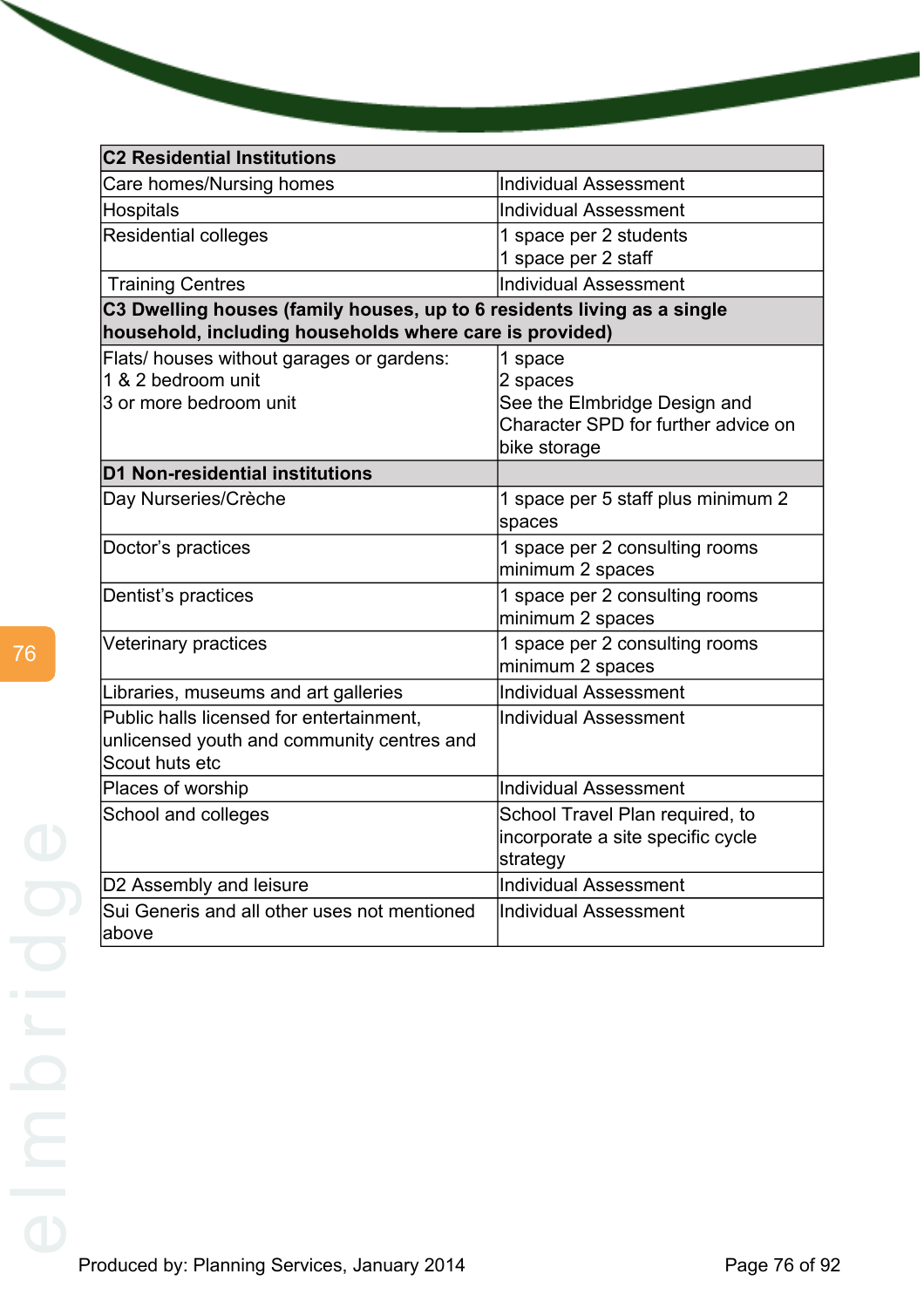| C2 Residential Institutions | |
|---|---|
| Care homes/Nursing homes | Individual Assessment |
| Hospitals | Individual Assessment |
| Residential colleges | 1 space per 2 students<br>1 space per 2 staff |
| Training Centres | Individual Assessment |
| **C3 Dwelling houses (family houses, up to 6 residents living as a single household, including households where care is provided)** | |
| Flats/ houses without garages or gardens:<br>1 & 2 bedroom unit<br>3 or more bedroom unit | 1 space<br>2 spaces<br>See the Elmbridge Design and Character SPD for further advice on bike storage |
| **D1 Non-residential institutions** | |
| Day Nurseries/Crèche | 1 space per 5 staff plus minimum 2 spaces |
| Doctor's practices | 1 space per 2 consulting rooms minimum 2 spaces |
| Dentist's practices | 1 space per 2 consulting rooms minimum 2 spaces |
| Veterinary practices | 1 space per 2 consulting rooms minimum 2 spaces |
| Libraries, museums and art galleries | Individual Assessment |
| Public halls licensed for entertainment, unlicensed youth and community centres and Scout huts etc | Individual Assessment |
| Places of worship | Individual Assessment |
| School and colleges | School Travel Plan required, to incorporate a site specific cycle strategy |
| D2 Assembly and leisure | Individual Assessment |
| Sui Generis and all other uses not mentioned above | Individual Assessment |

Produced by: Planning Services, January 2014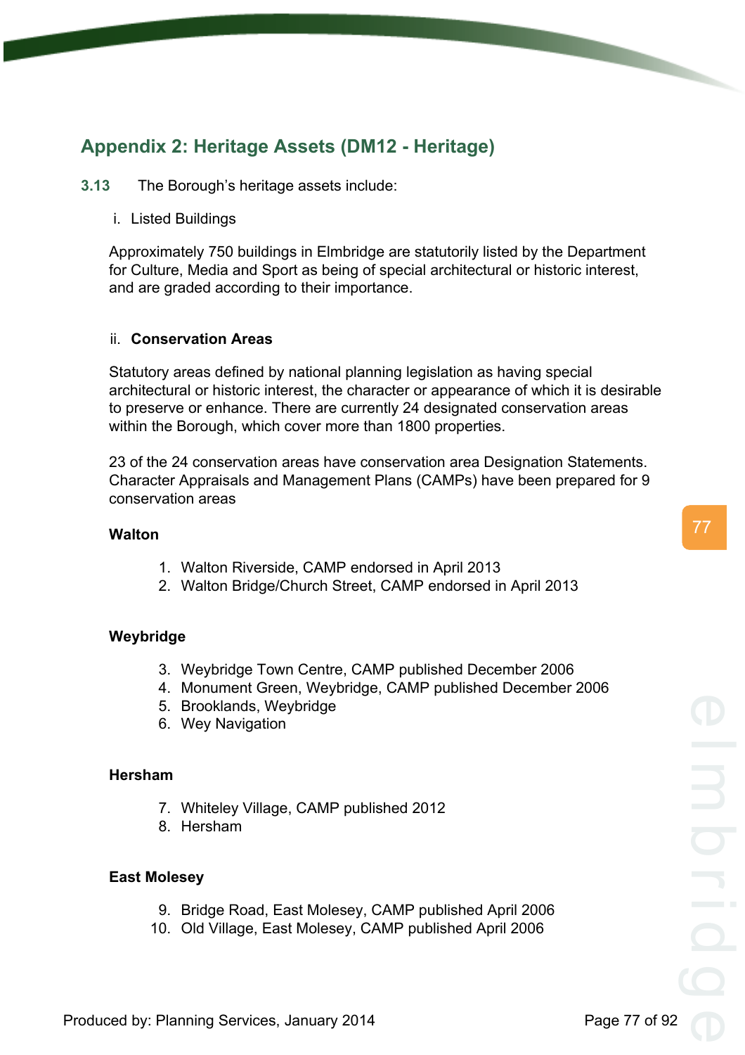## Appendix 2: Heritage Assets (DM12 - Heritage)

**3.13** The Borough's heritage assets include:

i. Listed Buildings

Approximately 750 buildings in Elmbridge are statutorily listed by the Department for Culture, Media and Sport as being of special architectural or historic interest, and are graded according to their importance.

ii. **Conservation Areas**

Statutory areas defined by national planning legislation as having special architectural or historic interest, the character or appearance of which it is desirable to preserve or enhance. There are currently 24 designated conservation areas within the Borough, which cover more than 1800 properties.

23 of the 24 conservation areas have conservation area Designation Statements. Character Appraisals and Management Plans (CAMPs) have been prepared for 9 conservation areas

**Walton**

1. Walton Riverside, CAMP endorsed in April 2013
2. Walton Bridge/Church Street, CAMP endorsed in April 2013

**Weybridge**

3. Weybridge Town Centre, CAMP published December 2006
4. Monument Green, Weybridge, CAMP published December 2006
5. Brooklands, Weybridge
6. Wey Navigation

**Hersham**

7. Whiteley Village, CAMP published 2012
8. Hersham

**East Molesey**

9. Bridge Road, East Molesey, CAMP published April 2006
10. Old Village, East Molesey, CAMP published April 2006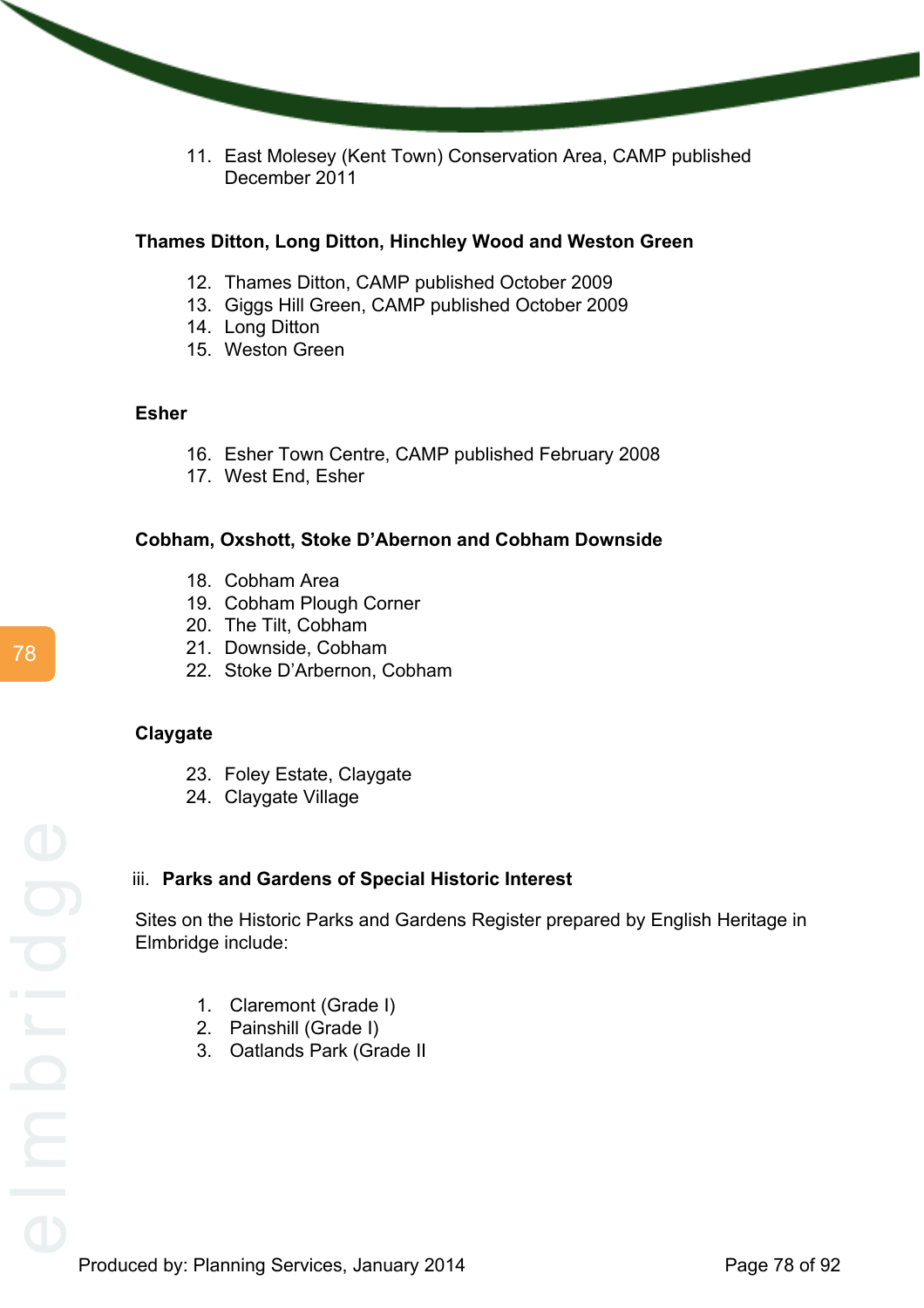11. East Molesey (Kent Town) Conservation Area, CAMP published December 2011

**Thames Ditton, Long Ditton, Hinchley Wood and Weston Green**

12. Thames Ditton, CAMP published October 2009
13. Giggs Hill Green, CAMP published October 2009
14. Long Ditton
15. Weston Green

**Esher**

16. Esher Town Centre, CAMP published February 2008
17. West End, Esher

**Cobham, Oxshott, Stoke D'Abernon and Cobham Downside**

18. Cobham Area
19. Cobham Plough Corner
20. The Tilt, Cobham
21. Downside, Cobham
22. Stoke D'Arbernon, Cobham

**Claygate**

23. Foley Estate, Claygate
24. Claygate Village

iii. **Parks and Gardens of Special Historic Interest**

Sites on the Historic Parks and Gardens Register prepared by English Heritage in Elmbridge include:

1. Claremont (Grade I)
2. Painshill (Grade I)
3. Oatlands Park (Grade II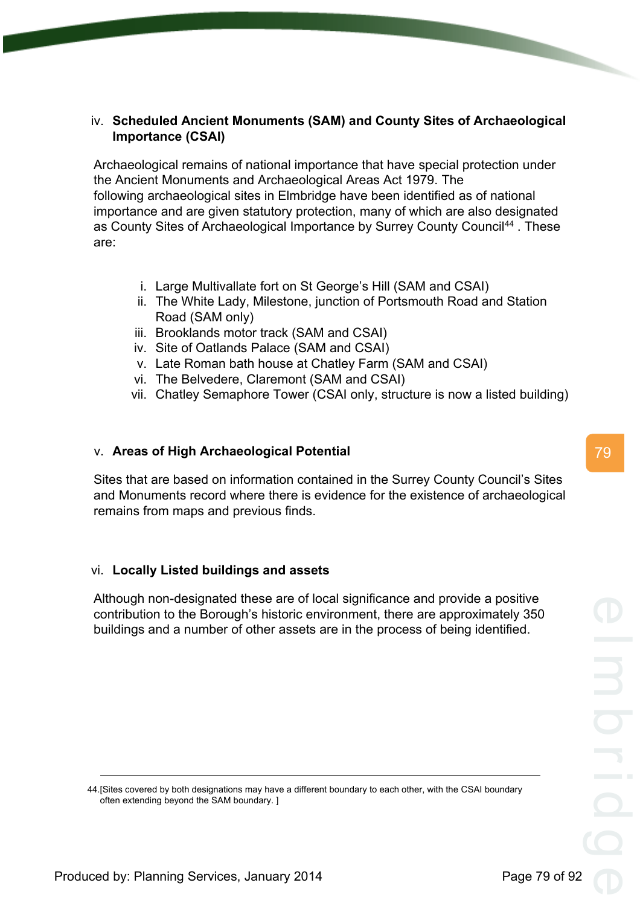iv. **Scheduled Ancient Monuments (SAM) and County Sites of Archaeological Importance (CSAI)**

Archaeological remains of national importance that have special protection under the Ancient Monuments and Archaeological Areas Act 1979. The following archaeological sites in Elmbridge have been identified as of national importance and are given statutory protection, many of which are also designated as County Sites of Archaeological Importance by Surrey County Council[44] . These are:

i. Large Multivallate fort on St George's Hill (SAM and CSAI)
ii. The White Lady, Milestone, junction of Portsmouth Road and Station Road (SAM only)
iii. Brooklands motor track (SAM and CSAI)
iv. Site of Oatlands Palace (SAM and CSAI)
v. Late Roman bath house at Chatley Farm (SAM and CSAI)
vi. The Belvedere, Claremont (SAM and CSAI)
vii. Chatley Semaphore Tower (CSAI only, structure is now a listed building)

v. **Areas of High Archaeological Potential**

Sites that are based on information contained in the Surrey County Council's Sites and Monuments record where there is evidence for the existence of archaeological remains from maps and previous finds.

vi. **Locally Listed buildings and assets**

Although non-designated these are of local significance and provide a positive contribution to the Borough's historic environment, there are approximately 350 buildings and a number of other assets are in the process of being identified.

---

44.[Sites covered by both designations may have a different boundary to each other, with the CSAI boundary often extending beyond the SAM boundary. ]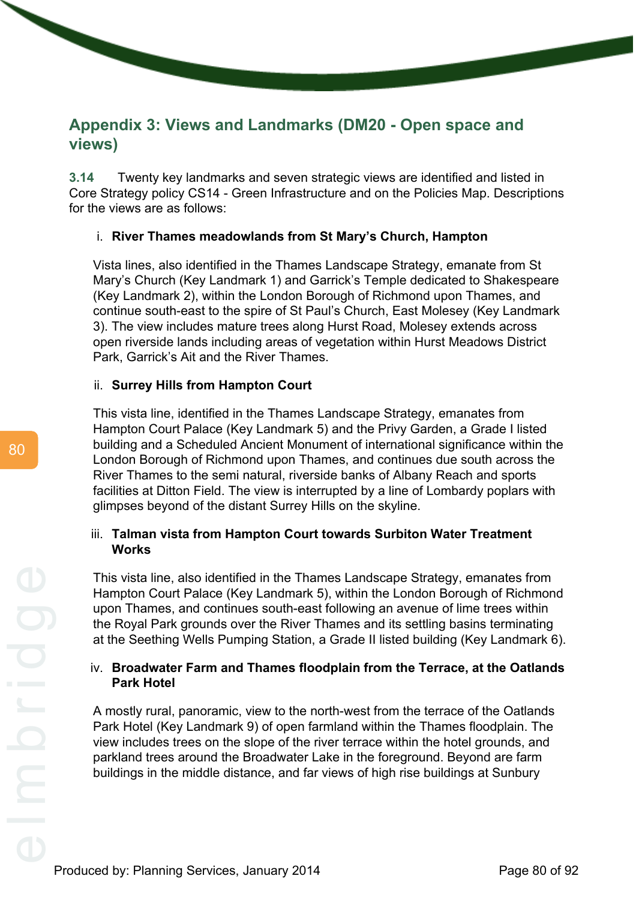## Appendix 3: Views and Landmarks (DM20 - Open space and views)

**3.14** Twenty key landmarks and seven strategic views are identified and listed in Core Strategy policy CS14 - Green Infrastructure and on the Policies Map. Descriptions for the views are as follows:

i. **River Thames meadowlands from St Mary's Church, Hampton**

Vista lines, also identified in the Thames Landscape Strategy, emanate from St Mary's Church (Key Landmark 1) and Garrick's Temple dedicated to Shakespeare (Key Landmark 2), within the London Borough of Richmond upon Thames, and continue south-east to the spire of St Paul's Church, East Molesey (Key Landmark 3). The view includes mature trees along Hurst Road, Molesey extends across open riverside lands including areas of vegetation within Hurst Meadows District Park, Garrick's Ait and the River Thames.

ii. **Surrey Hills from Hampton Court**

This vista line, identified in the Thames Landscape Strategy, emanates from Hampton Court Palace (Key Landmark 5) and the Privy Garden, a Grade I listed building and a Scheduled Ancient Monument of international significance within the London Borough of Richmond upon Thames, and continues due south across the River Thames to the semi natural, riverside banks of Albany Reach and sports facilities at Ditton Field. The view is interrupted by a line of Lombardy poplars with glimpses beyond of the distant Surrey Hills on the skyline.

iii. **Talman vista from Hampton Court towards Surbiton Water Treatment Works**

This vista line, also identified in the Thames Landscape Strategy, emanates from Hampton Court Palace (Key Landmark 5), within the London Borough of Richmond upon Thames, and continues south-east following an avenue of lime trees within the Royal Park grounds over the River Thames and its settling basins terminating at the Seething Wells Pumping Station, a Grade II listed building (Key Landmark 6).

iv. **Broadwater Farm and Thames floodplain from the Terrace, at the Oatlands Park Hotel**

A mostly rural, panoramic, view to the north-west from the terrace of the Oatlands Park Hotel (Key Landmark 9) of open farmland within the Thames floodplain. The view includes trees on the slope of the river terrace within the hotel grounds, and parkland trees around the Broadwater Lake in the foreground. Beyond are farm buildings in the middle distance, and far views of high rise buildings at Sunbury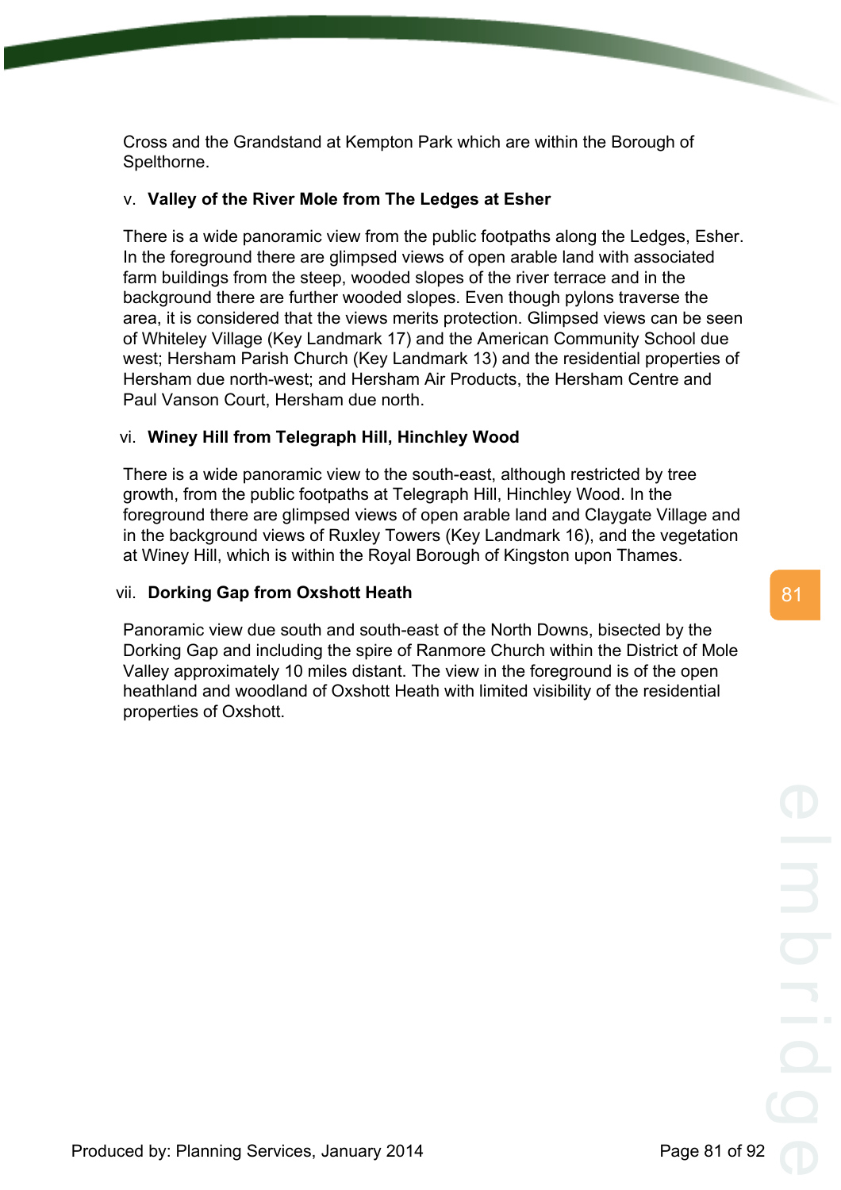Cross and the Grandstand at Kempton Park which are within the Borough of Spelthorne.

v. **Valley of the River Mole from The Ledges at Esher**

There is a wide panoramic view from the public footpaths along the Ledges, Esher. In the foreground there are glimpsed views of open arable land with associated farm buildings from the steep, wooded slopes of the river terrace and in the background there are further wooded slopes. Even though pylons traverse the area, it is considered that the views merits protection. Glimpsed views can be seen of Whiteley Village (Key Landmark 17) and the American Community School due west; Hersham Parish Church (Key Landmark 13) and the residential properties of Hersham due north-west; and Hersham Air Products, the Hersham Centre and Paul Vanson Court, Hersham due north.

vi. **Winey Hill from Telegraph Hill, Hinchley Wood**

There is a wide panoramic view to the south-east, although restricted by tree growth, from the public footpaths at Telegraph Hill, Hinchley Wood. In the foreground there are glimpsed views of open arable land and Claygate Village and in the background views of Ruxley Towers (Key Landmark 16), and the vegetation at Winey Hill, which is within the Royal Borough of Kingston upon Thames.

vii. **Dorking Gap from Oxshott Heath**

Panoramic view due south and south-east of the North Downs, bisected by the Dorking Gap and including the spire of Ranmore Church within the District of Mole Valley approximately 10 miles distant. The view in the foreground is of the open heathland and woodland of Oxshott Heath with limited visibility of the residential properties of Oxshott.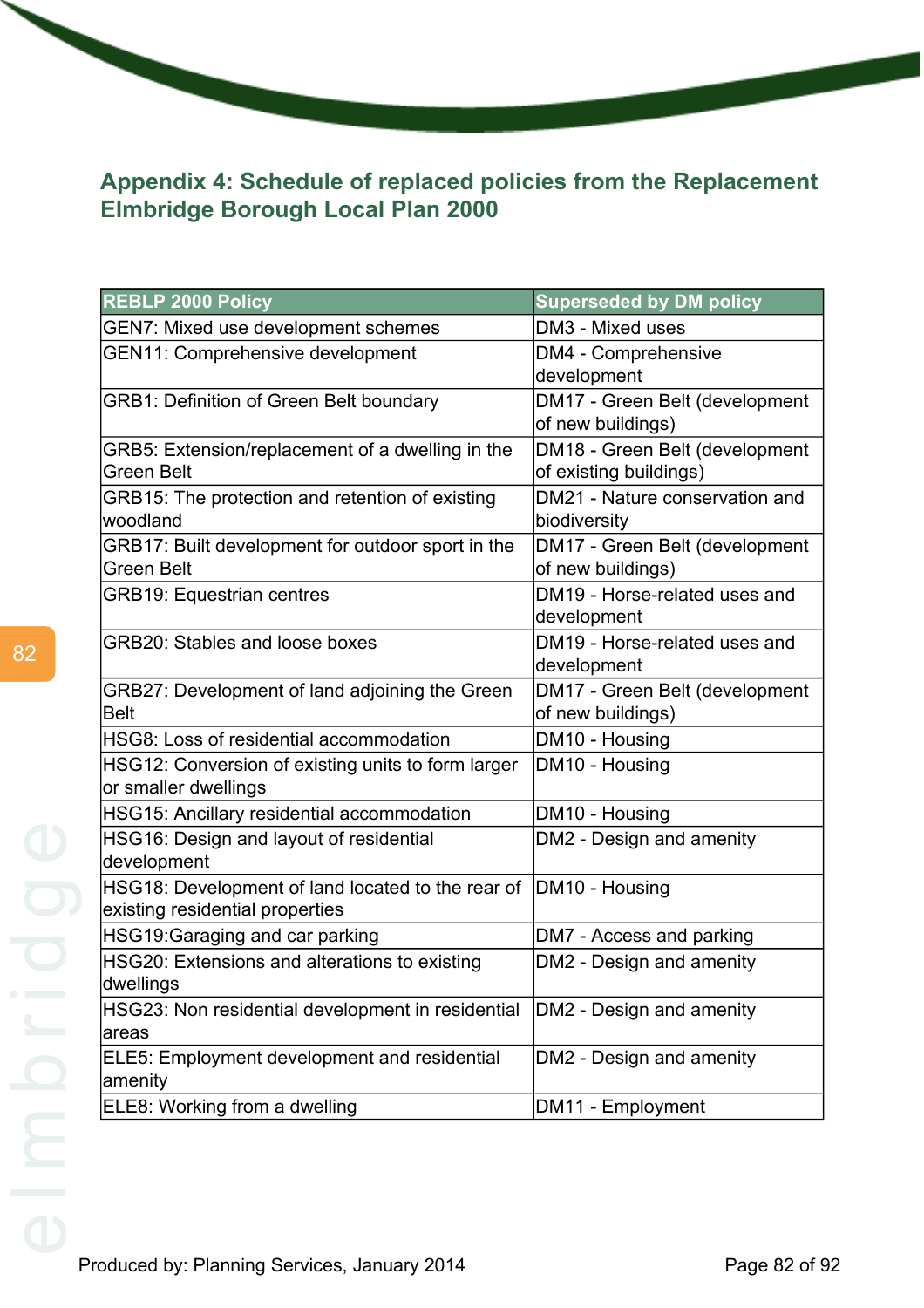## Appendix 4: Schedule of replaced policies from the Replacement Elmbridge Borough Local Plan 2000

| REBLP 2000 Policy | Superseded by DM policy |
|---|---|
| GEN7: Mixed use development schemes | DM3 - Mixed uses |
| GEN11: Comprehensive development | DM4 - Comprehensive development |
| GRB1: Definition of Green Belt boundary | DM17 - Green Belt (development of new buildings) |
| GRB5: Extension/replacement of a dwelling in the Green Belt | DM18 - Green Belt (development of existing buildings) |
| GRB15: The protection and retention of existing woodland | DM21 - Nature conservation and biodiversity |
| GRB17: Built development for outdoor sport in the Green Belt | DM17 - Green Belt (development of new buildings) |
| GRB19: Equestrian centres | DM19 - Horse-related uses and development |
| GRB20: Stables and loose boxes | DM19 - Horse-related uses and development |
| GRB27: Development of land adjoining the Green Belt | DM17 - Green Belt (development of new buildings) |
| HSG8: Loss of residential accommodation | DM10 - Housing |
| HSG12: Conversion of existing units to form larger or smaller dwellings | DM10 - Housing |
| HSG15: Ancillary residential accommodation | DM10 - Housing |
| HSG16: Design and layout of residential development | DM2 - Design and amenity |
| HSG18: Development of land located to the rear of existing residential properties | DM10 - Housing |
| HSG19:Garaging and car parking | DM7 - Access and parking |
| HSG20: Extensions and alterations to existing dwellings | DM2 - Design and amenity |
| HSG23: Non residential development in residential areas | DM2 - Design and amenity |
| ELE5: Employment development and residential amenity | DM2 - Design and amenity |
| ELE8: Working from a dwelling | DM11 - Employment |

Produced by: Planning Services, January 2014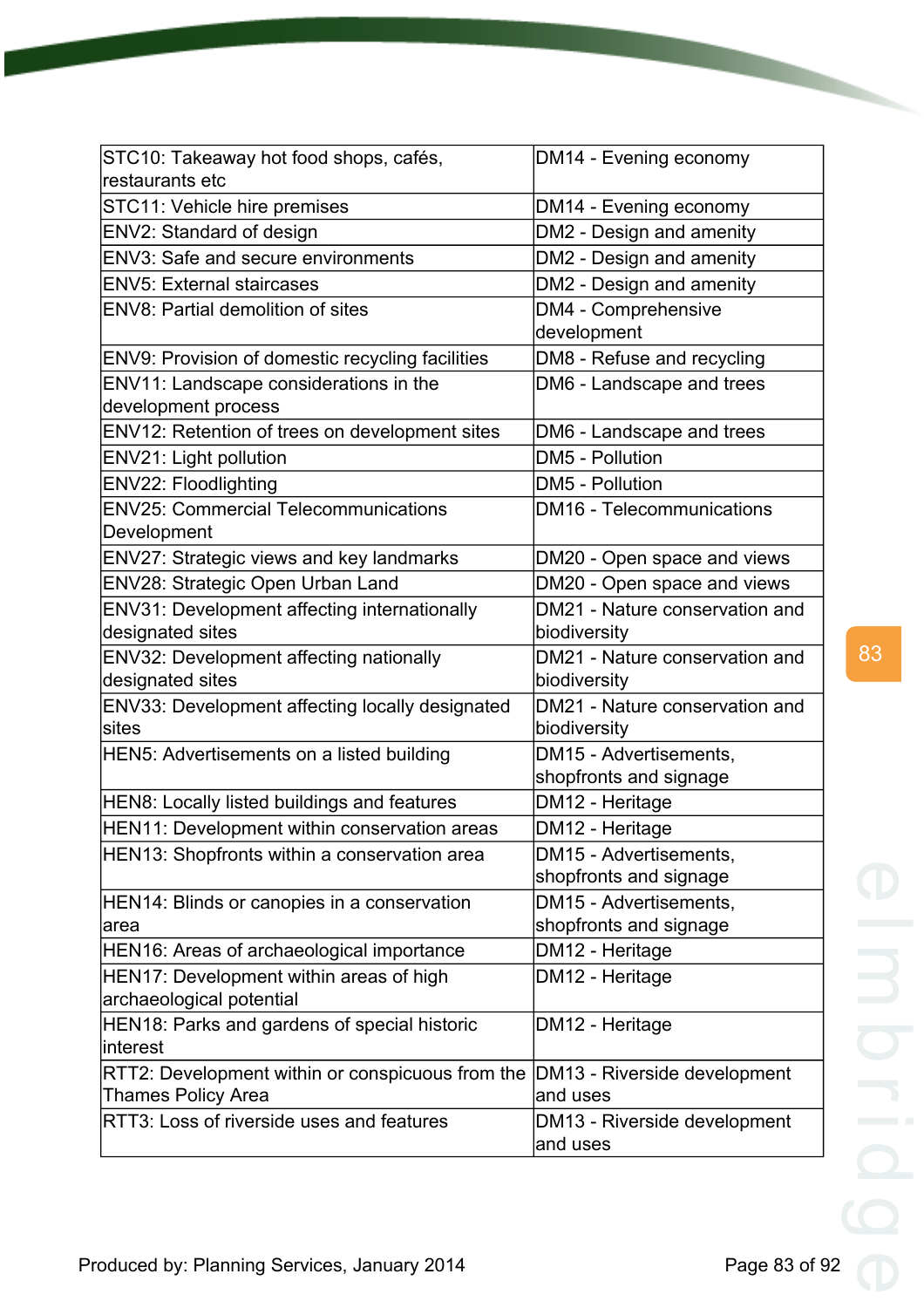| STC10: Takeaway hot food shops, cafés, restaurants etc | DM14 - Evening economy |
|---|---|
| STC11: Vehicle hire premises | DM14 - Evening economy |
| ENV2: Standard of design | DM2 - Design and amenity |
| ENV3: Safe and secure environments | DM2 - Design and amenity |
| ENV5: External staircases | DM2 - Design and amenity |
| ENV8: Partial demolition of sites | DM4 - Comprehensive development |
| ENV9: Provision of domestic recycling facilities | DM8 - Refuse and recycling |
| ENV11: Landscape considerations in the development process | DM6 - Landscape and trees |
| ENV12: Retention of trees on development sites | DM6 - Landscape and trees |
| ENV21: Light pollution | DM5 - Pollution |
| ENV22: Floodlighting | DM5 - Pollution |
| ENV25: Commercial Telecommunications Development | DM16 - Telecommunications |
| ENV27: Strategic views and key landmarks | DM20 - Open space and views |
| ENV28: Strategic Open Urban Land | DM20 - Open space and views |
| ENV31: Development affecting internationally designated sites | DM21 - Nature conservation and biodiversity |
| ENV32: Development affecting nationally designated sites | DM21 - Nature conservation and biodiversity |
| ENV33: Development affecting locally designated sites | DM21 - Nature conservation and biodiversity |
| HEN5: Advertisements on a listed building | DM15 - Advertisements, shopfronts and signage |
| HEN8: Locally listed buildings and features | DM12 - Heritage |
| HEN11: Development within conservation areas | DM12 - Heritage |
| HEN13: Shopfronts within a conservation area | DM15 - Advertisements, shopfronts and signage |
| HEN14: Blinds or canopies in a conservation area | DM15 - Advertisements, shopfronts and signage |
| HEN16: Areas of archaeological importance | DM12 - Heritage |
| HEN17: Development within areas of high archaeological potential | DM12 - Heritage |
| HEN18: Parks and gardens of special historic interest | DM12 - Heritage |
| RTT2: Development within or conspicuous from the Thames Policy Area | DM13 - Riverside development and uses |
| RTT3: Loss of riverside uses and features | DM13 - Riverside development and uses |

Produced by: Planning Services, January 2014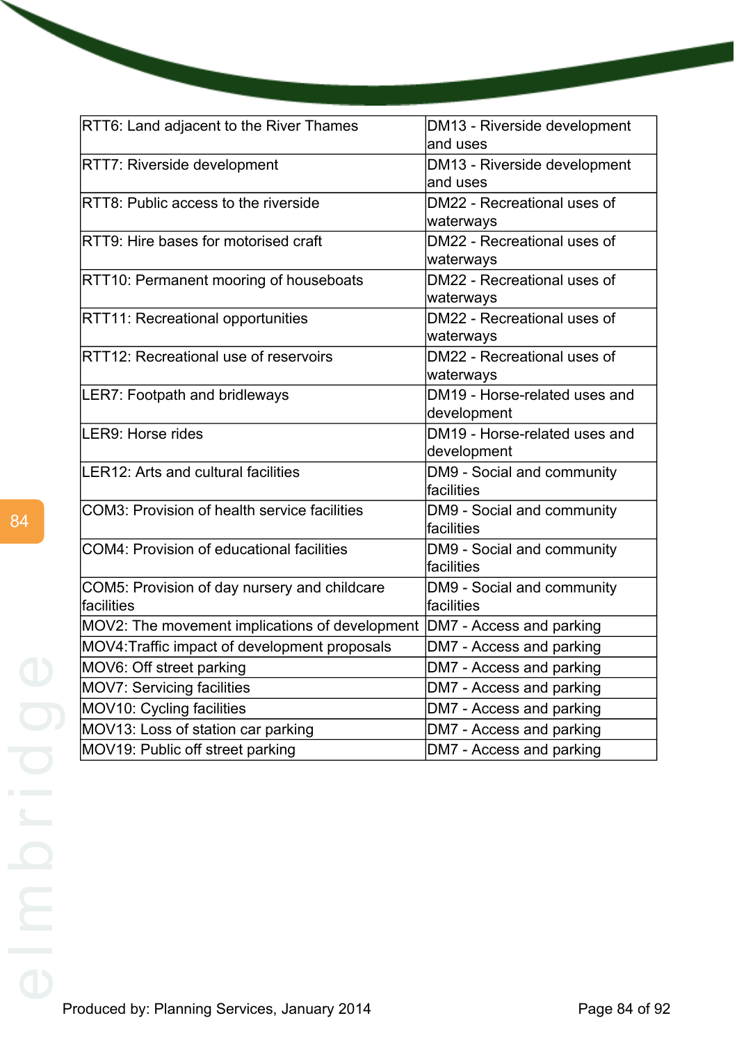| RTT6: Land adjacent to the River Thames | DM13 - Riverside development and uses |
|---|---|
| RTT7: Riverside development | DM13 - Riverside development and uses |
| RTT8: Public access to the riverside | DM22 - Recreational uses of waterways |
| RTT9: Hire bases for motorised craft | DM22 - Recreational uses of waterways |
| RTT10: Permanent mooring of houseboats | DM22 - Recreational uses of waterways |
| RTT11: Recreational opportunities | DM22 - Recreational uses of waterways |
| RTT12: Recreational use of reservoirs | DM22 - Recreational uses of waterways |
| LER7: Footpath and bridleways | DM19 - Horse-related uses and development |
| LER9: Horse rides | DM19 - Horse-related uses and development |
| LER12: Arts and cultural facilities | DM9 - Social and community facilities |
| COM3: Provision of health service facilities | DM9 - Social and community facilities |
| COM4: Provision of educational facilities | DM9 - Social and community facilities |
| COM5: Provision of day nursery and childcare facilities | DM9 - Social and community facilities |
| MOV2: The movement implications of development | DM7 - Access and parking |
| MOV4:Traffic impact of development proposals | DM7 - Access and parking |
| MOV6: Off street parking | DM7 - Access and parking |
| MOV7: Servicing facilities | DM7 - Access and parking |
| MOV10: Cycling facilities | DM7 - Access and parking |
| MOV13: Loss of station car parking | DM7 - Access and parking |
| MOV19: Public off street parking | DM7 - Access and parking |

Produced by: Planning Services, January 2014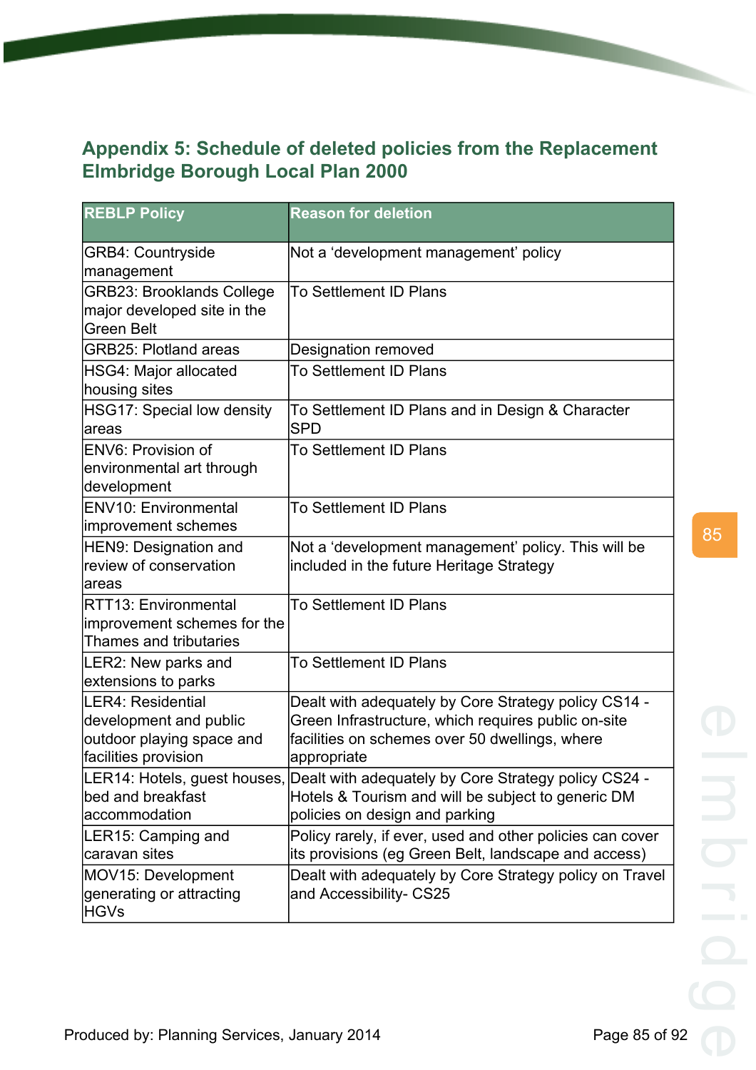## Appendix 5: Schedule of deleted policies from the Replacement Elmbridge Borough Local Plan 2000

| REBLP Policy | Reason for deletion |
|---|---|
| GRB4: Countryside management | Not a 'development management' policy |
| GRB23: Brooklands College major developed site in the Green Belt | To Settlement ID Plans |
| GRB25: Plotland areas | Designation removed |
| HSG4: Major allocated housing sites | To Settlement ID Plans |
| HSG17: Special low density areas | To Settlement ID Plans and in Design & Character SPD |
| ENV6: Provision of environmental art through development | To Settlement ID Plans |
| ENV10: Environmental improvement schemes | To Settlement ID Plans |
| HEN9: Designation and review of conservation areas | Not a 'development management' policy. This will be included in the future Heritage Strategy |
| RTT13: Environmental improvement schemes for the Thames and tributaries | To Settlement ID Plans |
| LER2: New parks and extensions to parks | To Settlement ID Plans |
| LER4: Residential development and public outdoor playing space and facilities provision | Dealt with adequately by Core Strategy policy CS14 - Green Infrastructure, which requires public on-site facilities on schemes over 50 dwellings, where appropriate |
| LER14: Hotels, guest houses, bed and breakfast accommodation | Dealt with adequately by Core Strategy policy CS24 - Hotels & Tourism and will be subject to generic DM policies on design and parking |
| LER15: Camping and caravan sites | Policy rarely, if ever, used and other policies can cover its provisions (eg Green Belt, landscape and access) |
| MOV15: Development generating or attracting HGVs | Dealt with adequately by Core Strategy policy on Travel and Accessibility- CS25 |

Produced by: Planning Services, January 2014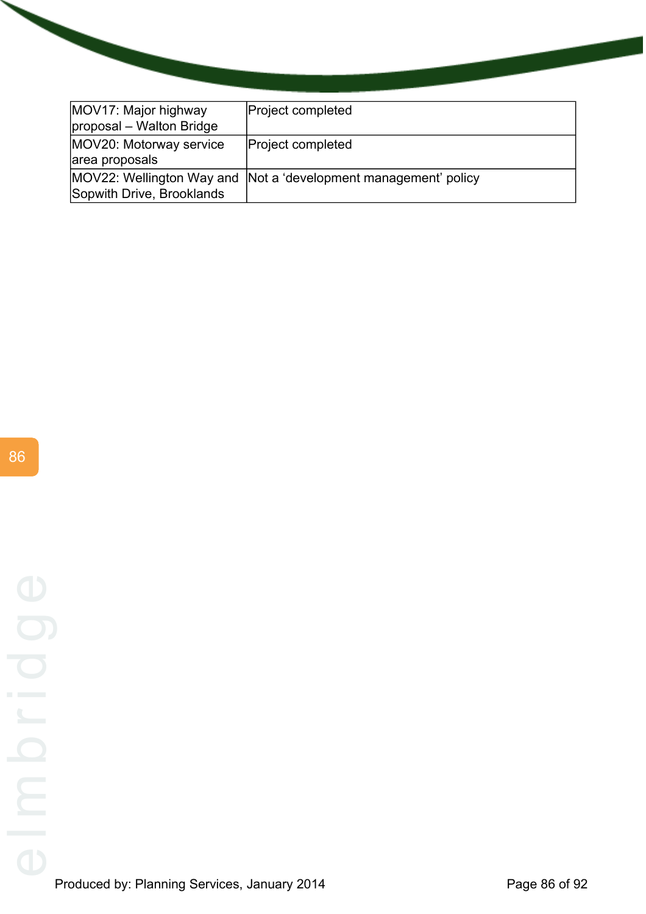| | |
|---|---|
| MOV17: Major highway proposal – Walton Bridge | Project completed |
| MOV20: Motorway service area proposals | Project completed |
| MOV22: Wellington Way and Sopwith Drive, Brooklands | Not a ‘development management’ policy |